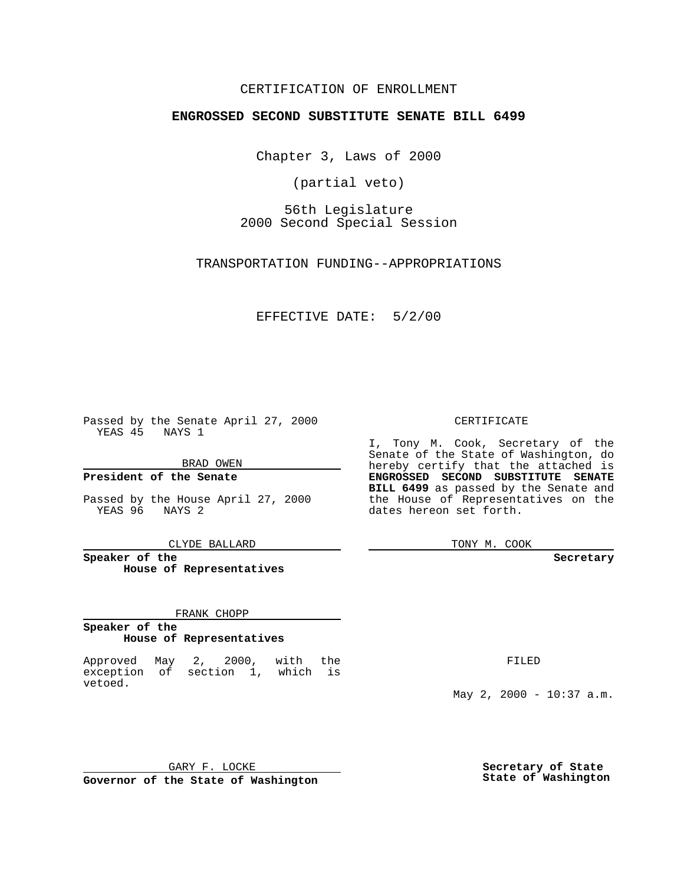CERTIFICATION OF ENROLLMENT

**ENGROSSED SECOND SUBSTITUTE SENATE BILL 6499**

Chapter 3, Laws of 2000

(partial veto)

56th Legislature
2000 Second Special Session

TRANSPORTATION FUNDING--APPROPRIATIONS

EFFECTIVE DATE: 5/2/00

Passed by the Senate April 27, 2000
YEAS 45 NAYS 1

BRAD OWEN

**President of the Senate**

Passed by the House April 27, 2000
YEAS 96 NAYS 2

CLYDE BALLARD

**Speaker of the House of Representatives**

FRANK CHOPP

**Speaker of the House of Representatives**

Approved May 2, 2000, with the exception of section 1, which is vetoed.

GARY F. LOCKE

**Governor of the State of Washington**

CERTIFICATE

I, Tony M. Cook, Secretary of the Senate of the State of Washington, do hereby certify that the attached is **ENGROSSED SECOND SUBSTITUTE SENATE BILL 6499** as passed by the Senate and the House of Representatives on the dates hereon set forth.

TONY M. COOK

**Secretary**

FILED

May 2, 2000 - 10:37 a.m.

**Secretary of State**
**State of Washington**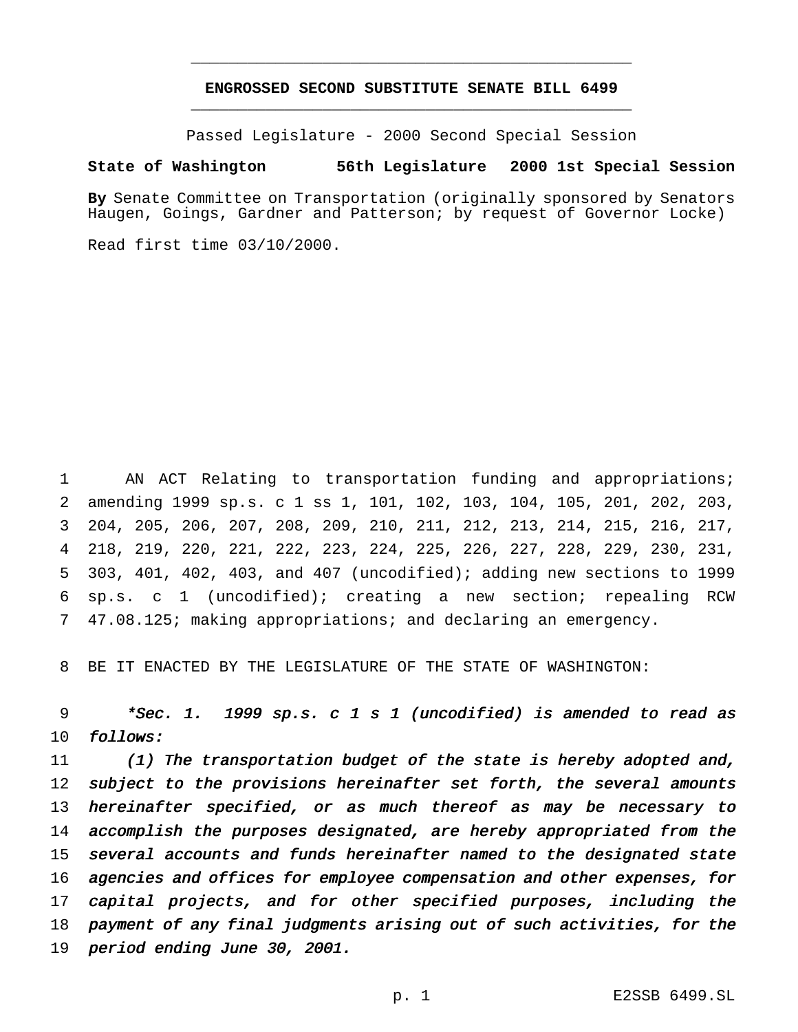**ENGROSSED SECOND SUBSTITUTE SENATE BILL 6499**

Passed Legislature - 2000 Second Special Session

**State of Washington 56th Legislature 2000 1st Special Session**

**By** Senate Committee on Transportation (originally sponsored by Senators Haugen, Goings, Gardner and Patterson; by request of Governor Locke)

Read first time 03/10/2000.

AN ACT Relating to transportation funding and appropriations; amending 1999 sp.s. c 1 ss 1, 101, 102, 103, 104, 105, 201, 202, 203, 204, 205, 206, 207, 208, 209, 210, 211, 212, 213, 214, 215, 216, 217, 218, 219, 220, 221, 222, 223, 224, 225, 226, 227, 228, 229, 230, 231, 303, 401, 402, 403, and 407 (uncodified); adding new sections to 1999 sp.s. c 1 (uncodified); creating a new section; repealing RCW 47.08.125; making appropriations; and declaring an emergency.

BE IT ENACTED BY THE LEGISLATURE OF THE STATE OF WASHINGTON:

*\*Sec. 1. 1999 sp.s. c 1 s 1 (uncodified) is amended to read as follows:*

*(1) The transportation budget of the state is hereby adopted and, subject to the provisions hereinafter set forth, the several amounts hereinafter specified, or as much thereof as may be necessary to accomplish the purposes designated, are hereby appropriated from the several accounts and funds hereinafter named to the designated state agencies and offices for employee compensation and other expenses, for capital projects, and for other specified purposes, including the payment of any final judgments arising out of such activities, for the period ending June 30, 2001.*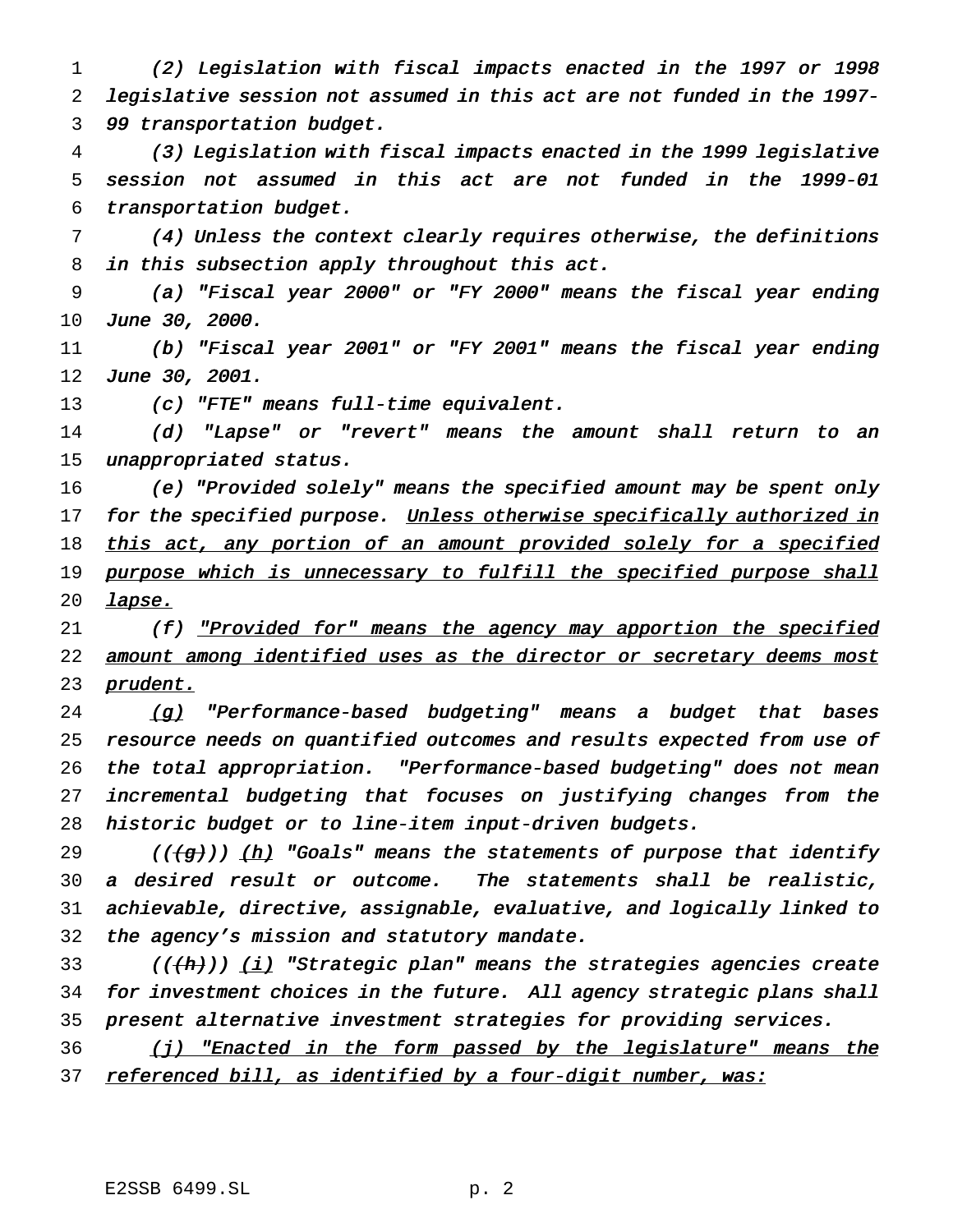*(2) Legislation with fiscal impacts enacted in the 1997 or 1998 legislative session not assumed in this act are not funded in the 1997-99 transportation budget.*

*(3) Legislation with fiscal impacts enacted in the 1999 legislative session not assumed in this act are not funded in the 1999-01 transportation budget.*

*(4) Unless the context clearly requires otherwise, the definitions in this subsection apply throughout this act.*

*(a) "Fiscal year 2000" or "FY 2000" means the fiscal year ending June 30, 2000.*

*(b) "Fiscal year 2001" or "FY 2001" means the fiscal year ending June 30, 2001.*

*(c) "FTE" means full-time equivalent.*

*(d) "Lapse" or "revert" means the amount shall return to an unappropriated status.*

*(e) "Provided solely" means the specified amount may be spent only for the specified purpose.* <u>*Unless otherwise specifically authorized in this act, any portion of an amount provided solely for a specified purpose which is unnecessary to fulfill the specified purpose shall lapse.*</u>

*(f)* <u>*"Provided for" means the agency may apportion the specified amount among identified uses as the director or secretary deems most prudent.*</u>

<u>*(g)*</u> *"Performance-based budgeting" means a budget that bases resource needs on quantified outcomes and results expected from use of the total appropriation. "Performance-based budgeting" does not mean incremental budgeting that focuses on justifying changes from the historic budget or to line-item input-driven budgets.*

*((~~(g)~~))* <u>*(h)*</u> *"Goals" means the statements of purpose that identify a desired result or outcome. The statements shall be realistic, achievable, directive, assignable, evaluative, and logically linked to the agency's mission and statutory mandate.*

*((~~(h)~~))* <u>*(i)*</u> *"Strategic plan" means the strategies agencies create for investment choices in the future. All agency strategic plans shall present alternative investment strategies for providing services.*

<u>*(j) "Enacted in the form passed by the legislature" means the referenced bill, as identified by a four-digit number, was:*</u>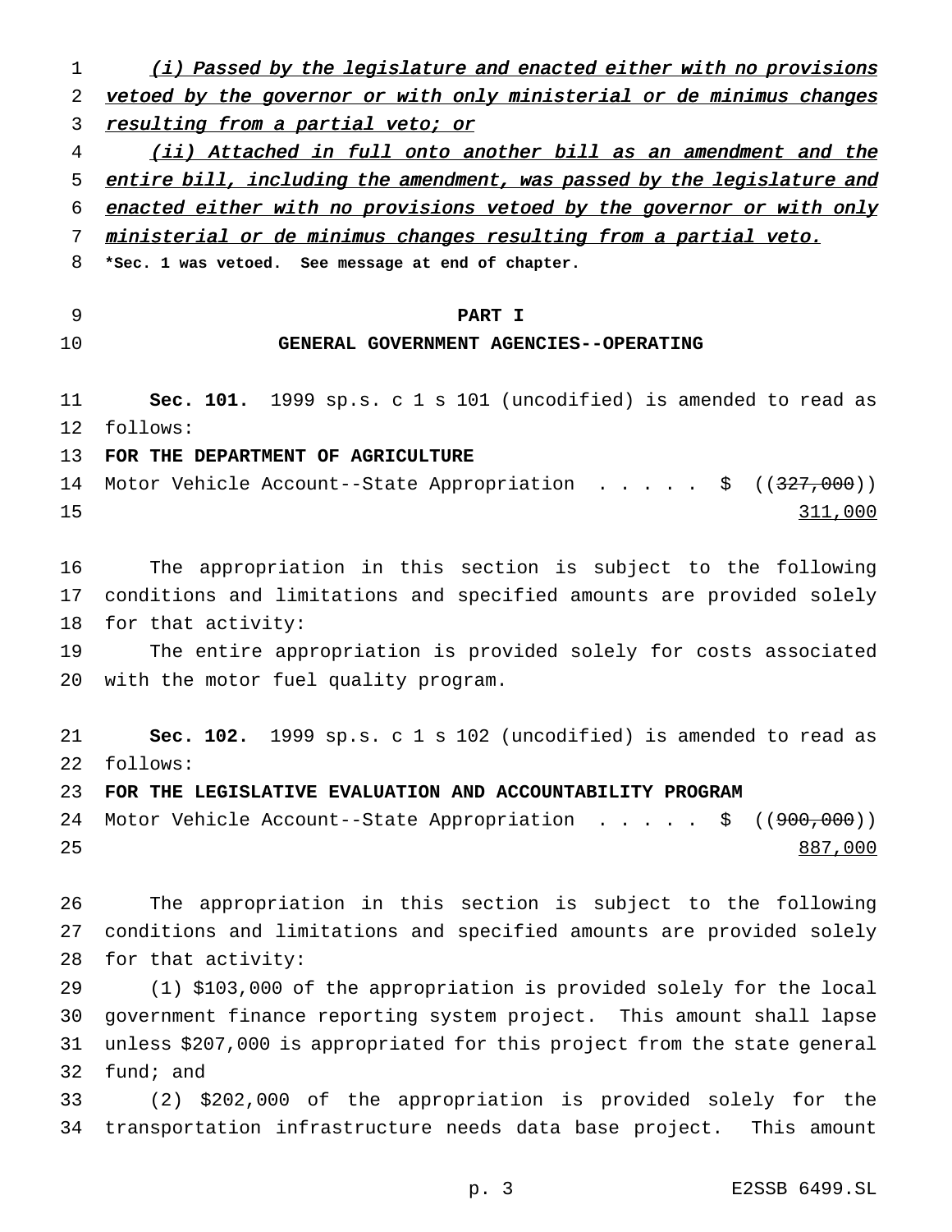(i) Passed by the legislature and enacted either with no provisions vetoed by the governor or with only ministerial or de minimus changes resulting from a partial veto; or

(ii) Attached in full onto another bill as an amendment and the entire bill, including the amendment, was passed by the legislature and enacted either with no provisions vetoed by the governor or with only ministerial or de minimus changes resulting from a partial veto.

***Sec. 1 was vetoed. See message at end of chapter.**

## PART I
## GENERAL GOVERNMENT AGENCIES--OPERATING

**Sec. 101.** 1999 sp.s. c 1 s 101 (uncodified) is amended to read as follows:

**FOR THE DEPARTMENT OF AGRICULTURE**

Motor Vehicle Account--State Appropriation . . . . . $ ((~~327,000~~)) 311,000

The appropriation in this section is subject to the following conditions and limitations and specified amounts are provided solely for that activity:

The entire appropriation is provided solely for costs associated with the motor fuel quality program.

**Sec. 102.** 1999 sp.s. c 1 s 102 (uncodified) is amended to read as follows:

**FOR THE LEGISLATIVE EVALUATION AND ACCOUNTABILITY PROGRAM**

Motor Vehicle Account--State Appropriation . . . . . $ ((~~900,000~~)) 887,000

The appropriation in this section is subject to the following conditions and limitations and specified amounts are provided solely for that activity:

(1) $103,000 of the appropriation is provided solely for the local government finance reporting system project. This amount shall lapse unless $207,000 is appropriated for this project from the state general fund; and

(2) $202,000 of the appropriation is provided solely for the transportation infrastructure needs data base project. This amount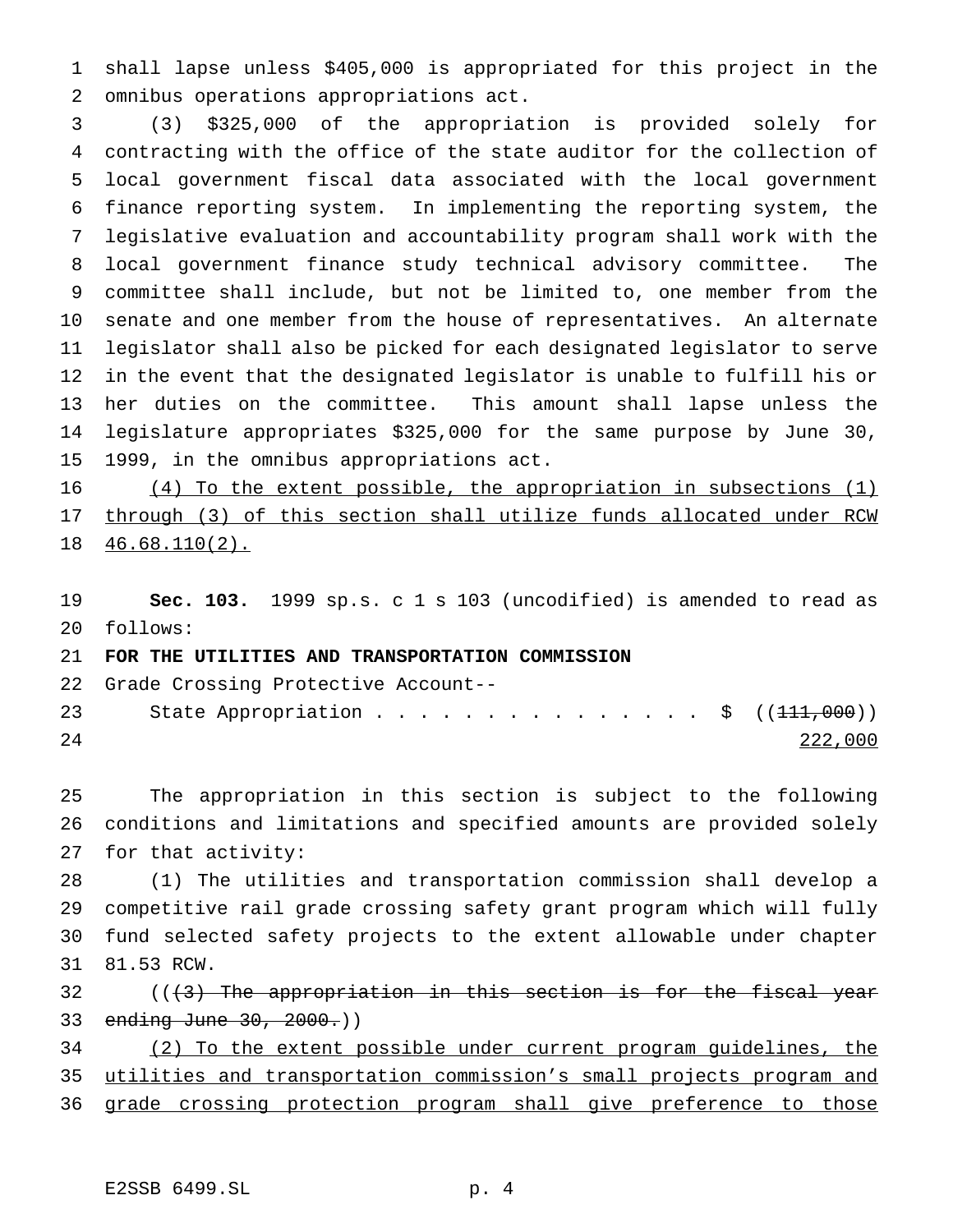shall lapse unless $405,000 is appropriated for this project in the omnibus operations appropriations act.

(3) $325,000 of the appropriation is provided solely for contracting with the office of the state auditor for the collection of local government fiscal data associated with the local government finance reporting system. In implementing the reporting system, the legislative evaluation and accountability program shall work with the local government finance study technical advisory committee. The committee shall include, but not be limited to, one member from the senate and one member from the house of representatives. An alternate legislator shall also be picked for each designated legislator to serve in the event that the designated legislator is unable to fulfill his or her duties on the committee. This amount shall lapse unless the legislature appropriates $325,000 for the same purpose by June 30, 1999, in the omnibus appropriations act.

(4) To the extent possible, the appropriation in subsections (1) through (3) of this section shall utilize funds allocated under RCW 46.68.110(2).

**Sec. 103.** 1999 sp.s. c 1 s 103 (uncodified) is amended to read as follows:

**FOR THE UTILITIES AND TRANSPORTATION COMMISSION**

Grade Crossing Protective Account--

State Appropriation . . . . . . . . . . . . . . . . $ ((~~111,000~~))
222,000

The appropriation in this section is subject to the following conditions and limitations and specified amounts are provided solely for that activity:

(1) The utilities and transportation commission shall develop a competitive rail grade crossing safety grant program which will fully fund selected safety projects to the extent allowable under chapter 81.53 RCW.

((~~(3) The appropriation in this section is for the fiscal year ending June 30, 2000.~~))

(2) To the extent possible under current program guidelines, the utilities and transportation commission's small projects program and grade crossing protection program shall give preference to those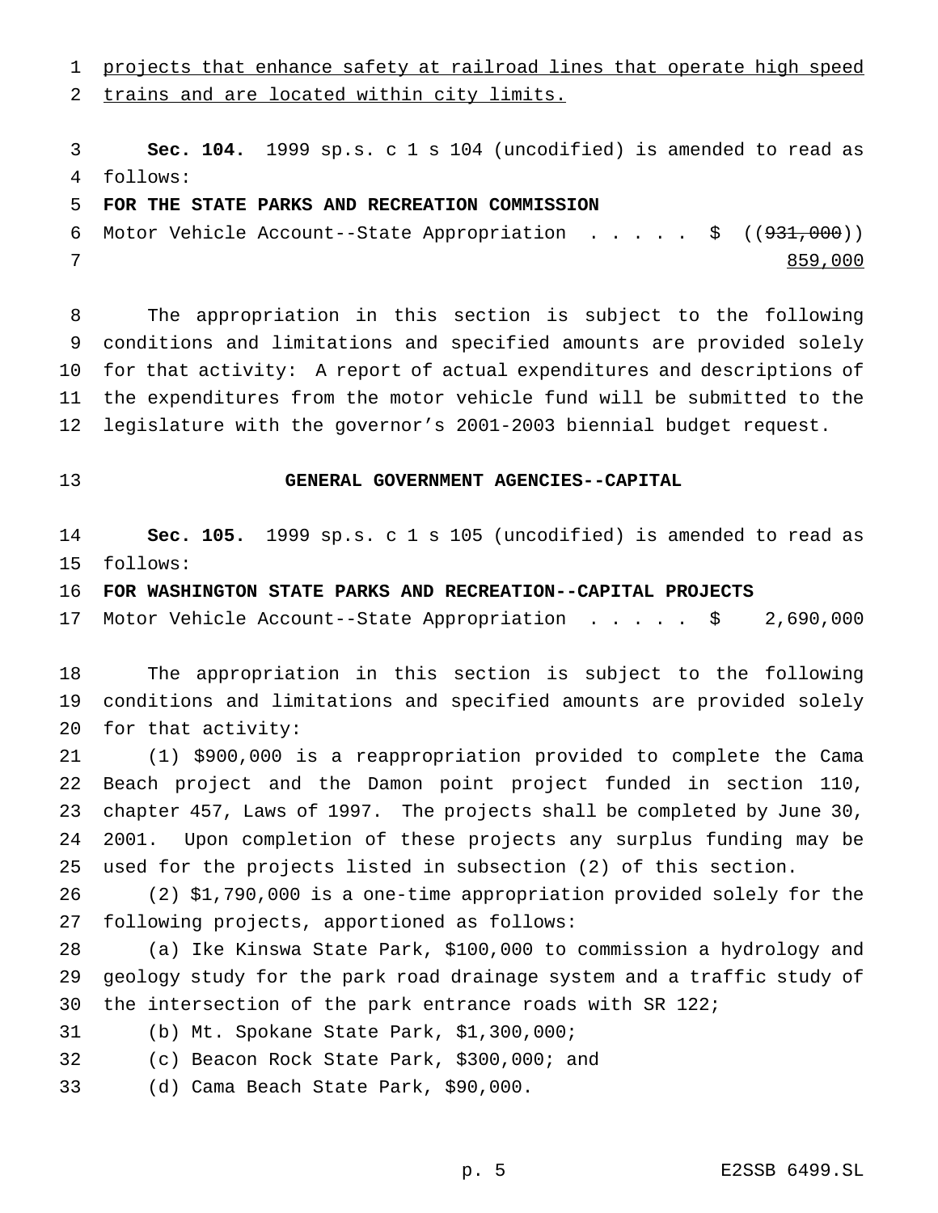projects that enhance safety at railroad lines that operate high speed trains and are located within city limits.

**Sec. 104.** 1999 sp.s. c 1 s 104 (uncodified) is amended to read as follows:

**FOR THE STATE PARKS AND RECREATION COMMISSION**

Motor Vehicle Account--State Appropriation . . . . . $ ((~~931,000~~)) 859,000

The appropriation in this section is subject to the following conditions and limitations and specified amounts are provided solely for that activity: A report of actual expenditures and descriptions of the expenditures from the motor vehicle fund will be submitted to the legislature with the governor's 2001-2003 biennial budget request.

## GENERAL GOVERNMENT AGENCIES--CAPITAL

**Sec. 105.** 1999 sp.s. c 1 s 105 (uncodified) is amended to read as follows:

**FOR WASHINGTON STATE PARKS AND RECREATION--CAPITAL PROJECTS**

Motor Vehicle Account--State Appropriation . . . . . $ 2,690,000

The appropriation in this section is subject to the following conditions and limitations and specified amounts are provided solely for that activity:

(1) $900,000 is a reappropriation provided to complete the Cama Beach project and the Damon point project funded in section 110, chapter 457, Laws of 1997. The projects shall be completed by June 30, 2001. Upon completion of these projects any surplus funding may be used for the projects listed in subsection (2) of this section.

(2) $1,790,000 is a one-time appropriation provided solely for the following projects, apportioned as follows:

(a) Ike Kinswa State Park, $100,000 to commission a hydrology and geology study for the park road drainage system and a traffic study of the intersection of the park entrance roads with SR 122;

(b) Mt. Spokane State Park, $1,300,000;

(c) Beacon Rock State Park, $300,000; and

(d) Cama Beach State Park, $90,000.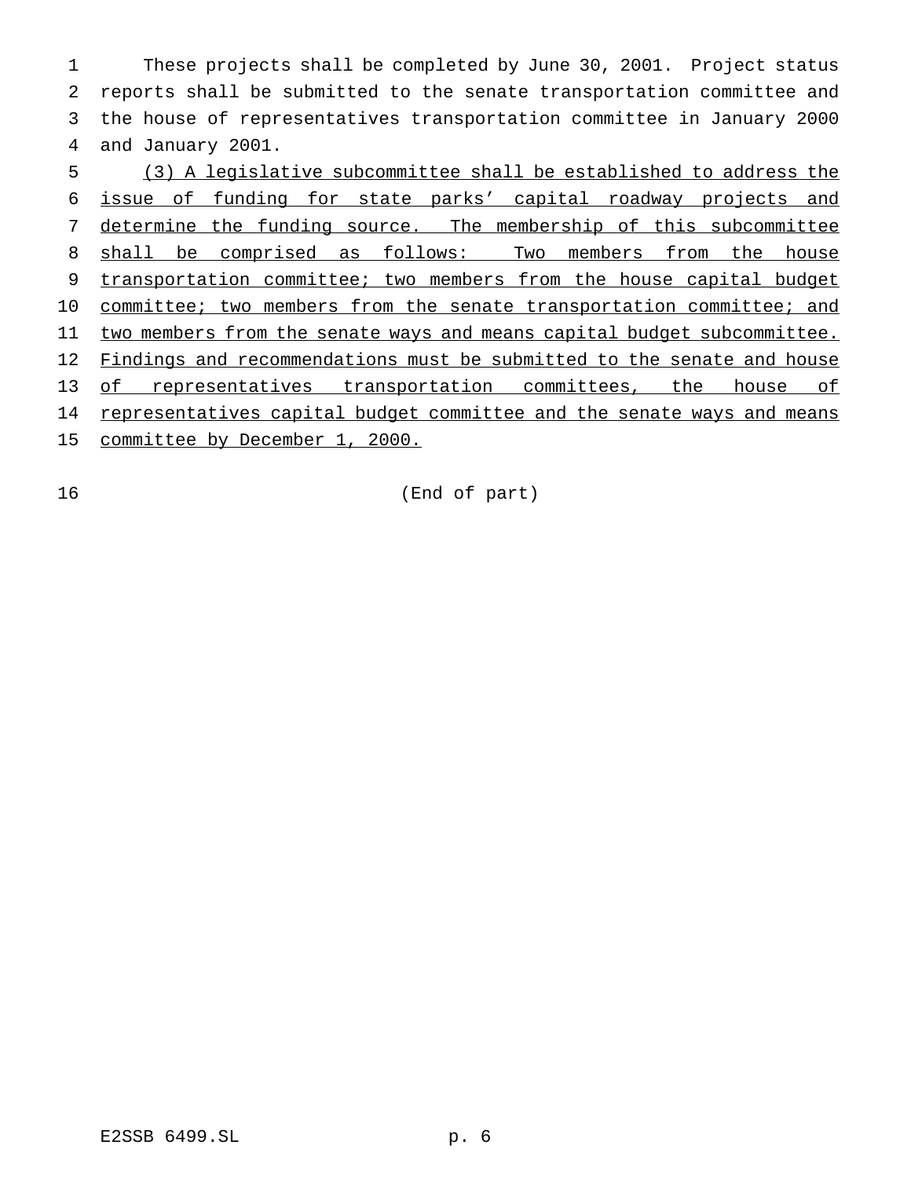These projects shall be completed by June 30, 2001. Project status reports shall be submitted to the senate transportation committee and the house of representatives transportation committee in January 2000 and January 2001.

<u>(3) A legislative subcommittee shall be established to address the issue of funding for state parks' capital roadway projects and determine the funding source. The membership of this subcommittee shall be comprised as follows: Two members from the house transportation committee; two members from the house capital budget committee; two members from the senate transportation committee; and two members from the senate ways and means capital budget subcommittee. Findings and recommendations must be submitted to the senate and house of representatives transportation committees, the house of representatives capital budget committee and the senate ways and means committee by December 1, 2000.</u>

(End of part)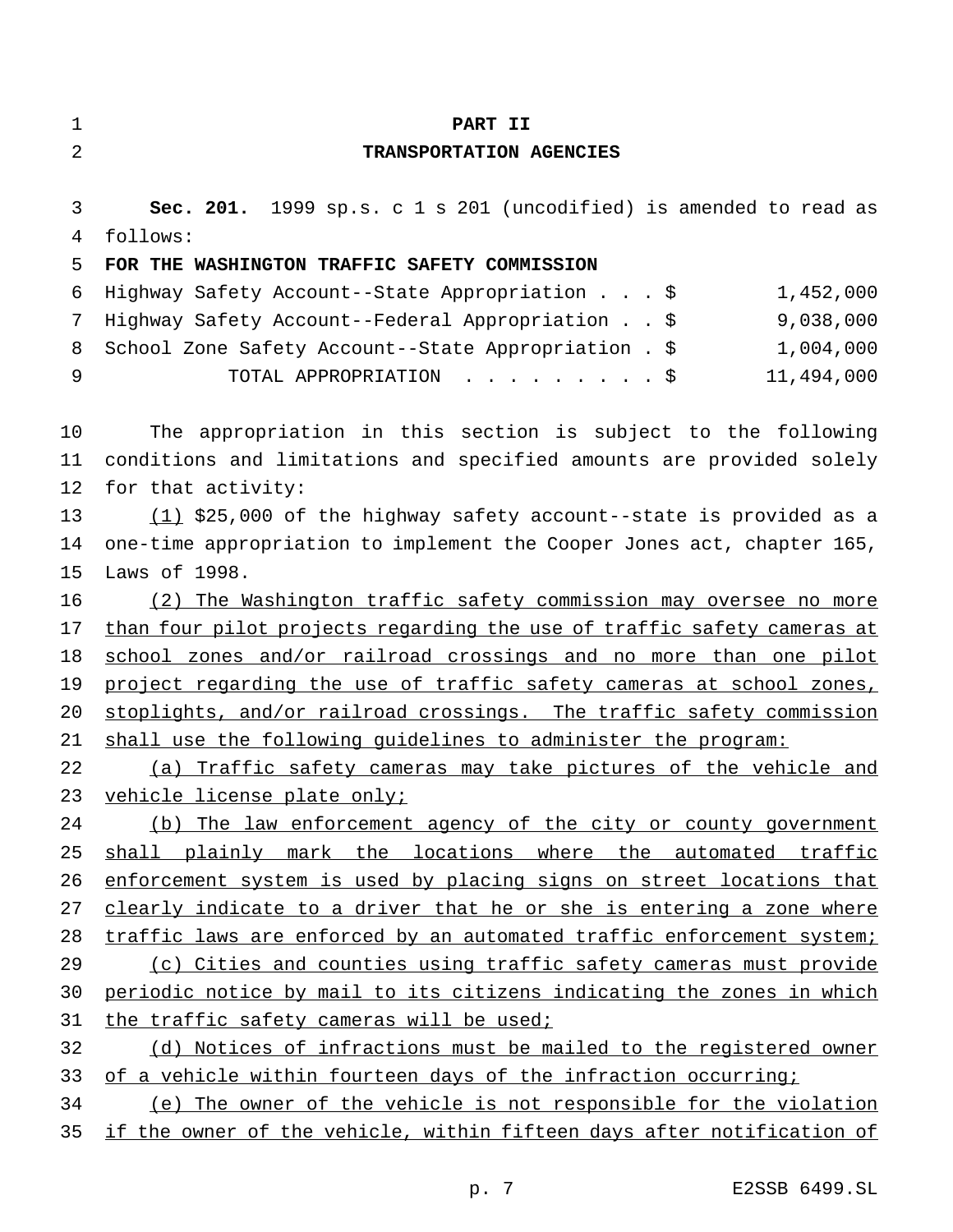# PART II

## TRANSPORTATION AGENCIES

**Sec. 201.** 1999 sp.s. c 1 s 201 (uncodified) is amended to read as follows:

**FOR THE WASHINGTON TRAFFIC SAFETY COMMISSION**

| | |
|---|---|
| Highway Safety Account--State Appropriation . . . $ | 1,452,000 |
| Highway Safety Account--Federal Appropriation . . $ | 9,038,000 |
| School Zone Safety Account--State Appropriation . $ | 1,004,000 |
| TOTAL APPROPRIATION . . . . . . . . . $ | 11,494,000 |

The appropriation in this section is subject to the following conditions and limitations and specified amounts are provided solely for that activity:

(1) $25,000 of the highway safety account--state is provided as a one-time appropriation to implement the Cooper Jones act, chapter 165, Laws of 1998.

(2) The Washington traffic safety commission may oversee no more than four pilot projects regarding the use of traffic safety cameras at school zones and/or railroad crossings and no more than one pilot project regarding the use of traffic safety cameras at school zones, stoplights, and/or railroad crossings. The traffic safety commission shall use the following guidelines to administer the program:

(a) Traffic safety cameras may take pictures of the vehicle and vehicle license plate only;

(b) The law enforcement agency of the city or county government shall plainly mark the locations where the automated traffic enforcement system is used by placing signs on street locations that clearly indicate to a driver that he or she is entering a zone where traffic laws are enforced by an automated traffic enforcement system;

(c) Cities and counties using traffic safety cameras must provide periodic notice by mail to its citizens indicating the zones in which the traffic safety cameras will be used;

(d) Notices of infractions must be mailed to the registered owner of a vehicle within fourteen days of the infraction occurring;

(e) The owner of the vehicle is not responsible for the violation if the owner of the vehicle, within fifteen days after notification of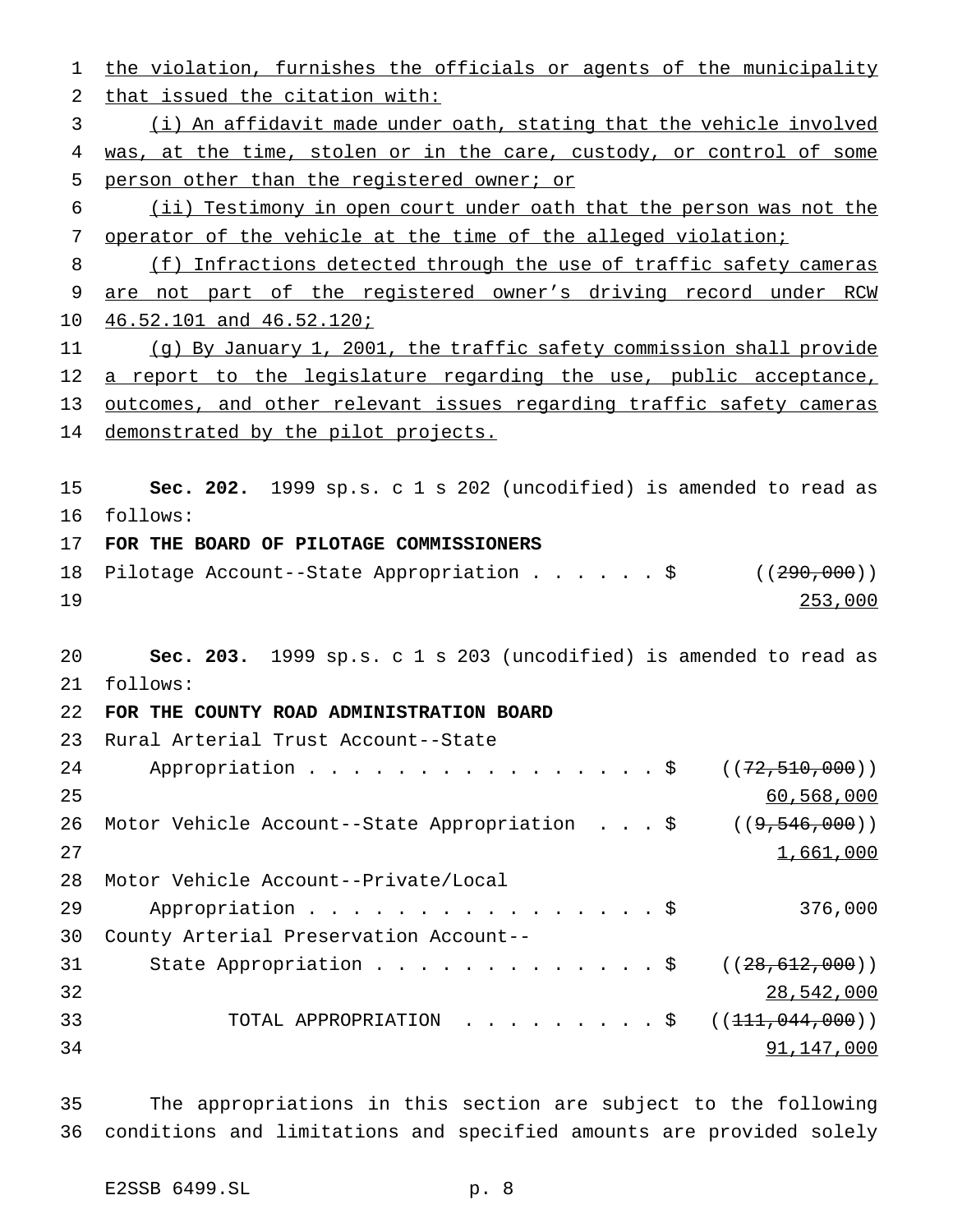the violation, furnishes the officials or agents of the municipality that issued the citation with:

(i) An affidavit made under oath, stating that the vehicle involved was, at the time, stolen or in the care, custody, or control of some person other than the registered owner; or

(ii) Testimony in open court under oath that the person was not the operator of the vehicle at the time of the alleged violation;

(f) Infractions detected through the use of traffic safety cameras are not part of the registered owner's driving record under RCW 46.52.101 and 46.52.120;

(g) By January 1, 2001, the traffic safety commission shall provide a report to the legislature regarding the use, public acceptance, outcomes, and other relevant issues regarding traffic safety cameras demonstrated by the pilot projects.

**Sec. 202.** 1999 sp.s. c 1 s 202 (uncodified) is amended to read as follows:

**FOR THE BOARD OF PILOTAGE COMMISSIONERS**

| | | |
|---|---|---|
| Pilotage Account--State Appropriation | $ | ((~~290,000~~)) 253,000 |

**Sec. 203.** 1999 sp.s. c 1 s 203 (uncodified) is amended to read as follows:

**FOR THE COUNTY ROAD ADMINISTRATION BOARD**

| | | |
|---|---|---|
| Rural Arterial Trust Account--State Appropriation | $ | ((~~72,510,000~~)) 60,568,000 |
| Motor Vehicle Account--State Appropriation | $ | ((~~9,546,000~~)) 1,661,000 |
| Motor Vehicle Account--Private/Local Appropriation | $ | 376,000 |
| County Arterial Preservation Account--State Appropriation | $ | ((~~28,612,000~~)) 28,542,000 |
| TOTAL APPROPRIATION | $ | ((~~111,044,000~~)) 91,147,000 |

The appropriations in this section are subject to the following conditions and limitations and specified amounts are provided solely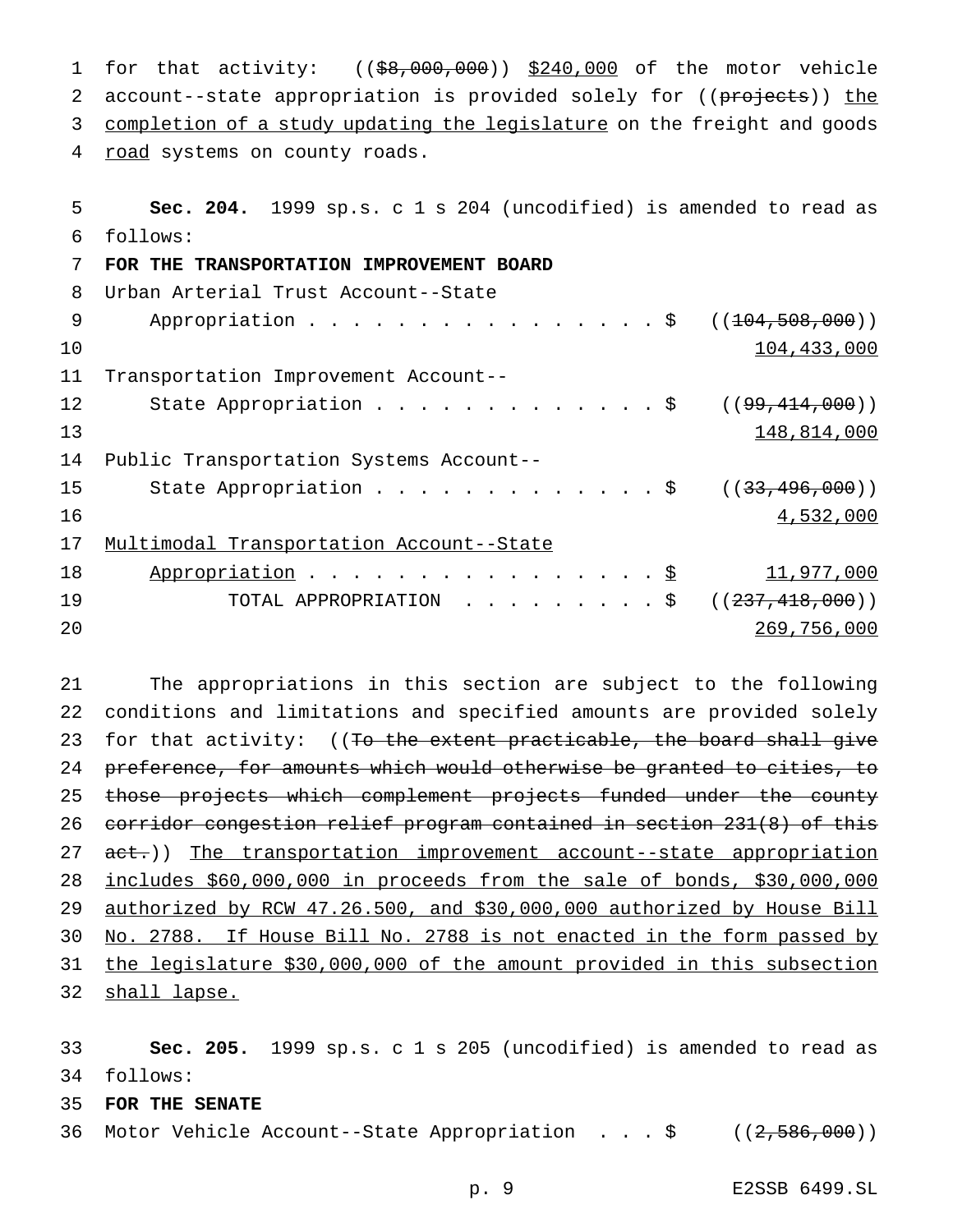for that activity: ((~~$8,000,000~~)) <u>$240,000</u> of the motor vehicle account--state appropriation is provided solely for ((~~projects~~)) <u>the completion of a study updating the legislature</u> on the freight and goods <u>road</u> systems on county roads.

**Sec. 204.** 1999 sp.s. c 1 s 204 (uncodified) is amended to read as follows:

**FOR THE TRANSPORTATION IMPROVEMENT BOARD**

| | |
|---|---|
| Urban Arterial Trust Account--State Appropriation . . . . . . . . . . . . . . . . . $ | ((~~104,508,000~~)) <u>104,433,000</u> |
| Transportation Improvement Account--State Appropriation . . . . . . . . . . . . . $ | ((~~99,414,000~~)) <u>148,814,000</u> |
| Public Transportation Systems Account--State Appropriation . . . . . . . . . . . . . $ | ((~~33,496,000~~)) <u>4,532,000</u> |
| <u>Multimodal Transportation Account--State Appropriation</u> . . . . . . . . . . . . . . . . . <u>$</u> | <u>11,977,000</u> |
| TOTAL APPROPRIATION . . . . . . . . . $ | ((~~237,418,000~~)) <u>269,756,000</u> |

The appropriations in this section are subject to the following conditions and limitations and specified amounts are provided solely for that activity: ((~~To the extent practicable, the board shall give preference, for amounts which would otherwise be granted to cities, to those projects which complement projects funded under the county corridor congestion relief program contained in section 231(8) of this act.~~)) <u>The transportation improvement account--state appropriation includes $60,000,000 in proceeds from the sale of bonds, $30,000,000 authorized by RCW 47.26.500, and $30,000,000 authorized by House Bill No. 2788. If House Bill No. 2788 is not enacted in the form passed by the legislature $30,000,000 of the amount provided in this subsection shall lapse.</u>

**Sec. 205.** 1999 sp.s. c 1 s 205 (uncodified) is amended to read as follows:

**FOR THE SENATE**

Motor Vehicle Account--State Appropriation . . . $ ((~~2,586,000~~))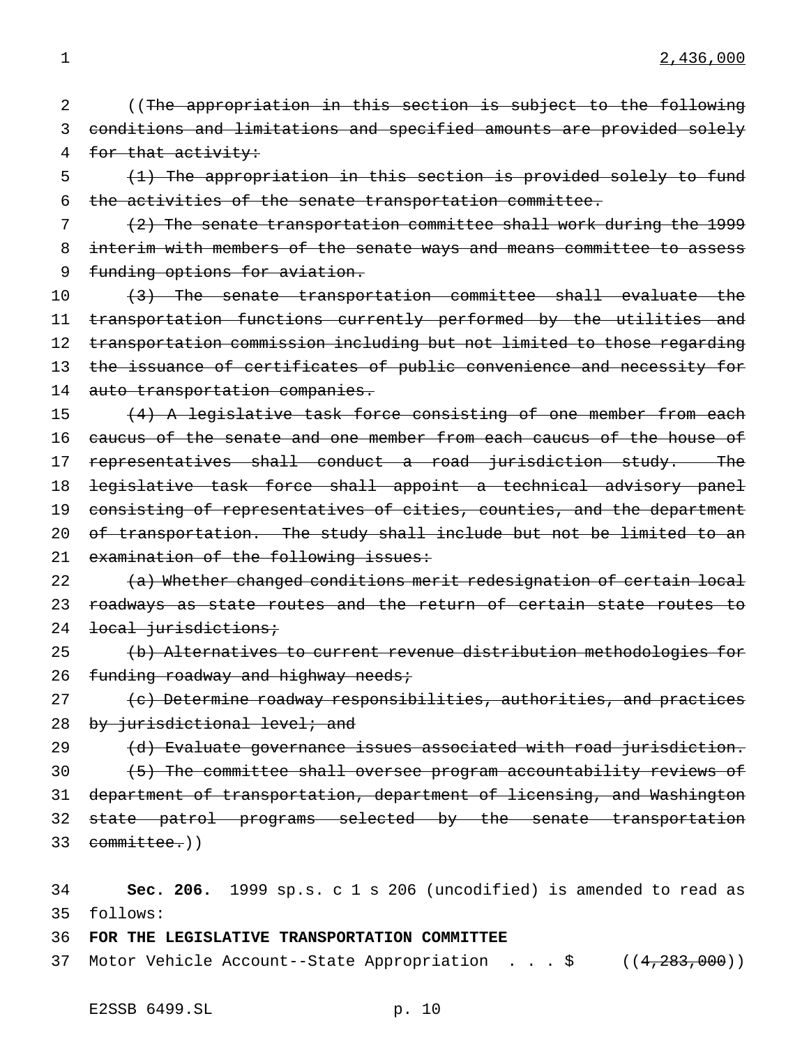2,436,000

((~~The appropriation in this section is subject to the following conditions and limitations and specified amounts are provided solely for that activity:~~

~~(1) The appropriation in this section is provided solely to fund the activities of the senate transportation committee.~~

~~(2) The senate transportation committee shall work during the 1999 interim with members of the senate ways and means committee to assess funding options for aviation.~~

~~(3) The senate transportation committee shall evaluate the transportation functions currently performed by the utilities and transportation commission including but not limited to those regarding the issuance of certificates of public convenience and necessity for auto transportation companies.~~

~~(4) A legislative task force consisting of one member from each caucus of the senate and one member from each caucus of the house of representatives shall conduct a road jurisdiction study. The legislative task force shall appoint a technical advisory panel consisting of representatives of cities, counties, and the department of transportation. The study shall include but not be limited to an examination of the following issues:~~

~~(a) Whether changed conditions merit redesignation of certain local roadways as state routes and the return of certain state routes to local jurisdictions;~~

~~(b) Alternatives to current revenue distribution methodologies for funding roadway and highway needs;~~

~~(c) Determine roadway responsibilities, authorities, and practices by jurisdictional level; and~~

~~(d) Evaluate governance issues associated with road jurisdiction.~~

~~(5) The committee shall oversee program accountability reviews of department of transportation, department of licensing, and Washington state patrol programs selected by the senate transportation committee.~~))

**Sec. 206.** 1999 sp.s. c 1 s 206 (uncodified) is amended to read as follows:

**FOR THE LEGISLATIVE TRANSPORTATION COMMITTEE**

Motor Vehicle Account--State Appropriation . . . $ ((~~4,283,000~~))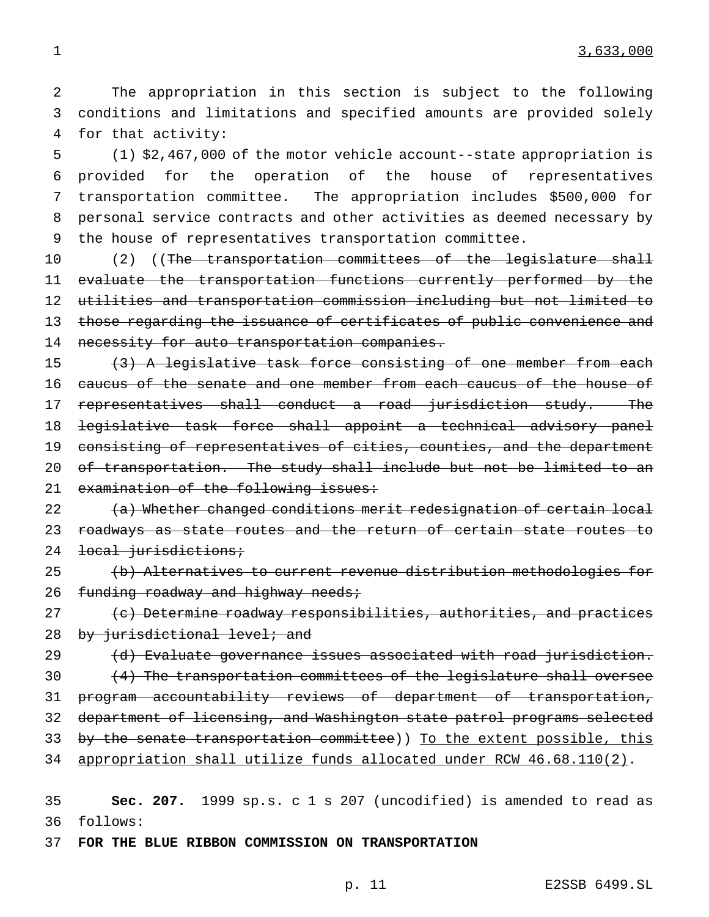3,633,000

The appropriation in this section is subject to the following conditions and limitations and specified amounts are provided solely for that activity:

(1) $2,467,000 of the motor vehicle account--state appropriation is provided for the operation of the house of representatives transportation committee. The appropriation includes $500,000 for personal service contracts and other activities as deemed necessary by the house of representatives transportation committee.

(2) ((~~The transportation committees of the legislature shall evaluate the transportation functions currently performed by the utilities and transportation commission including but not limited to those regarding the issuance of certificates of public convenience and necessity for auto transportation companies.~~

~~(3) A legislative task force consisting of one member from each caucus of the senate and one member from each caucus of the house of representatives shall conduct a road jurisdiction study. The legislative task force shall appoint a technical advisory panel consisting of representatives of cities, counties, and the department of transportation. The study shall include but not be limited to an examination of the following issues:~~

~~(a) Whether changed conditions merit redesignation of certain local roadways as state routes and the return of certain state routes to local jurisdictions;~~

~~(b) Alternatives to current revenue distribution methodologies for funding roadway and highway needs;~~

~~(c) Determine roadway responsibilities, authorities, and practices by jurisdictional level; and~~

~~(d) Evaluate governance issues associated with road jurisdiction.~~

~~(4) The transportation committees of the legislature shall oversee program accountability reviews of department of transportation, department of licensing, and Washington state patrol programs selected by the senate transportation committee~~)) <u>To the extent possible, this appropriation shall utilize funds allocated under RCW 46.68.110(2)</u>.

**Sec. 207.** 1999 sp.s. c 1 s 207 (uncodified) is amended to read as follows:

**FOR THE BLUE RIBBON COMMISSION ON TRANSPORTATION**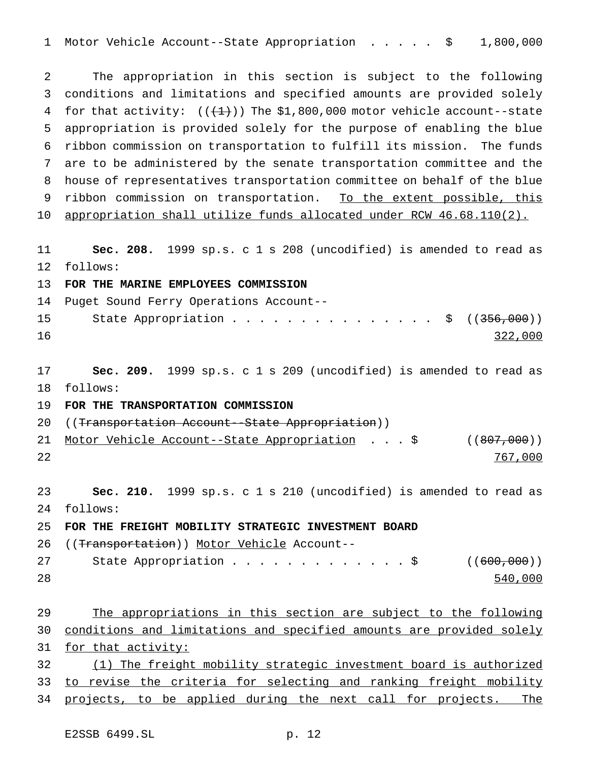Motor Vehicle Account--State Appropriation . . . . . $ 1,800,000

The appropriation in this section is subject to the following conditions and limitations and specified amounts are provided solely for that activity: ((~~(1)~~)) The $1,800,000 motor vehicle account--state appropriation is provided solely for the purpose of enabling the blue ribbon commission on transportation to fulfill its mission. The funds are to be administered by the senate transportation committee and the house of representatives transportation committee on behalf of the blue ribbon commission on transportation. <u>To the extent possible, this appropriation shall utilize funds allocated under RCW 46.68.110(2).</u>

**Sec. 208.** 1999 sp.s. c 1 s 208 (uncodified) is amended to read as follows:

**FOR THE MARINE EMPLOYEES COMMISSION**

Puget Sound Ferry Operations Account--
State Appropriation . . . . . . . . . . . . . . . . $ ((~~356,000~~))
<u>322,000</u>

**Sec. 209.** 1999 sp.s. c 1 s 209 (uncodified) is amended to read as follows:

**FOR THE TRANSPORTATION COMMISSION**

((~~Transportation Account--State Appropriation~~))
<u>Motor Vehicle Account--State Appropriation</u> . . . $ ((~~807,000~~))
<u>767,000</u>

**Sec. 210.** 1999 sp.s. c 1 s 210 (uncodified) is amended to read as follows:

**FOR THE FREIGHT MOBILITY STRATEGIC INVESTMENT BOARD**

((~~Transportation~~)) <u>Motor Vehicle</u> Account--
State Appropriation . . . . . . . . . . . . . . $ ((~~600,000~~))
<u>540,000</u>

<u>The appropriations in this section are subject to the following conditions and limitations and specified amounts are provided solely for that activity:</u>

<u>(1) The freight mobility strategic investment board is authorized to revise the criteria for selecting and ranking freight mobility projects, to be applied during the next call for projects. The</u>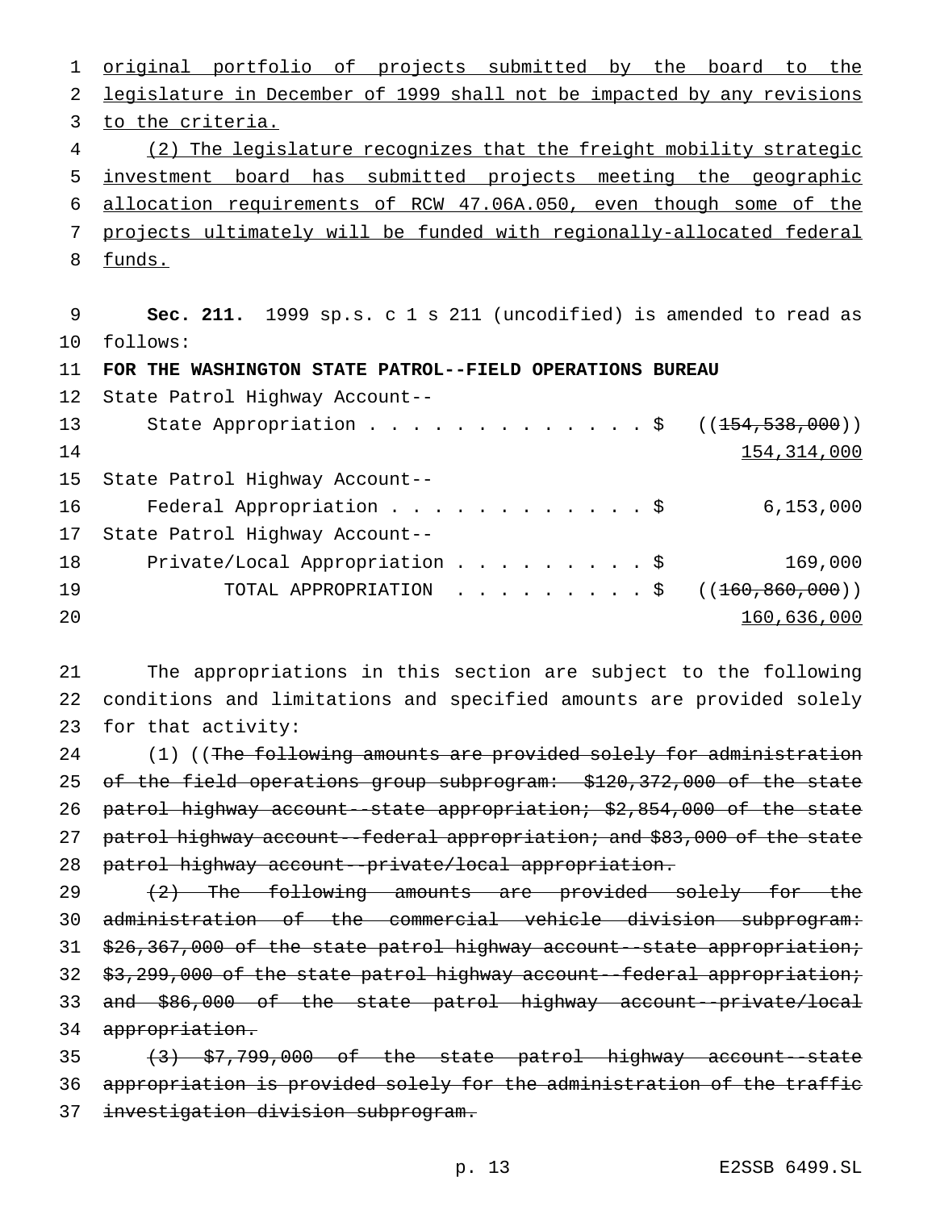<u>original portfolio of projects submitted by the board to the legislature in December of 1999 shall not be impacted by any revisions to the criteria.</u>

<u>(2) The legislature recognizes that the freight mobility strategic investment board has submitted projects meeting the geographic allocation requirements of RCW 47.06A.050, even though some of the projects ultimately will be funded with regionally-allocated federal funds.</u>

**Sec. 211.** 1999 sp.s. c 1 s 211 (uncodified) is amended to read as follows:

**FOR THE WASHINGTON STATE PATROL--FIELD OPERATIONS BUREAU**

State Patrol Highway Account--
State Appropriation . . . . . . . . . . . . . $ ((~~154,538,000~~))
<u>154,314,000</u>

State Patrol Highway Account--
Federal Appropriation . . . . . . . . . . . . $ 6,153,000

State Patrol Highway Account--
Private/Local Appropriation . . . . . . . . . $ 169,000

TOTAL APPROPRIATION . . . . . . . . . $ ((~~160,860,000~~))
<u>160,636,000</u>

The appropriations in this section are subject to the following conditions and limitations and specified amounts are provided solely for that activity:

(1) ((~~The following amounts are provided solely for administration of the field operations group subprogram: $120,372,000 of the state patrol highway account--state appropriation; $2,854,000 of the state patrol highway account--federal appropriation; and $83,000 of the state patrol highway account--private/local appropriation.~~

~~(2) The following amounts are provided solely for the administration of the commercial vehicle division subprogram: $26,367,000 of the state patrol highway account--state appropriation; $3,299,000 of the state patrol highway account--federal appropriation; and $86,000 of the state patrol highway account--private/local appropriation.~~

~~(3) $7,799,000 of the state patrol highway account--state appropriation is provided solely for the administration of the traffic investigation division subprogram.~~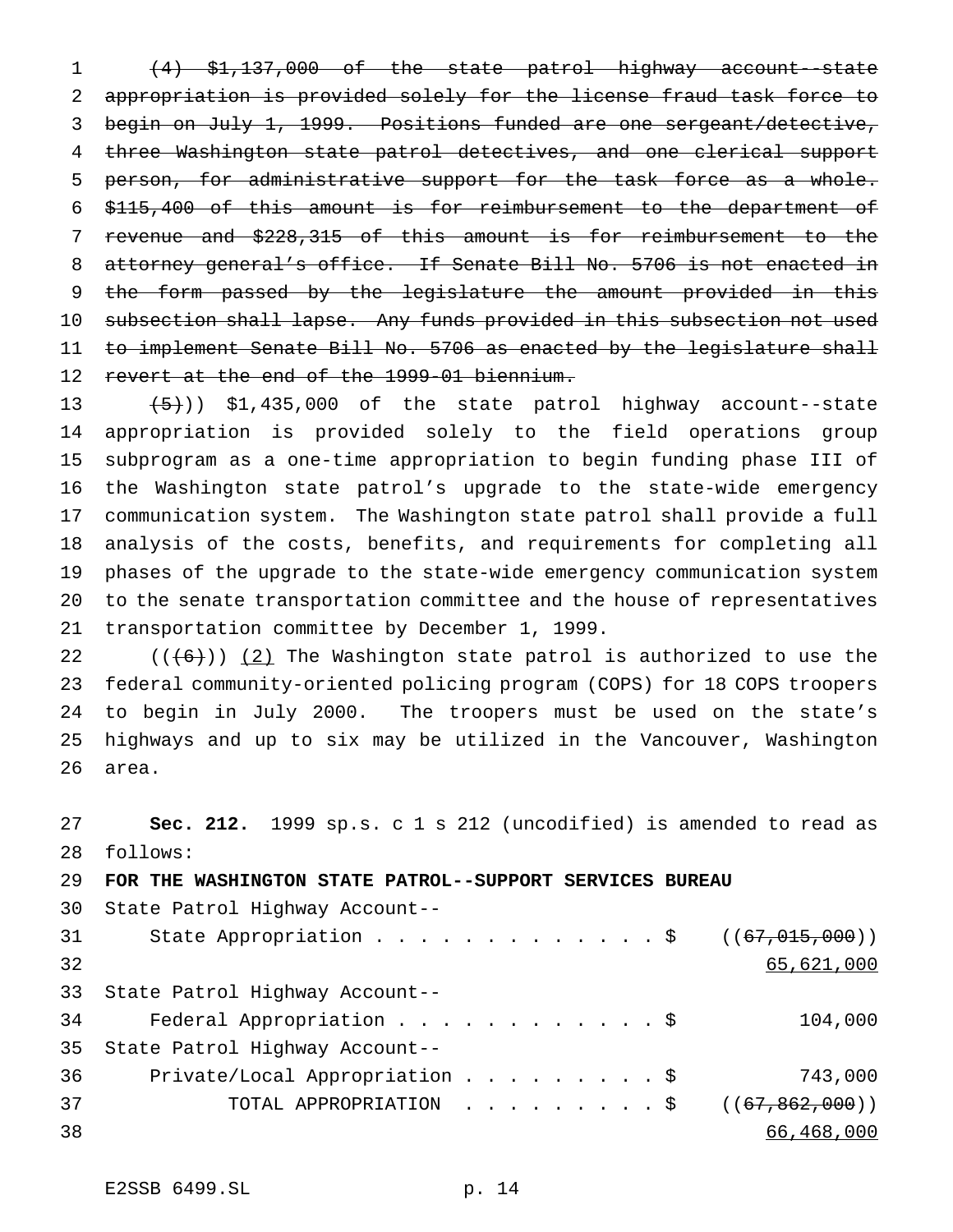~~(4) $1,137,000 of the state patrol highway account--state appropriation is provided solely for the license fraud task force to begin on July 1, 1999. Positions funded are one sergeant/detective, three Washington state patrol detectives, and one clerical support person, for administrative support for the task force as a whole. $115,400 of this amount is for reimbursement to the department of revenue and $228,315 of this amount is for reimbursement to the attorney general's office. If Senate Bill No. 5706 is not enacted in the form passed by the legislature the amount provided in this subsection shall lapse. Any funds provided in this subsection not used to implement Senate Bill No. 5706 as enacted by the legislature shall revert at the end of the 1999-01 biennium.~~

~~(5)~~)) $1,435,000 of the state patrol highway account--state appropriation is provided solely to the field operations group subprogram as a one-time appropriation to begin funding phase III of the Washington state patrol's upgrade to the state-wide emergency communication system. The Washington state patrol shall provide a full analysis of the costs, benefits, and requirements for completing all phases of the upgrade to the state-wide emergency communication system to the senate transportation committee and the house of representatives transportation committee by December 1, 1999.

((~~(6)~~)) <u>(2)</u> The Washington state patrol is authorized to use the federal community-oriented policing program (COPS) for 18 COPS troopers to begin in July 2000. The troopers must be used on the state's highways and up to six may be utilized in the Vancouver, Washington area.

**Sec. 212.** 1999 sp.s. c 1 s 212 (uncodified) is amended to read as follows:

**FOR THE WASHINGTON STATE PATROL--SUPPORT SERVICES BUREAU**

| | |
|---|---|
| State Patrol Highway Account--<br>State Appropriation . . . . . . . . . . . . . $ | ((~~67,015,000~~))<br><u>65,621,000</u> |
| State Patrol Highway Account--<br>Federal Appropriation . . . . . . . . . . . . $ | 104,000 |
| State Patrol Highway Account--<br>Private/Local Appropriation . . . . . . . . . $ | 743,000 |
| TOTAL APPROPRIATION . . . . . . . . . $ | ((~~67,862,000~~))<br><u>66,468,000</u> |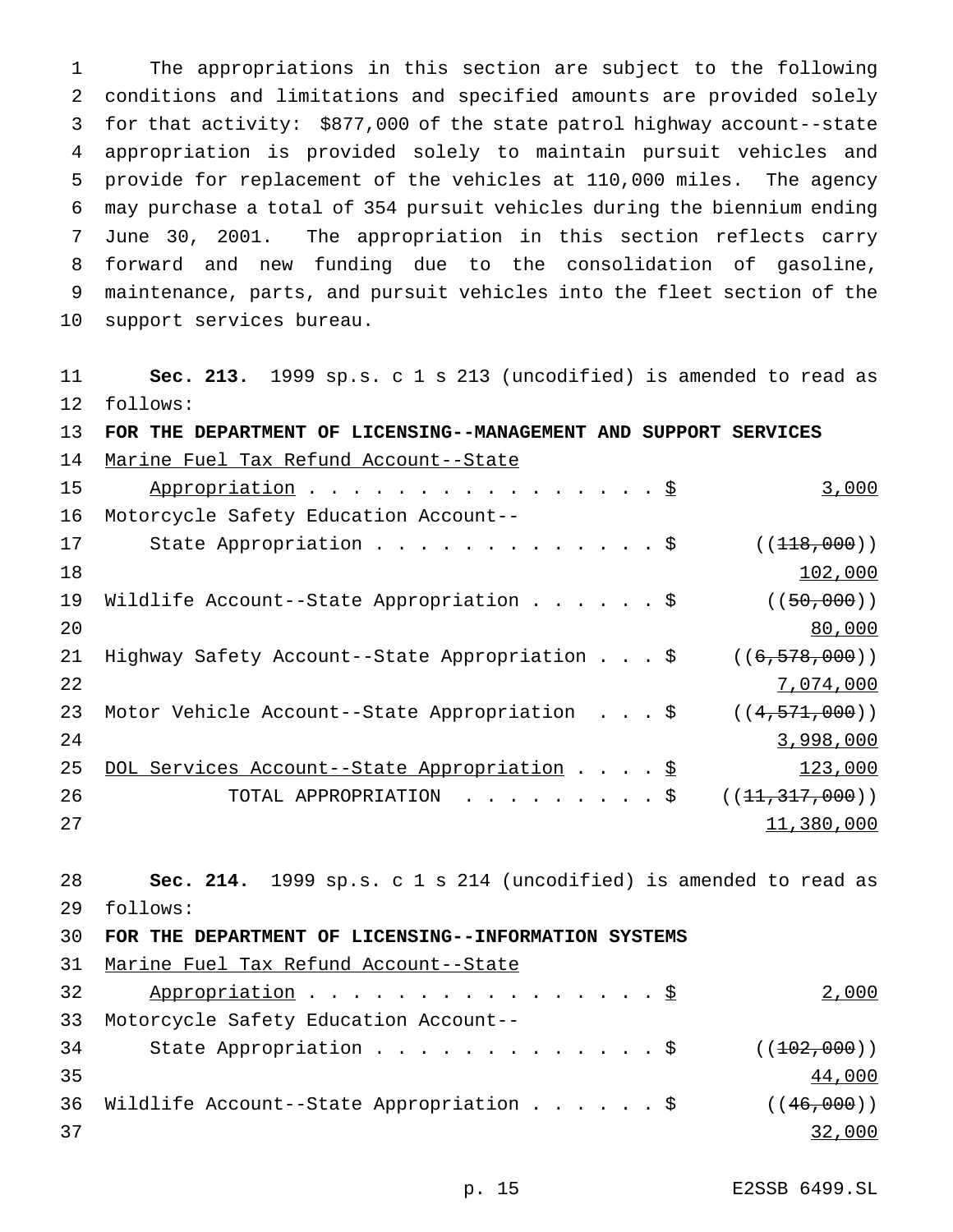The appropriations in this section are subject to the following conditions and limitations and specified amounts are provided solely for that activity: $877,000 of the state patrol highway account--state appropriation is provided solely to maintain pursuit vehicles and provide for replacement of the vehicles at 110,000 miles. The agency may purchase a total of 354 pursuit vehicles during the biennium ending June 30, 2001. The appropriation in this section reflects carry forward and new funding due to the consolidation of gasoline, maintenance, parts, and pursuit vehicles into the fleet section of the support services bureau.

**Sec. 213.** 1999 sp.s. c 1 s 213 (uncodified) is amended to read as follows:

**FOR THE DEPARTMENT OF LICENSING--MANAGEMENT AND SUPPORT SERVICES**

| | |
|---|---|
| Marine Fuel Tax Refund Account--State Appropriation . . . . . . . . . . . . . . . . . $ | 3,000 |
| Motorcycle Safety Education Account--State Appropriation . . . . . . . . . . . . . $ | ((~~118,000~~)) 102,000 |
| Wildlife Account--State Appropriation . . . . . . $ | ((~~50,000~~)) 80,000 |
| Highway Safety Account--State Appropriation . . . $ | ((~~6,578,000~~)) 7,074,000 |
| Motor Vehicle Account--State Appropriation . . . $ | ((~~4,571,000~~)) 3,998,000 |
| DOL Services Account--State Appropriation . . . . $ | 123,000 |
| TOTAL APPROPRIATION . . . . . . . . . . $ | ((~~11,317,000~~)) 11,380,000 |

**Sec. 214.** 1999 sp.s. c 1 s 214 (uncodified) is amended to read as follows:

**FOR THE DEPARTMENT OF LICENSING--INFORMATION SYSTEMS**

| | |
|---|---|
| Marine Fuel Tax Refund Account--State Appropriation . . . . . . . . . . . . . . . . . $ | 2,000 |
| Motorcycle Safety Education Account--State Appropriation . . . . . . . . . . . . . $ | ((~~102,000~~)) 44,000 |
| Wildlife Account--State Appropriation . . . . . . $ | ((~~46,000~~)) 32,000 |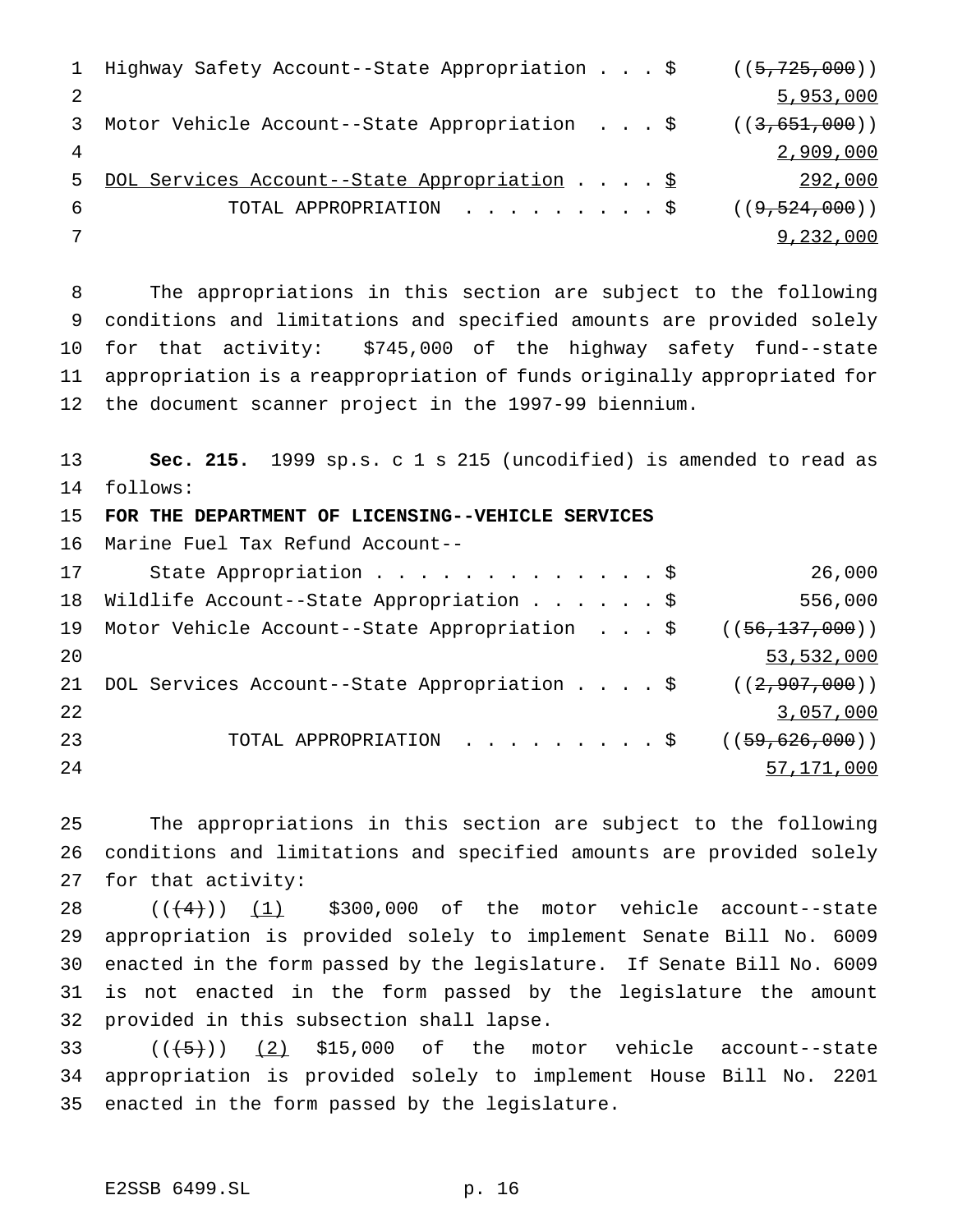Highway Safety Account--State Appropriation . . . $ ((~~5,725,000~~)) 5,953,000

Motor Vehicle Account--State Appropriation . . . $ ((~~3,651,000~~)) 2,909,000

DOL Services Account--State Appropriation . . . . $ 292,000

TOTAL APPROPRIATION . . . . . . . . . $ ((~~9,524,000~~)) 9,232,000

The appropriations in this section are subject to the following conditions and limitations and specified amounts are provided solely for that activity: $745,000 of the highway safety fund--state appropriation is a reappropriation of funds originally appropriated for the document scanner project in the 1997-99 biennium.

**Sec. 215.** 1999 sp.s. c 1 s 215 (uncodified) is amended to read as follows:

**FOR THE DEPARTMENT OF LICENSING--VEHICLE SERVICES**

Marine Fuel Tax Refund Account--
State Appropriation . . . . . . . . . . . . . $ 26,000

Wildlife Account--State Appropriation . . . . . . $ 556,000

Motor Vehicle Account--State Appropriation . . . $ ((~~56,137,000~~)) 53,532,000

DOL Services Account--State Appropriation . . . . $ ((~~2,907,000~~)) 3,057,000

TOTAL APPROPRIATION . . . . . . . . . $ ((~~59,626,000~~)) 57,171,000

The appropriations in this section are subject to the following conditions and limitations and specified amounts are provided solely for that activity:

((~~(4)~~)) (1) $300,000 of the motor vehicle account--state appropriation is provided solely to implement Senate Bill No. 6009 enacted in the form passed by the legislature. If Senate Bill No. 6009 is not enacted in the form passed by the legislature the amount provided in this subsection shall lapse.

((~~(5)~~)) (2) $15,000 of the motor vehicle account--state appropriation is provided solely to implement House Bill No. 2201 enacted in the form passed by the legislature.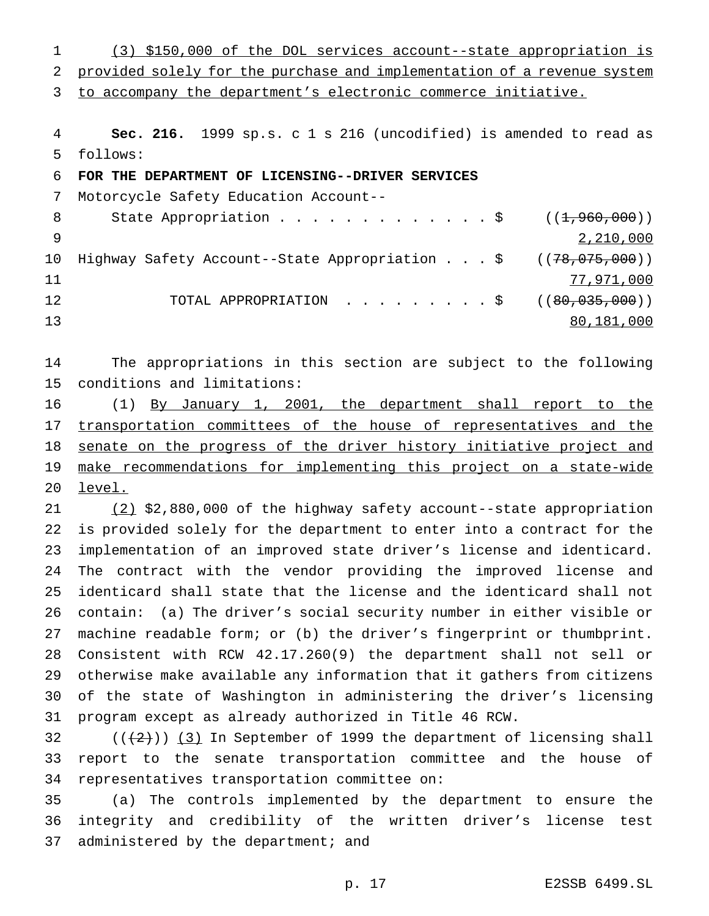(3) $150,000 of the DOL services account--state appropriation is provided solely for the purchase and implementation of a revenue system to accompany the department's electronic commerce initiative.

**Sec. 216.** 1999 sp.s. c 1 s 216 (uncodified) is amended to read as follows:

**FOR THE DEPARTMENT OF LICENSING--DRIVER SERVICES**

Motorcycle Safety Education Account--
State Appropriation . . . . . . . . . . . . . . $ ((~~1,960,000~~))
2,210,000

Highway Safety Account--State Appropriation . . . $ ((~~78,075,000~~))
77,971,000

TOTAL APPROPRIATION . . . . . . . . . $ ((~~80,035,000~~))
80,181,000

The appropriations in this section are subject to the following conditions and limitations:

(1) By January 1, 2001, the department shall report to the transportation committees of the house of representatives and the senate on the progress of the driver history initiative project and make recommendations for implementing this project on a state-wide level.

(2) $2,880,000 of the highway safety account--state appropriation is provided solely for the department to enter into a contract for the implementation of an improved state driver's license and identicard. The contract with the vendor providing the improved license and identicard shall state that the license and the identicard shall not contain: (a) The driver's social security number in either visible or machine readable form; or (b) the driver's fingerprint or thumbprint. Consistent with RCW 42.17.260(9) the department shall not sell or otherwise make available any information that it gathers from citizens of the state of Washington in administering the driver's licensing program except as already authorized in Title 46 RCW.

((~~(2)~~)) (3) In September of 1999 the department of licensing shall report to the senate transportation committee and the house of representatives transportation committee on:

(a) The controls implemented by the department to ensure the integrity and credibility of the written driver's license test administered by the department; and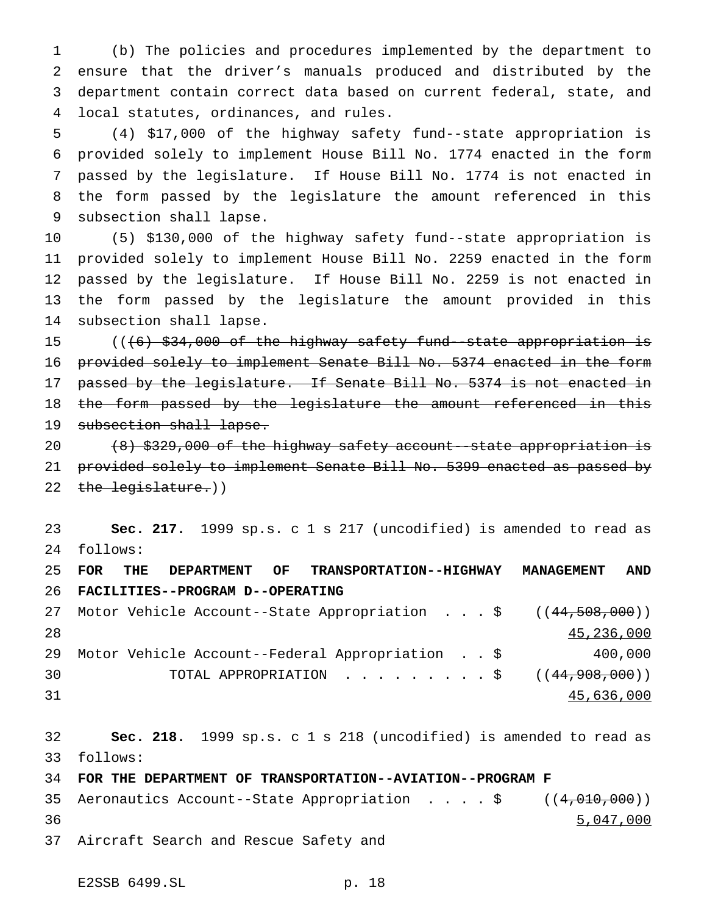(b) The policies and procedures implemented by the department to ensure that the driver's manuals produced and distributed by the department contain correct data based on current federal, state, and local statutes, ordinances, and rules.

(4) $17,000 of the highway safety fund--state appropriation is provided solely to implement House Bill No. 1774 enacted in the form passed by the legislature. If House Bill No. 1774 is not enacted in the form passed by the legislature the amount referenced in this subsection shall lapse.

(5) $130,000 of the highway safety fund--state appropriation is provided solely to implement House Bill No. 2259 enacted in the form passed by the legislature. If House Bill No. 2259 is not enacted in the form passed by the legislature the amount provided in this subsection shall lapse.

(( ~~(6) $34,000 of the highway safety fund--state appropriation is provided solely to implement Senate Bill No. 5374 enacted in the form passed by the legislature. If Senate Bill No. 5374 is not enacted in the form passed by the legislature the amount referenced in this subsection shall lapse.~~

~~(8) $329,000 of the highway safety account--state appropriation is provided solely to implement Senate Bill No. 5399 enacted as passed by the legislature.~~ ))

**Sec. 217.** 1999 sp.s. c 1 s 217 (uncodified) is amended to read as follows:

**FOR THE DEPARTMENT OF TRANSPORTATION--HIGHWAY MANAGEMENT AND FACILITIES--PROGRAM D--OPERATING**

Motor Vehicle Account--State Appropriation . . . $ (( ~~44,508,000~~ ))
45,236,000
Motor Vehicle Account--Federal Appropriation . . $ 400,000
TOTAL APPROPRIATION . . . . . . . . . $ (( ~~44,908,000~~ ))
45,636,000

**Sec. 218.** 1999 sp.s. c 1 s 218 (uncodified) is amended to read as follows:

**FOR THE DEPARTMENT OF TRANSPORTATION--AVIATION--PROGRAM F**

Aeronautics Account--State Appropriation . . . . $ (( ~~4,010,000~~ ))
5,047,000
Aircraft Search and Rescue Safety and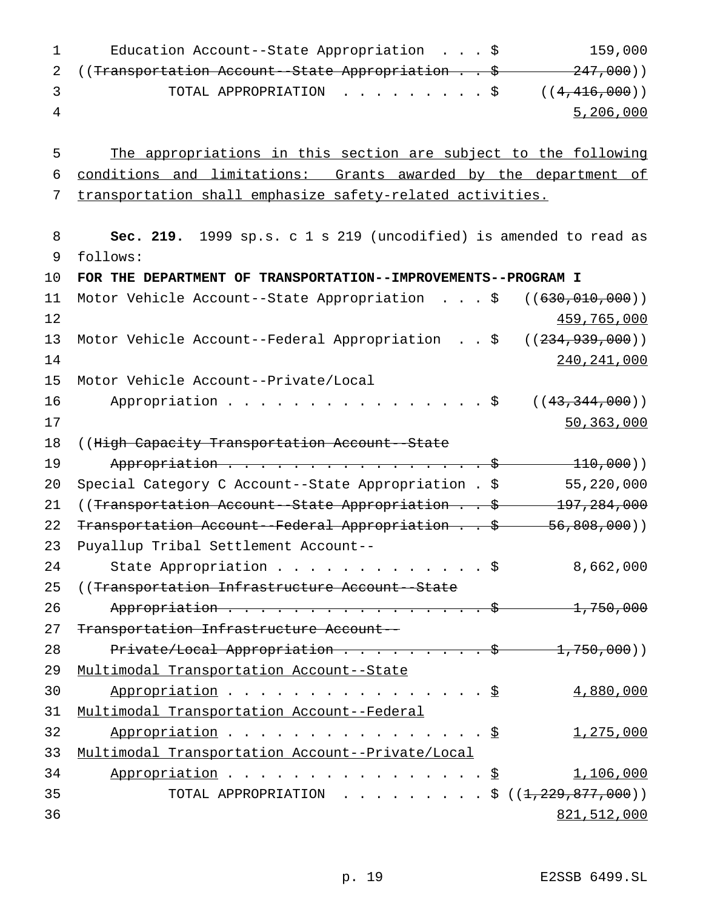Education Account--State Appropriation . . . $ 159,000

((~~Transportation Account--State Appropriation . . $ 247,000~~))

TOTAL APPROPRIATION . . . . . . . . . $ ((~~4,416,000~~))

5,206,000

The appropriations in this section are subject to the following conditions and limitations: Grants awarded by the department of transportation shall emphasize safety-related activities.

**Sec. 219.** 1999 sp.s. c 1 s 219 (uncodified) is amended to read as follows:

**FOR THE DEPARTMENT OF TRANSPORTATION--IMPROVEMENTS--PROGRAM I**

Motor Vehicle Account--State Appropriation . . . $ ((~~630,010,000~~))

459,765,000

Motor Vehicle Account--Federal Appropriation . . $ ((~~234,939,000~~))

240,241,000

Motor Vehicle Account--Private/Local Appropriation . . . . . . . . . . . . . . . . . $ ((~~43,344,000~~))

50,363,000

((~~High Capacity Transportation Account--State Appropriation . . . . . . . . . . . . . . . . . $ 110,000~~))

Special Category C Account--State Appropriation . $ 55,220,000

((~~Transportation Account--State Appropriation . . $ 197,284,000~~

~~Transportation Account--Federal Appropriation . . $ 56,808,000~~))

Puyallup Tribal Settlement Account--State Appropriation . . . . . . . . . . . . . . $ 8,662,000

((~~Transportation Infrastructure Account--State Appropriation . . . . . . . . . . . . . . . . . $ 1,750,000~~

~~Transportation Infrastructure Account--Private/Local Appropriation . . . . . . . . . $ 1,750,000~~))

Multimodal Transportation Account--State Appropriation . . . . . . . . . . . . . . . . . $ 4,880,000

Multimodal Transportation Account--Federal Appropriation . . . . . . . . . . . . . . . . . $ 1,275,000

Multimodal Transportation Account--Private/Local Appropriation . . . . . . . . . . . . . . . . . $ 1,106,000

TOTAL APPROPRIATION . . . . . . . . . $ ((~~1,229,877,000~~))

821,512,000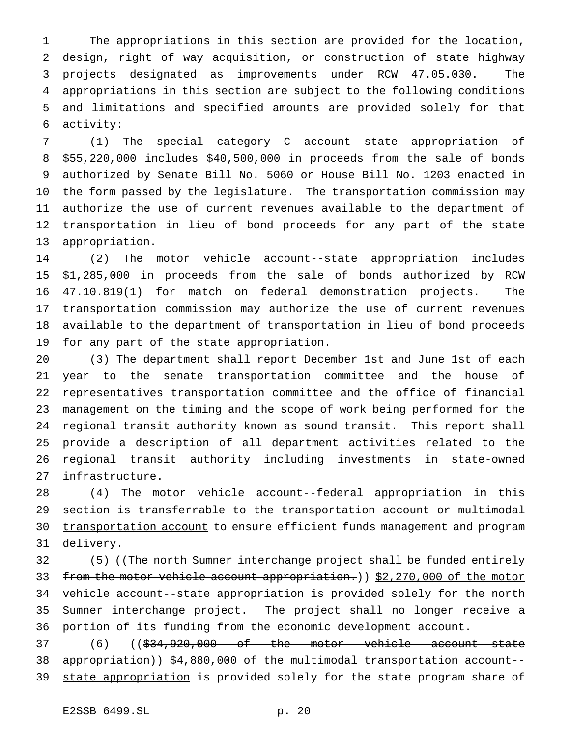The appropriations in this section are provided for the location, design, right of way acquisition, or construction of state highway projects designated as improvements under RCW 47.05.030. The appropriations in this section are subject to the following conditions and limitations and specified amounts are provided solely for that activity:

(1) The special category C account--state appropriation of $55,220,000 includes $40,500,000 in proceeds from the sale of bonds authorized by Senate Bill No. 5060 or House Bill No. 1203 enacted in the form passed by the legislature. The transportation commission may authorize the use of current revenues available to the department of transportation in lieu of bond proceeds for any part of the state appropriation.

(2) The motor vehicle account--state appropriation includes $1,285,000 in proceeds from the sale of bonds authorized by RCW 47.10.819(1) for match on federal demonstration projects. The transportation commission may authorize the use of current revenues available to the department of transportation in lieu of bond proceeds for any part of the state appropriation.

(3) The department shall report December 1st and June 1st of each year to the senate transportation committee and the house of representatives transportation committee and the office of financial management on the timing and the scope of work being performed for the regional transit authority known as sound transit. This report shall provide a description of all department activities related to the regional transit authority including investments in state-owned infrastructure.

(4) The motor vehicle account--federal appropriation in this section is transferrable to the transportation account or multimodal transportation account to ensure efficient funds management and program delivery.

(5) ((The north Sumner interchange project shall be funded entirely from the motor vehicle account appropriation.)) $2,270,000 of the motor vehicle account--state appropriation is provided solely for the north Sumner interchange project. The project shall no longer receive a portion of its funding from the economic development account.

(6) (($34,920,000 of the motor vehicle account--state appropriation)) $4,880,000 of the multimodal transportation account--state appropriation is provided solely for the state program share of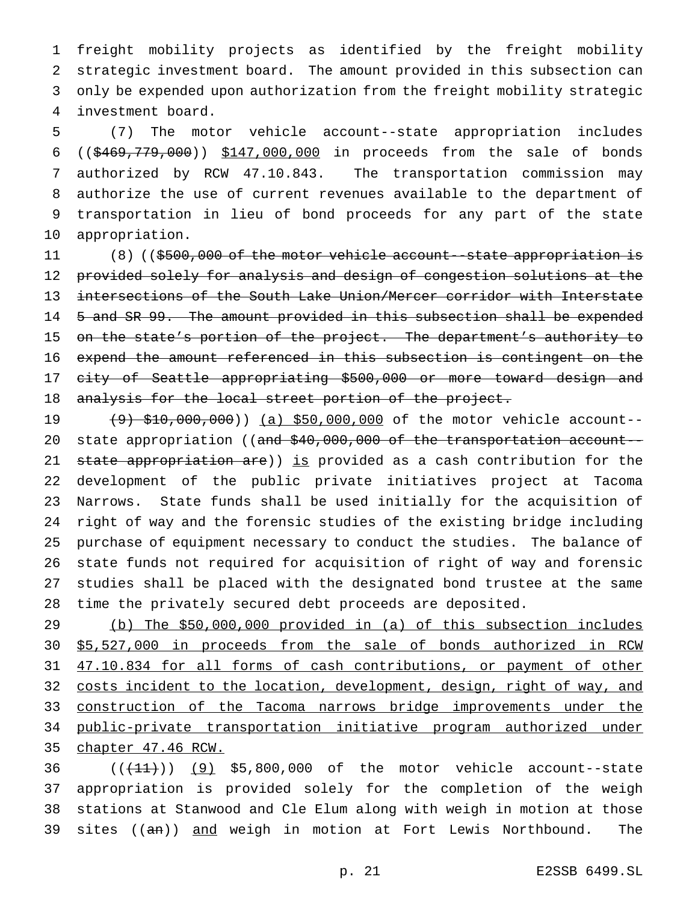freight mobility projects as identified by the freight mobility strategic investment board. The amount provided in this subsection can only be expended upon authorization from the freight mobility strategic investment board.

(7) The motor vehicle account--state appropriation includes (($469,779,000)) $147,000,000 in proceeds from the sale of bonds authorized by RCW 47.10.843. The transportation commission may authorize the use of current revenues available to the department of transportation in lieu of bond proceeds for any part of the state appropriation.

(8) (($500,000 of the motor vehicle account--state appropriation is provided solely for analysis and design of congestion solutions at the intersections of the South Lake Union/Mercer corridor with Interstate 5 and SR 99. The amount provided in this subsection shall be expended on the state's portion of the project. The department's authority to expend the amount referenced in this subsection is contingent on the city of Seattle appropriating $500,000 or more toward design and analysis for the local street portion of the project.

(9) $10,000,000)) (a) $50,000,000 of the motor vehicle account--state appropriation ((and $40,000,000 of the transportation account--state appropriation are)) is provided as a cash contribution for the development of the public private initiatives project at Tacoma Narrows. State funds shall be used initially for the acquisition of right of way and the forensic studies of the existing bridge including purchase of equipment necessary to conduct the studies. The balance of state funds not required for acquisition of right of way and forensic studies shall be placed with the designated bond trustee at the same time the privately secured debt proceeds are deposited.

(b) The $50,000,000 provided in (a) of this subsection includes $5,527,000 in proceeds from the sale of bonds authorized in RCW 47.10.834 for all forms of cash contributions, or payment of other costs incident to the location, development, design, right of way, and construction of the Tacoma narrows bridge improvements under the public-private transportation initiative program authorized under chapter 47.46 RCW.

(((11))) (9) $5,800,000 of the motor vehicle account--state appropriation is provided solely for the completion of the weigh stations at Stanwood and Cle Elum along with weigh in motion at those sites ((an)) and weigh in motion at Fort Lewis Northbound. The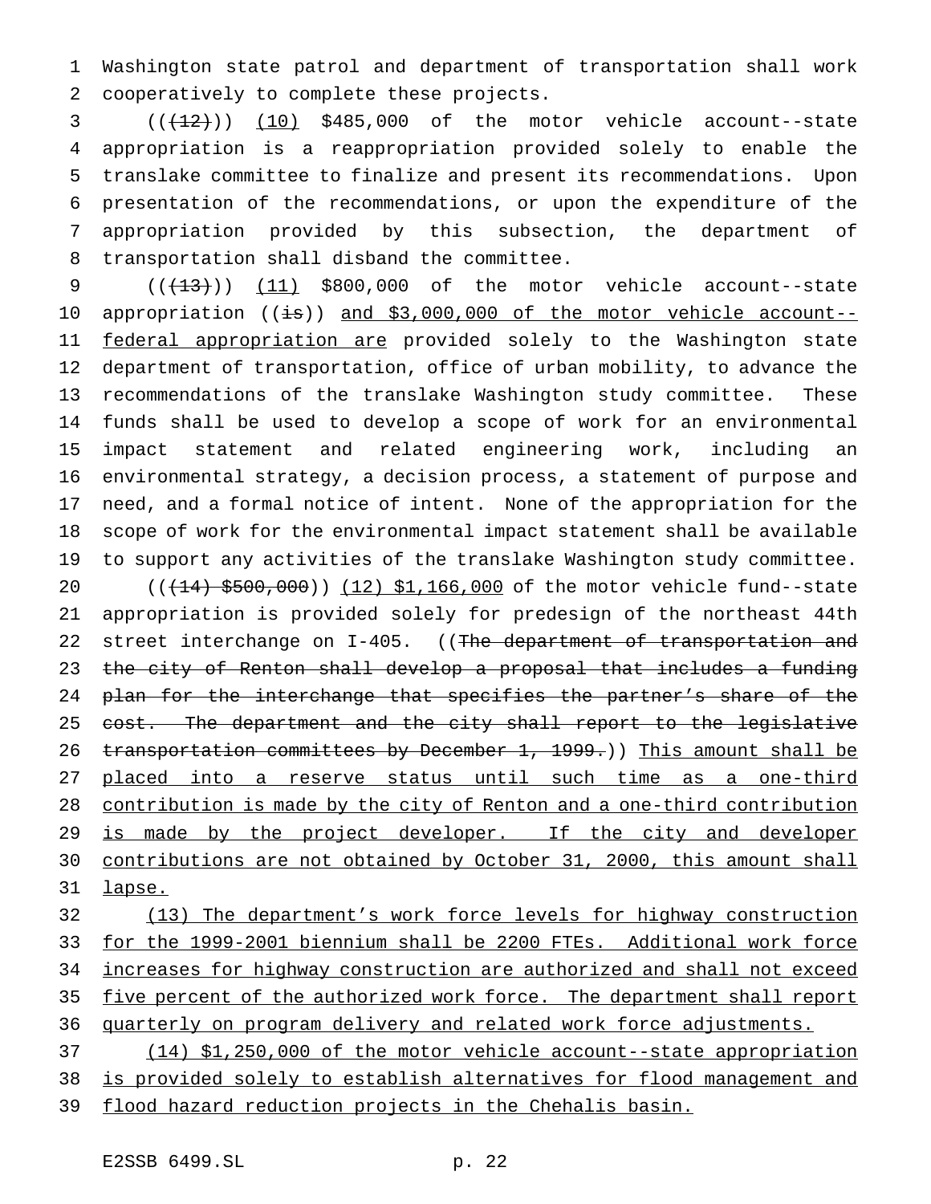Washington state patrol and department of transportation shall work cooperatively to complete these projects.

(((12))) (10) $485,000 of the motor vehicle account--state appropriation is a reappropriation provided solely to enable the translake committee to finalize and present its recommendations. Upon presentation of the recommendations, or upon the expenditure of the appropriation provided by this subsection, the department of transportation shall disband the committee.

(((13))) (11) $800,000 of the motor vehicle account--state appropriation ((is)) and $3,000,000 of the motor vehicle account--federal appropriation are provided solely to the Washington state department of transportation, office of urban mobility, to advance the recommendations of the translake Washington study committee. These funds shall be used to develop a scope of work for an environmental impact statement and related engineering work, including an environmental strategy, a decision process, a statement of purpose and need, and a formal notice of intent. None of the appropriation for the scope of work for the environmental impact statement shall be available to support any activities of the translake Washington study committee.

(((14) $500,000)) (12) $1,166,000 of the motor vehicle fund--state appropriation is provided solely for predesign of the northeast 44th street interchange on I-405. ((The department of transportation and the city of Renton shall develop a proposal that includes a funding plan for the interchange that specifies the partner's share of the cost. The department and the city shall report to the legislative transportation committees by December 1, 1999.)) This amount shall be placed into a reserve status until such time as a one-third contribution is made by the city of Renton and a one-third contribution is made by the project developer. If the city and developer contributions are not obtained by October 31, 2000, this amount shall lapse.

(13) The department's work force levels for highway construction for the 1999-2001 biennium shall be 2200 FTEs. Additional work force increases for highway construction are authorized and shall not exceed five percent of the authorized work force. The department shall report quarterly on program delivery and related work force adjustments.

(14) $1,250,000 of the motor vehicle account--state appropriation is provided solely to establish alternatives for flood management and flood hazard reduction projects in the Chehalis basin.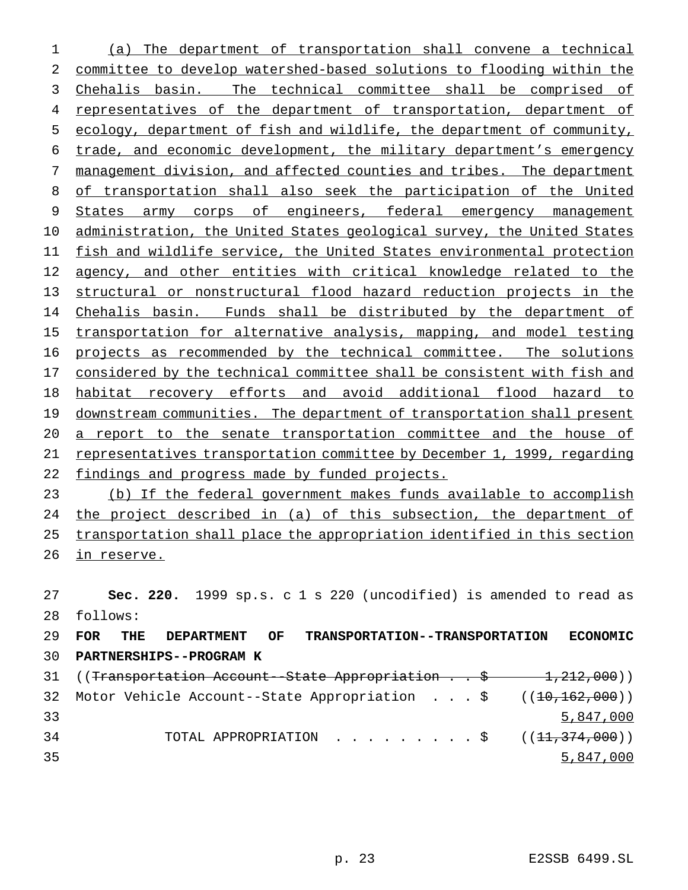(a) The department of transportation shall convene a technical committee to develop watershed-based solutions to flooding within the Chehalis basin. The technical committee shall be comprised of representatives of the department of transportation, department of ecology, department of fish and wildlife, the department of community, trade, and economic development, the military department's emergency management division, and affected counties and tribes. The department of transportation shall also seek the participation of the United States army corps of engineers, federal emergency management administration, the United States geological survey, the United States fish and wildlife service, the United States environmental protection agency, and other entities with critical knowledge related to the structural or nonstructural flood hazard reduction projects in the Chehalis basin. Funds shall be distributed by the department of transportation for alternative analysis, mapping, and model testing projects as recommended by the technical committee. The solutions considered by the technical committee shall be consistent with fish and habitat recovery efforts and avoid additional flood hazard to downstream communities. The department of transportation shall present a report to the senate transportation committee and the house of representatives transportation committee by December 1, 1999, regarding findings and progress made by funded projects.

(b) If the federal government makes funds available to accomplish the project described in (a) of this subsection, the department of transportation shall place the appropriation identified in this section in reserve.

**Sec. 220.** 1999 sp.s. c 1 s 220 (uncodified) is amended to read as follows:

**FOR THE DEPARTMENT OF TRANSPORTATION--TRANSPORTATION ECONOMIC PARTNERSHIPS--PROGRAM K**

((~~Transportation Account--State Appropriation . . $ 1,212,000~~))
Motor Vehicle Account--State Appropriation . . . $ ((~~10,162,000~~))
5,847,000
TOTAL APPROPRIATION . . . . . . . . . $ ((~~11,374,000~~))
5,847,000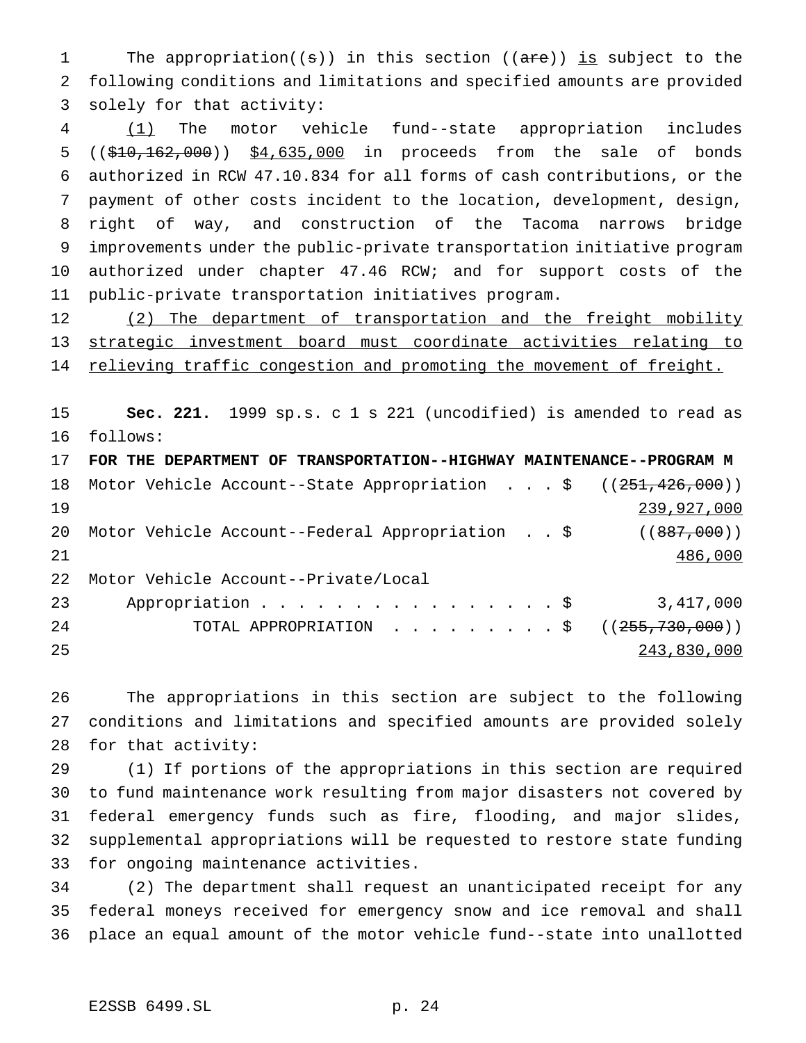The appropriation((s)) in this section ((are)) is subject to the following conditions and limitations and specified amounts are provided solely for that activity:

(1) The motor vehicle fund--state appropriation includes (($10,162,000)) $4,635,000 in proceeds from the sale of bonds authorized in RCW 47.10.834 for all forms of cash contributions, or the payment of other costs incident to the location, development, design, right of way, and construction of the Tacoma narrows bridge improvements under the public-private transportation initiative program authorized under chapter 47.46 RCW; and for support costs of the public-private transportation initiatives program.

(2) The department of transportation and the freight mobility strategic investment board must coordinate activities relating to relieving traffic congestion and promoting the movement of freight.

**Sec. 221.** 1999 sp.s. c 1 s 221 (uncodified) is amended to read as follows:

**FOR THE DEPARTMENT OF TRANSPORTATION--HIGHWAY MAINTENANCE--PROGRAM M**

| | |
|---|---|
| Motor Vehicle Account--State Appropriation . . . $ | ((251,426,000)) 239,927,000 |
| Motor Vehicle Account--Federal Appropriation . . $ | ((887,000)) 486,000 |
| Motor Vehicle Account--Private/Local Appropriation . . . . . . . . . . . . . . . . . $ | 3,417,000 |
| TOTAL APPROPRIATION . . . . . . . . . $ | ((255,730,000)) 243,830,000 |

The appropriations in this section are subject to the following conditions and limitations and specified amounts are provided solely for that activity:

(1) If portions of the appropriations in this section are required to fund maintenance work resulting from major disasters not covered by federal emergency funds such as fire, flooding, and major slides, supplemental appropriations will be requested to restore state funding for ongoing maintenance activities.

(2) The department shall request an unanticipated receipt for any federal moneys received for emergency snow and ice removal and shall place an equal amount of the motor vehicle fund--state into unallotted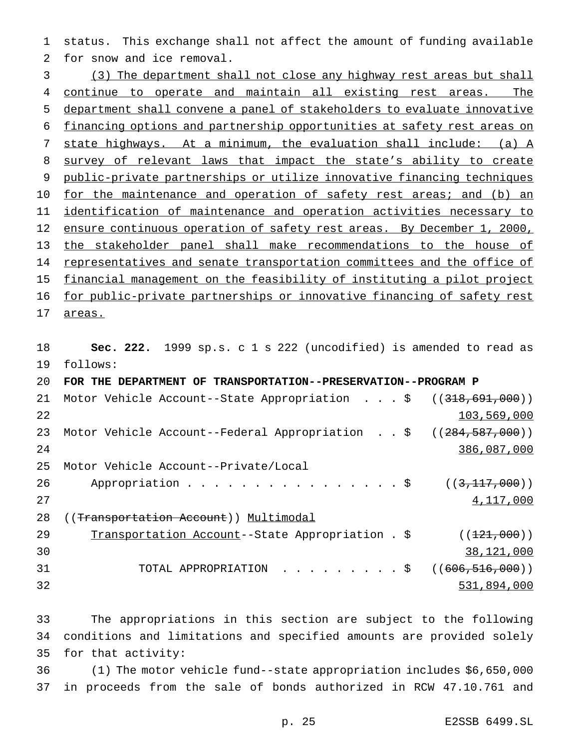status. This exchange shall not affect the amount of funding available for snow and ice removal.

(3) The department shall not close any highway rest areas but shall continue to operate and maintain all existing rest areas. The department shall convene a panel of stakeholders to evaluate innovative financing options and partnership opportunities at safety rest areas on state highways. At a minimum, the evaluation shall include: (a) A survey of relevant laws that impact the state's ability to create public-private partnerships or utilize innovative financing techniques for the maintenance and operation of safety rest areas; and (b) an identification of maintenance and operation activities necessary to ensure continuous operation of safety rest areas. By December 1, 2000, the stakeholder panel shall make recommendations to the house of representatives and senate transportation committees and the office of financial management on the feasibility of instituting a pilot project for public-private partnerships or innovative financing of safety rest areas.

**Sec. 222.** 1999 sp.s. c 1 s 222 (uncodified) is amended to read as follows:

**FOR THE DEPARTMENT OF TRANSPORTATION--PRESERVATION--PROGRAM P**

Motor Vehicle Account--State Appropriation . . . $ ((~~318,691,000~~)) 103,569,000

Motor Vehicle Account--Federal Appropriation . . $ ((~~284,587,000~~)) 386,087,000

Motor Vehicle Account--Private/Local Appropriation . . . . . . . . . . . . . . . . . $ ((~~3,117,000~~)) 4,117,000

((~~Transportation Account~~)) Multimodal Transportation Account--State Appropriation . $ ((~~121,000~~)) 38,121,000

TOTAL APPROPRIATION . . . . . . . . . $ ((~~606,516,000~~)) 531,894,000

The appropriations in this section are subject to the following conditions and limitations and specified amounts are provided solely for that activity:

(1) The motor vehicle fund--state appropriation includes $6,650,000 in proceeds from the sale of bonds authorized in RCW 47.10.761 and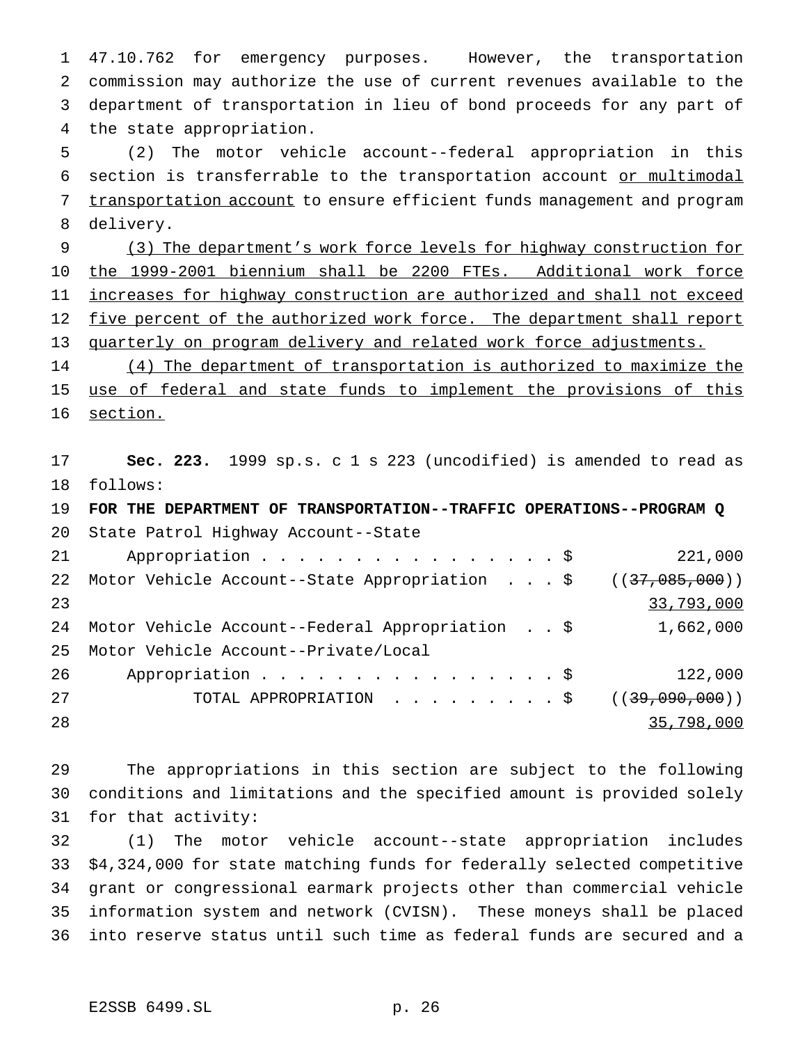47.10.762 for emergency purposes. However, the transportation commission may authorize the use of current revenues available to the department of transportation in lieu of bond proceeds for any part of the state appropriation.

(2) The motor vehicle account--federal appropriation in this section is transferrable to the transportation account <u>or multimodal transportation account</u> to ensure efficient funds management and program delivery.

<u>(3) The department's work force levels for highway construction for the 1999-2001 biennium shall be 2200 FTEs. Additional work force increases for highway construction are authorized and shall not exceed five percent of the authorized work force. The department shall report quarterly on program delivery and related work force adjustments.</u>

<u>(4) The department of transportation is authorized to maximize the use of federal and state funds to implement the provisions of this section.</u>

**Sec. 223.** 1999 sp.s. c 1 s 223 (uncodified) is amended to read as follows:

**FOR THE DEPARTMENT OF TRANSPORTATION--TRAFFIC OPERATIONS--PROGRAM Q**

| | |
|---|---|
| State Patrol Highway Account--State Appropriation . . . . . . . . . . . . . . . . . $ | 221,000 |
| Motor Vehicle Account--State Appropriation . . . $ | ((~~37,085,000~~)) <u>33,793,000</u> |
| Motor Vehicle Account--Federal Appropriation . . $ | 1,662,000 |
| Motor Vehicle Account--Private/Local Appropriation . . . . . . . . . . . . . . . . . $ | 122,000 |
| TOTAL APPROPRIATION . . . . . . . . . $ | ((~~39,090,000~~)) <u>35,798,000</u> |

The appropriations in this section are subject to the following conditions and limitations and the specified amount is provided solely for that activity:

(1) The motor vehicle account--state appropriation includes $4,324,000 for state matching funds for federally selected competitive grant or congressional earmark projects other than commercial vehicle information system and network (CVISN). These moneys shall be placed into reserve status until such time as federal funds are secured and a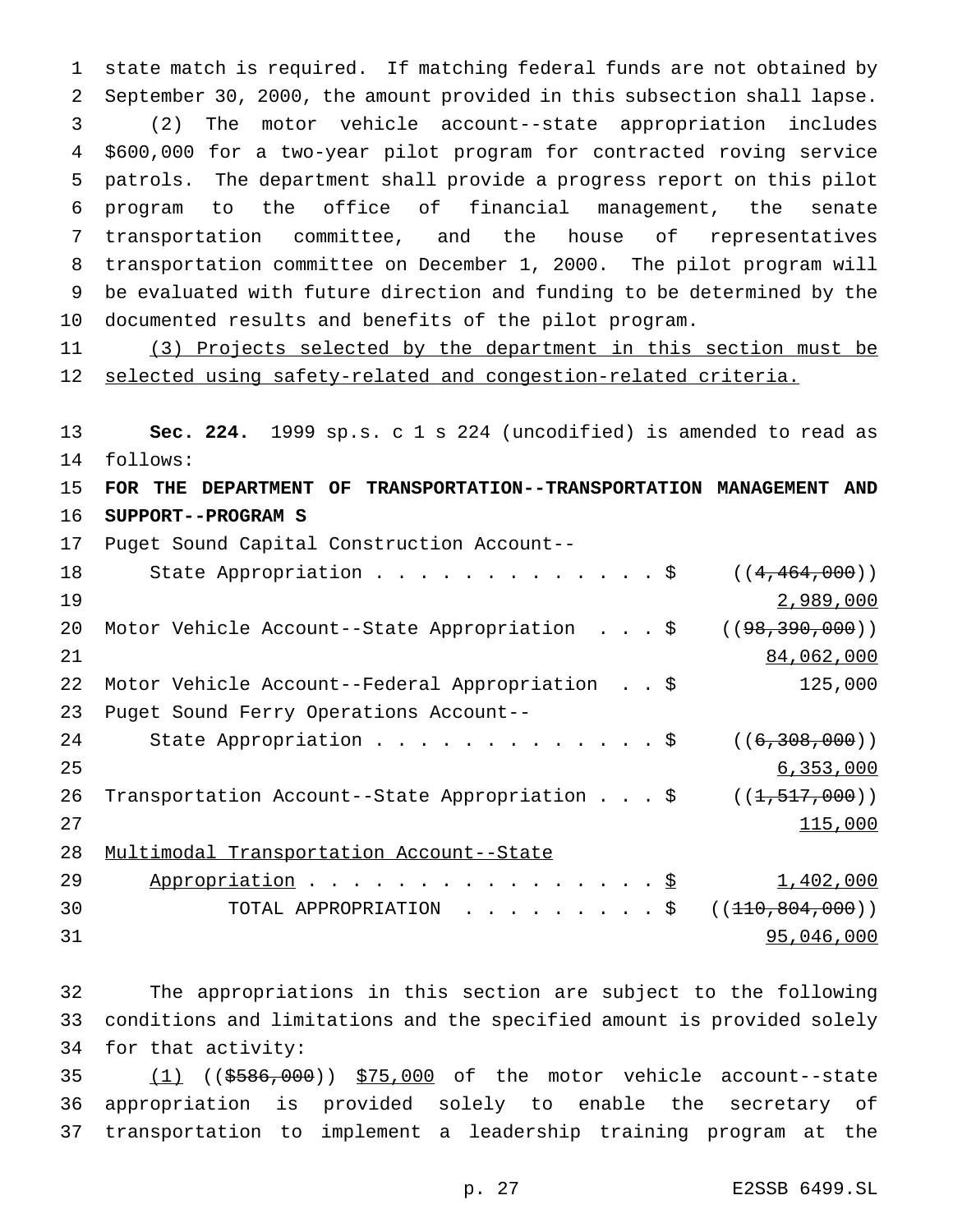state match is required. If matching federal funds are not obtained by September 30, 2000, the amount provided in this subsection shall lapse.

(2) The motor vehicle account--state appropriation includes $600,000 for a two-year pilot program for contracted roving service patrols. The department shall provide a progress report on this pilot program to the office of financial management, the senate transportation committee, and the house of representatives transportation committee on December 1, 2000. The pilot program will be evaluated with future direction and funding to be determined by the documented results and benefits of the pilot program.

(3) Projects selected by the department in this section must be selected using safety-related and congestion-related criteria.

**Sec. 224.** 1999 sp.s. c 1 s 224 (uncodified) is amended to read as follows:

**FOR THE DEPARTMENT OF TRANSPORTATION--TRANSPORTATION MANAGEMENT AND SUPPORT--PROGRAM S**

| | |
|---|---|
| Puget Sound Capital Construction Account--State Appropriation . . . . . . . . . . . . . $ | ((~~4,464,000~~)) 2,989,000 |
| Motor Vehicle Account--State Appropriation . . . $ | ((~~98,390,000~~)) 84,062,000 |
| Motor Vehicle Account--Federal Appropriation . . $ | 125,000 |
| Puget Sound Ferry Operations Account--State Appropriation . . . . . . . . . . . . . $ | ((~~6,308,000~~)) 6,353,000 |
| Transportation Account--State Appropriation . . . $ | ((~~1,517,000~~)) 115,000 |
| Multimodal Transportation Account--State Appropriation . . . . . . . . . . . . . . . . $ | 1,402,000 |
| TOTAL APPROPRIATION . . . . . . . . . $ | ((~~110,804,000~~)) 95,046,000 |

The appropriations in this section are subject to the following conditions and limitations and the specified amount is provided solely for that activity:

(1) ((~~$586,000~~)) $75,000 of the motor vehicle account--state appropriation is provided solely to enable the secretary of transportation to implement a leadership training program at the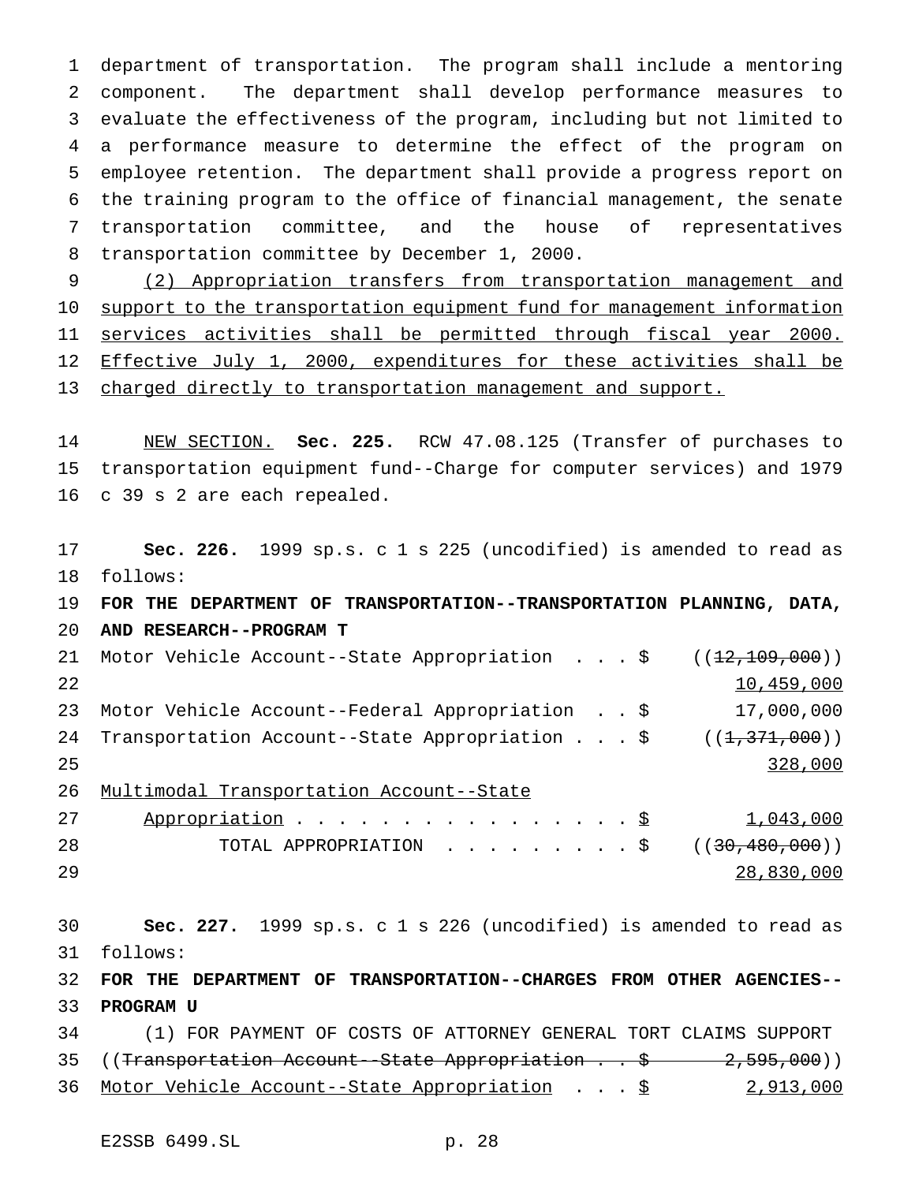department of transportation. The program shall include a mentoring component. The department shall develop performance measures to evaluate the effectiveness of the program, including but not limited to a performance measure to determine the effect of the program on employee retention. The department shall provide a progress report on the training program to the office of financial management, the senate transportation committee, and the house of representatives transportation committee by December 1, 2000.

(2) Appropriation transfers from transportation management and support to the transportation equipment fund for management information services activities shall be permitted through fiscal year 2000. Effective July 1, 2000, expenditures for these activities shall be charged directly to transportation management and support.

NEW SECTION. **Sec. 225.** RCW 47.08.125 (Transfer of purchases to transportation equipment fund--Charge for computer services) and 1979 c 39 s 2 are each repealed.

**Sec. 226.** 1999 sp.s. c 1 s 225 (uncodified) is amended to read as follows:

**FOR THE DEPARTMENT OF TRANSPORTATION--TRANSPORTATION PLANNING, DATA, AND RESEARCH--PROGRAM T**

| | |
|---|---|
| Motor Vehicle Account--State Appropriation . . . $ | ((~~12,109,000~~)) 10,459,000 |
| Motor Vehicle Account--Federal Appropriation . . $ | 17,000,000 |
| Transportation Account--State Appropriation . . . $ | ((~~1,371,000~~)) 328,000 |
| Multimodal Transportation Account--State Appropriation . . . . . . . . . . . . . . . . $ | 1,043,000 |
| TOTAL APPROPRIATION . . . . . . . . . $ | ((~~30,480,000~~)) 28,830,000 |

**Sec. 227.** 1999 sp.s. c 1 s 226 (uncodified) is amended to read as follows:

**FOR THE DEPARTMENT OF TRANSPORTATION--CHARGES FROM OTHER AGENCIES--PROGRAM U**

(1) FOR PAYMENT OF COSTS OF ATTORNEY GENERAL TORT CLAIMS SUPPORT

| | |
|---|---|
| ((~~Transportation Account--State Appropriation . . $~~ | ~~2,595,000~~)) |
| Motor Vehicle Account--State Appropriation . . . $ | 2,913,000 |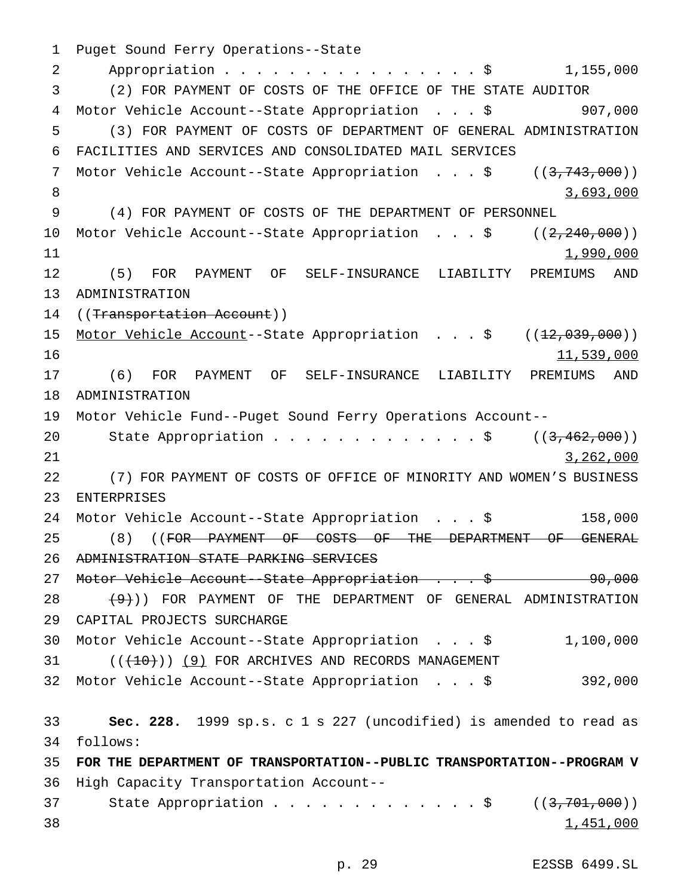Puget Sound Ferry Operations--State
Appropriation . . . . . . . . . . . . . . . . . $ 1,155,000

(2) FOR PAYMENT OF COSTS OF THE OFFICE OF THE STATE AUDITOR
Motor Vehicle Account--State Appropriation . . . $ 907,000

(3) FOR PAYMENT OF COSTS OF DEPARTMENT OF GENERAL ADMINISTRATION FACILITIES AND SERVICES AND CONSOLIDATED MAIL SERVICES
Motor Vehicle Account--State Appropriation . . . $ ((~~3,743,000~~))
3,693,000

(4) FOR PAYMENT OF COSTS OF THE DEPARTMENT OF PERSONNEL
Motor Vehicle Account--State Appropriation . . . $ ((~~2,240,000~~))
1,990,000

(5) FOR PAYMENT OF SELF-INSURANCE LIABILITY PREMIUMS AND ADMINISTRATION
((~~Transportation Account~~))
Motor Vehicle Account--State Appropriation . . . $ ((~~12,039,000~~))
11,539,000

(6) FOR PAYMENT OF SELF-INSURANCE LIABILITY PREMIUMS AND ADMINISTRATION
Motor Vehicle Fund--Puget Sound Ferry Operations Account--
State Appropriation . . . . . . . . . . . . . $ ((~~3,462,000~~))
3,262,000

(7) FOR PAYMENT OF COSTS OF OFFICE OF MINORITY AND WOMEN'S BUSINESS ENTERPRISES
Motor Vehicle Account--State Appropriation . . . $ 158,000

(8) ((~~FOR PAYMENT OF COSTS OF THE DEPARTMENT OF GENERAL ADMINISTRATION STATE PARKING SERVICES~~
~~Motor Vehicle Account--State Appropriation . . . $ 90,000~~
~~(9)~~)) FOR PAYMENT OF THE DEPARTMENT OF GENERAL ADMINISTRATION CAPITAL PROJECTS SURCHARGE
Motor Vehicle Account--State Appropriation . . . $ 1,100,000

((~~(10)~~)) (9) FOR ARCHIVES AND RECORDS MANAGEMENT
Motor Vehicle Account--State Appropriation . . . $ 392,000

**Sec. 228.** 1999 sp.s. c 1 s 227 (uncodified) is amended to read as follows:

**FOR THE DEPARTMENT OF TRANSPORTATION--PUBLIC TRANSPORTATION--PROGRAM V**

High Capacity Transportation Account--
State Appropriation . . . . . . . . . . . . . $ ((~~3,701,000~~))
1,451,000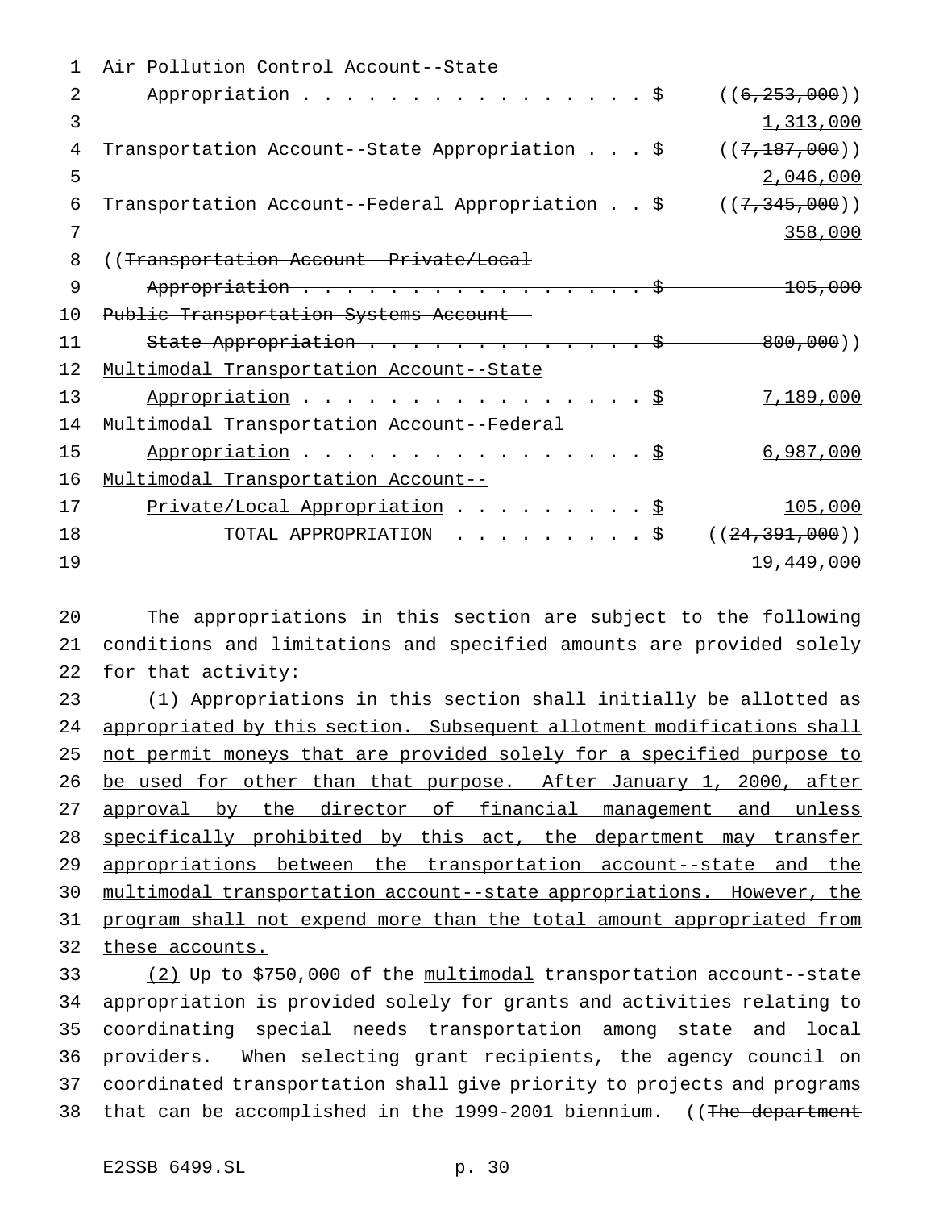Air Pollution Control Account--State
Appropriation . . . . . . . . . . . . . . . . . $ ((~~6,253,000~~))
1,313,000

Transportation Account--State Appropriation . . . $ ((~~7,187,000~~))
2,046,000

Transportation Account--Federal Appropriation . . $ ((~~7,345,000~~))
358,000

((~~Transportation Account--Private/Local~~
~~Appropriation . . . . . . . . . . . . . . . . . $ 105,000~~
~~Public Transportation Systems Account--~~
~~State Appropriation . . . . . . . . . . . . . $ 800,000~~))

Multimodal Transportation Account--State
Appropriation . . . . . . . . . . . . . . . . . $ 7,189,000

Multimodal Transportation Account--Federal
Appropriation . . . . . . . . . . . . . . . . . $ 6,987,000

Multimodal Transportation Account--
Private/Local Appropriation . . . . . . . . . $ 105,000

TOTAL APPROPRIATION . . . . . . . . . $ ((~~24,391,000~~))
19,449,000

The appropriations in this section are subject to the following conditions and limitations and specified amounts are provided solely for that activity:

(1) Appropriations in this section shall initially be allotted as appropriated by this section. Subsequent allotment modifications shall not permit moneys that are provided solely for a specified purpose to be used for other than that purpose. After January 1, 2000, after approval by the director of financial management and unless specifically prohibited by this act, the department may transfer appropriations between the transportation account--state and the multimodal transportation account--state appropriations. However, the program shall not expend more than the total amount appropriated from these accounts.

(2) Up to $750,000 of the multimodal transportation account--state appropriation is provided solely for grants and activities relating to coordinating special needs transportation among state and local providers. When selecting grant recipients, the agency council on coordinated transportation shall give priority to projects and programs that can be accomplished in the 1999-2001 biennium. ((~~The department~~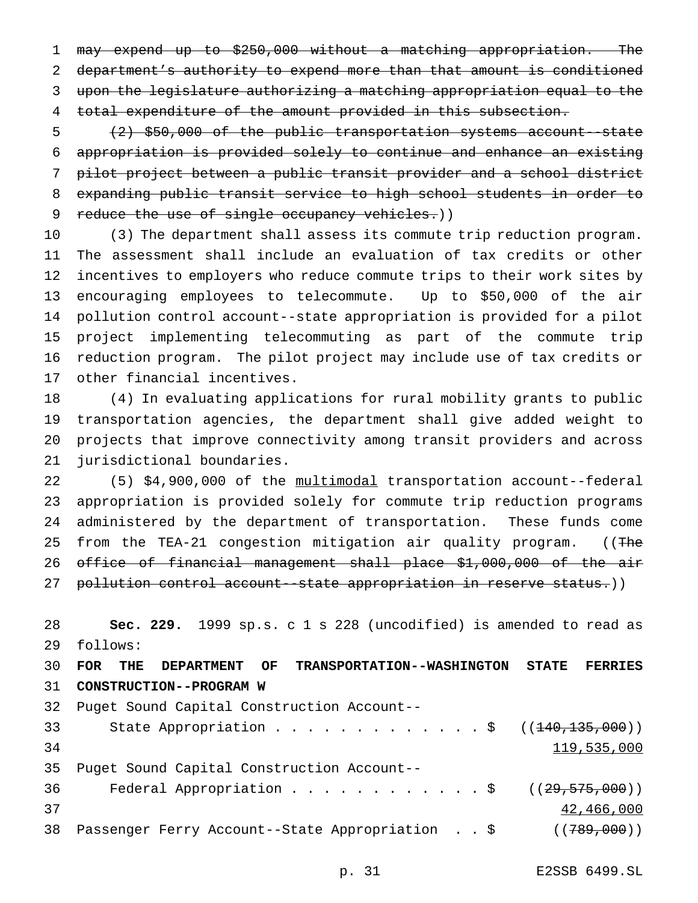~~may expend up to $250,000 without a matching appropriation. The department's authority to expend more than that amount is conditioned upon the legislature authorizing a matching appropriation equal to the total expenditure of the amount provided in this subsection.~~

~~(2) $50,000 of the public transportation systems account--state appropriation is provided solely to continue and enhance an existing pilot project between a public transit provider and a school district expanding public transit service to high school students in order to reduce the use of single occupancy vehicles.~~))

(3) The department shall assess its commute trip reduction program. The assessment shall include an evaluation of tax credits or other incentives to employers who reduce commute trips to their work sites by encouraging employees to telecommute. Up to $50,000 of the air pollution control account--state appropriation is provided for a pilot project implementing telecommuting as part of the commute trip reduction program. The pilot project may include use of tax credits or other financial incentives.

(4) In evaluating applications for rural mobility grants to public transportation agencies, the department shall give added weight to projects that improve connectivity among transit providers and across jurisdictional boundaries.

(5) $4,900,000 of the multimodal transportation account--federal appropriation is provided solely for commute trip reduction programs administered by the department of transportation. These funds come from the TEA-21 congestion mitigation air quality program. ((~~The office of financial management shall place $1,000,000 of the air pollution control account--state appropriation in reserve status.~~))

**Sec. 229.** 1999 sp.s. c 1 s 228 (uncodified) is amended to read as follows:

**FOR THE DEPARTMENT OF TRANSPORTATION--WASHINGTON STATE FERRIES CONSTRUCTION--PROGRAM W**

Puget Sound Capital Construction Account--
State Appropriation . . . . . . . . . . . . . $ ((~~140,135,000~~))
119,535,000

Puget Sound Capital Construction Account--
Federal Appropriation . . . . . . . . . . . . $ ((~~29,575,000~~))
42,466,000

Passenger Ferry Account--State Appropriation . . $ ((~~789,000~~))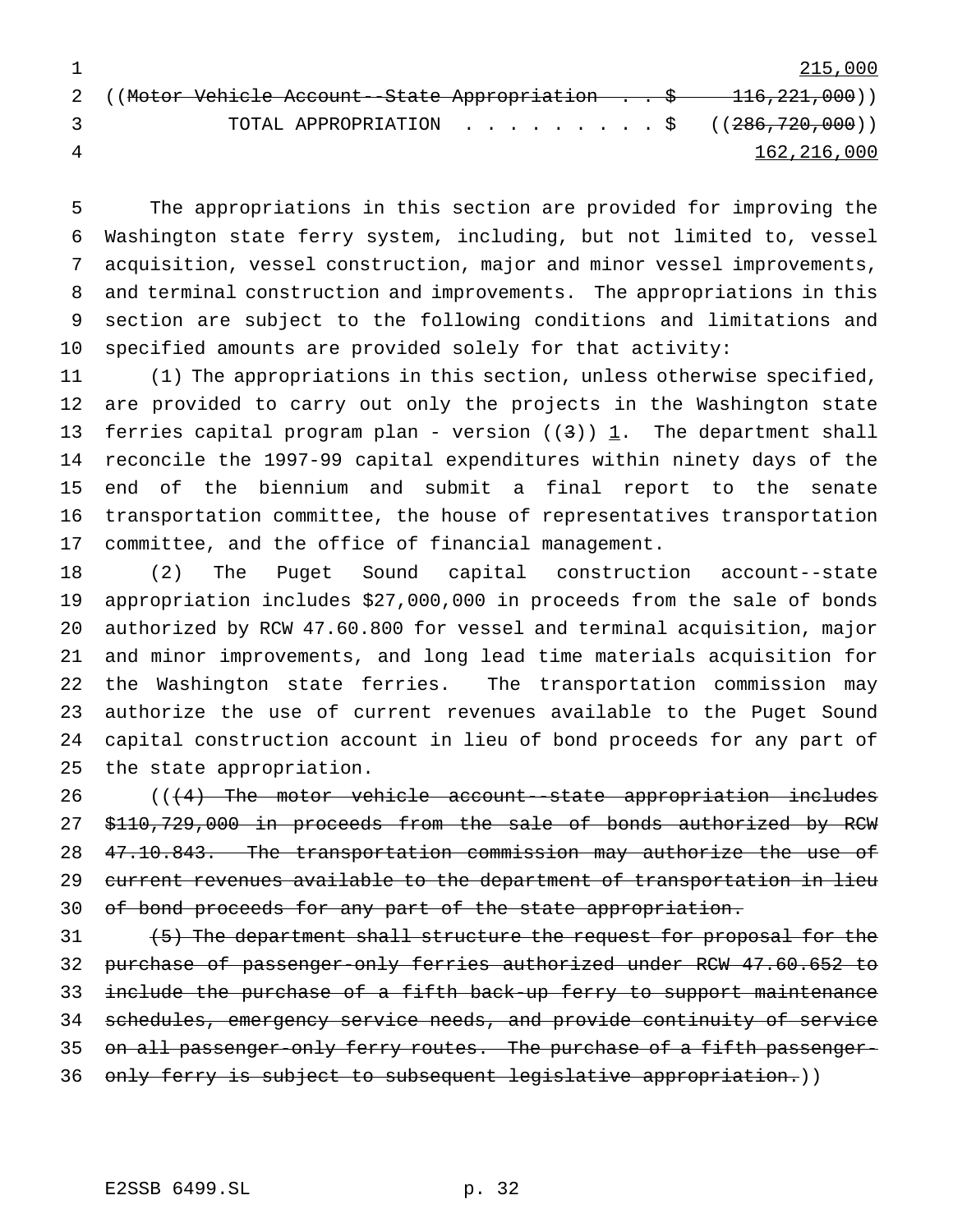215,000

((~~Motor Vehicle Account--State Appropriation . . $ 116,221,000~~))

TOTAL APPROPRIATION . . . . . . . . . $ ((~~286,720,000~~))

162,216,000

The appropriations in this section are provided for improving the Washington state ferry system, including, but not limited to, vessel acquisition, vessel construction, major and minor vessel improvements, and terminal construction and improvements. The appropriations in this section are subject to the following conditions and limitations and specified amounts are provided solely for that activity:

(1) The appropriations in this section, unless otherwise specified, are provided to carry out only the projects in the Washington state ferries capital program plan - version ((~~3~~)) 1. The department shall reconcile the 1997-99 capital expenditures within ninety days of the end of the biennium and submit a final report to the senate transportation committee, the house of representatives transportation committee, and the office of financial management.

(2) The Puget Sound capital construction account--state appropriation includes $27,000,000 in proceeds from the sale of bonds authorized by RCW 47.60.800 for vessel and terminal acquisition, major and minor improvements, and long lead time materials acquisition for the Washington state ferries. The transportation commission may authorize the use of current revenues available to the Puget Sound capital construction account in lieu of bond proceeds for any part of the state appropriation.

((~~(4) The motor vehicle account--state appropriation includes $110,729,000 in proceeds from the sale of bonds authorized by RCW 47.10.843. The transportation commission may authorize the use of current revenues available to the department of transportation in lieu of bond proceeds for any part of the state appropriation.~~

~~(5) The department shall structure the request for proposal for the purchase of passenger-only ferries authorized under RCW 47.60.652 to include the purchase of a fifth back-up ferry to support maintenance schedules, emergency service needs, and provide continuity of service on all passenger-only ferry routes. The purchase of a fifth passenger-only ferry is subject to subsequent legislative appropriation.~~))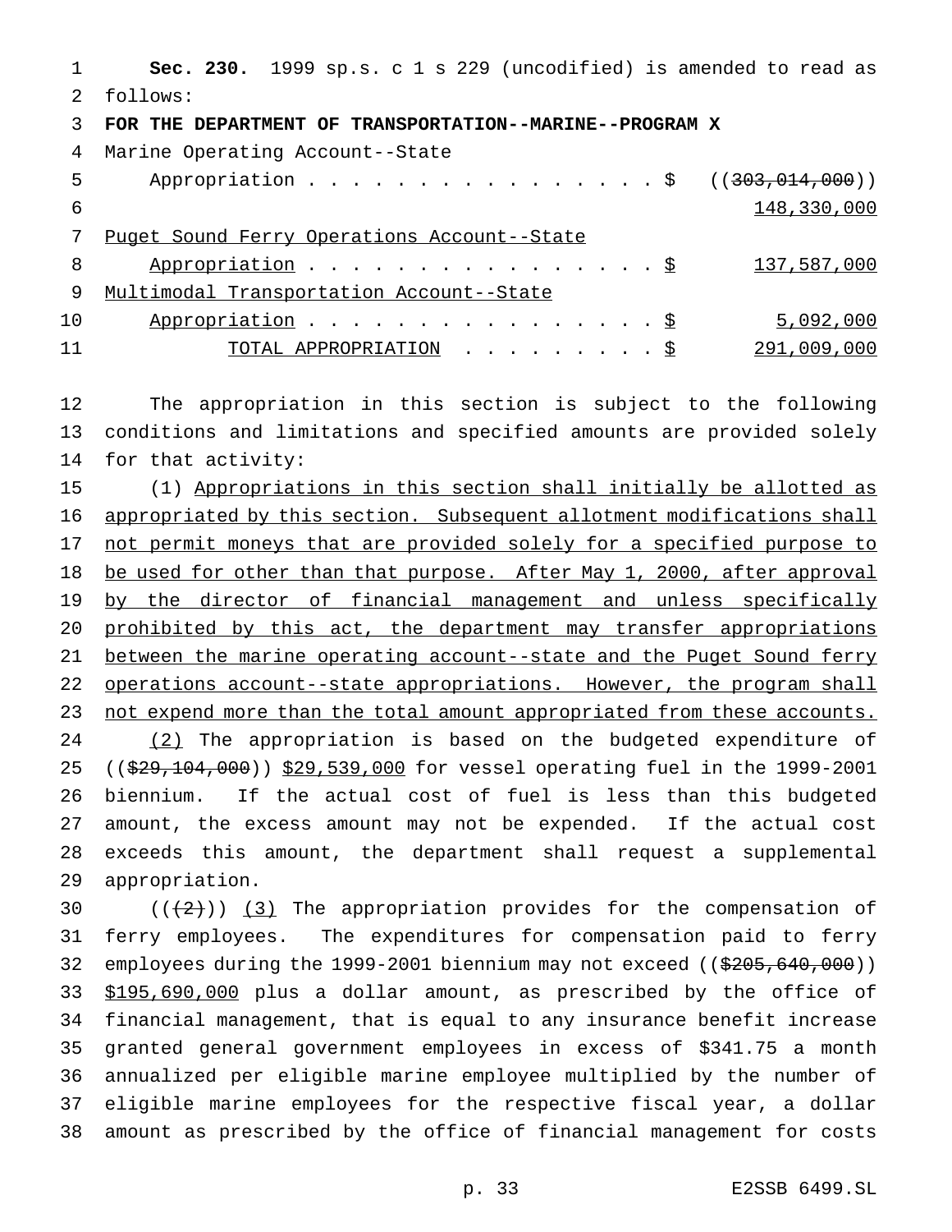**Sec. 230.** 1999 sp.s. c 1 s 229 (uncodified) is amended to read as follows:

**FOR THE DEPARTMENT OF TRANSPORTATION--MARINE--PROGRAM X**

| | |
|---|---|
| Marine Operating Account--State Appropriation . . . . . . . . . . . . . . . . . . $ | ((~~303,014,000~~)) 148,330,000 |
| Puget Sound Ferry Operations Account--State Appropriation . . . . . . . . . . . . . . . . . . $ | 137,587,000 |
| Multimodal Transportation Account--State Appropriation . . . . . . . . . . . . . . . . . . $ | 5,092,000 |
| TOTAL APPROPRIATION . . . . . . . . . $ | 291,009,000 |

The appropriation in this section is subject to the following conditions and limitations and specified amounts are provided solely for that activity:

(1) Appropriations in this section shall initially be allotted as appropriated by this section. Subsequent allotment modifications shall not permit moneys that are provided solely for a specified purpose to be used for other than that purpose. After May 1, 2000, after approval by the director of financial management and unless specifically prohibited by this act, the department may transfer appropriations between the marine operating account--state and the Puget Sound ferry operations account--state appropriations. However, the program shall not expend more than the total amount appropriated from these accounts.

(2) The appropriation is based on the budgeted expenditure of ((~~$29,104,000~~)) $29,539,000 for vessel operating fuel in the 1999-2001 biennium. If the actual cost of fuel is less than this budgeted amount, the excess amount may not be expended. If the actual cost exceeds this amount, the department shall request a supplemental appropriation.

((~~(2)~~)) (3) The appropriation provides for the compensation of ferry employees. The expenditures for compensation paid to ferry employees during the 1999-2001 biennium may not exceed ((~~$205,640,000~~)) $195,690,000 plus a dollar amount, as prescribed by the office of financial management, that is equal to any insurance benefit increase granted general government employees in excess of $341.75 a month annualized per eligible marine employee multiplied by the number of eligible marine employees for the respective fiscal year, a dollar amount as prescribed by the office of financial management for costs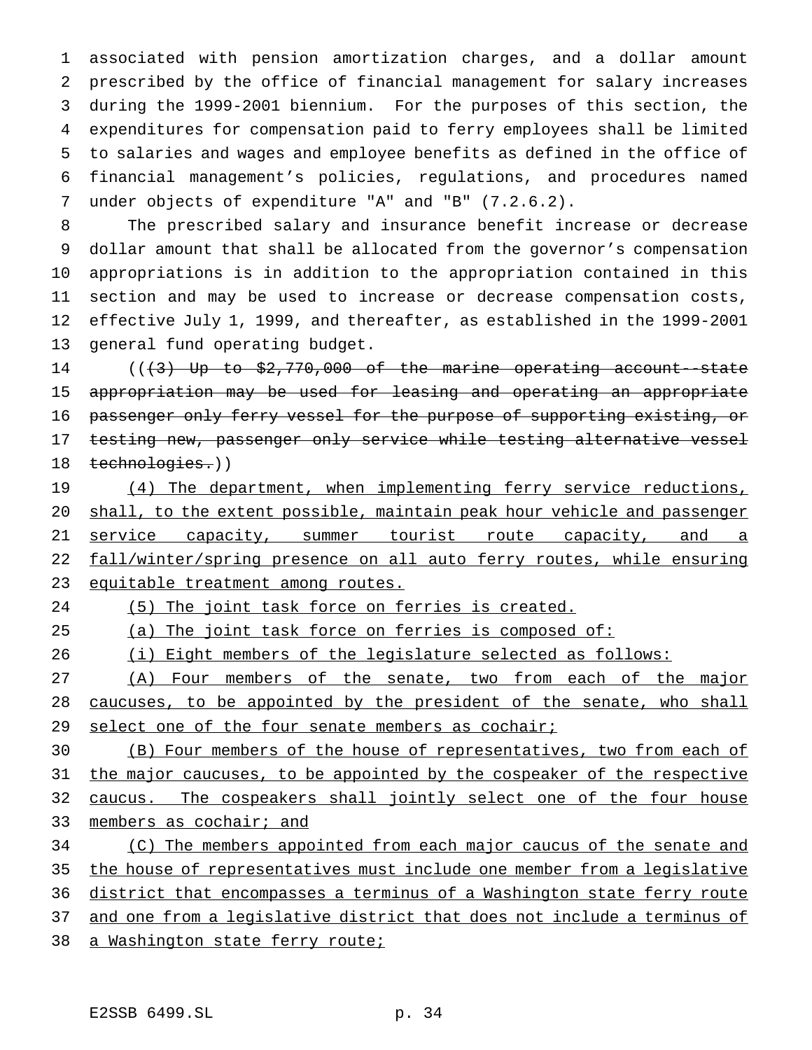associated with pension amortization charges, and a dollar amount prescribed by the office of financial management for salary increases during the 1999-2001 biennium. For the purposes of this section, the expenditures for compensation paid to ferry employees shall be limited to salaries and wages and employee benefits as defined in the office of financial management's policies, regulations, and procedures named under objects of expenditure "A" and "B" (7.2.6.2).

The prescribed salary and insurance benefit increase or decrease dollar amount that shall be allocated from the governor's compensation appropriations is in addition to the appropriation contained in this section and may be used to increase or decrease compensation costs, effective July 1, 1999, and thereafter, as established in the 1999-2001 general fund operating budget.

~~((3) Up to $2,770,000 of the marine operating account--state appropriation may be used for leasing and operating an appropriate passenger only ferry vessel for the purpose of supporting existing, or testing new, passenger only service while testing alternative vessel technologies.)~~

(4) The department, when implementing ferry service reductions, shall, to the extent possible, maintain peak hour vehicle and passenger service capacity, summer tourist route capacity, and a fall/winter/spring presence on all auto ferry routes, while ensuring equitable treatment among routes.

(5) The joint task force on ferries is created.

(a) The joint task force on ferries is composed of:

(i) Eight members of the legislature selected as follows:

(A) Four members of the senate, two from each of the major caucuses, to be appointed by the president of the senate, who shall select one of the four senate members as cochair;

(B) Four members of the house of representatives, two from each of the major caucuses, to be appointed by the cospeaker of the respective caucus. The cospeakers shall jointly select one of the four house members as cochair; and

(C) The members appointed from each major caucus of the senate and the house of representatives must include one member from a legislative district that encompasses a terminus of a Washington state ferry route and one from a legislative district that does not include a terminus of a Washington state ferry route;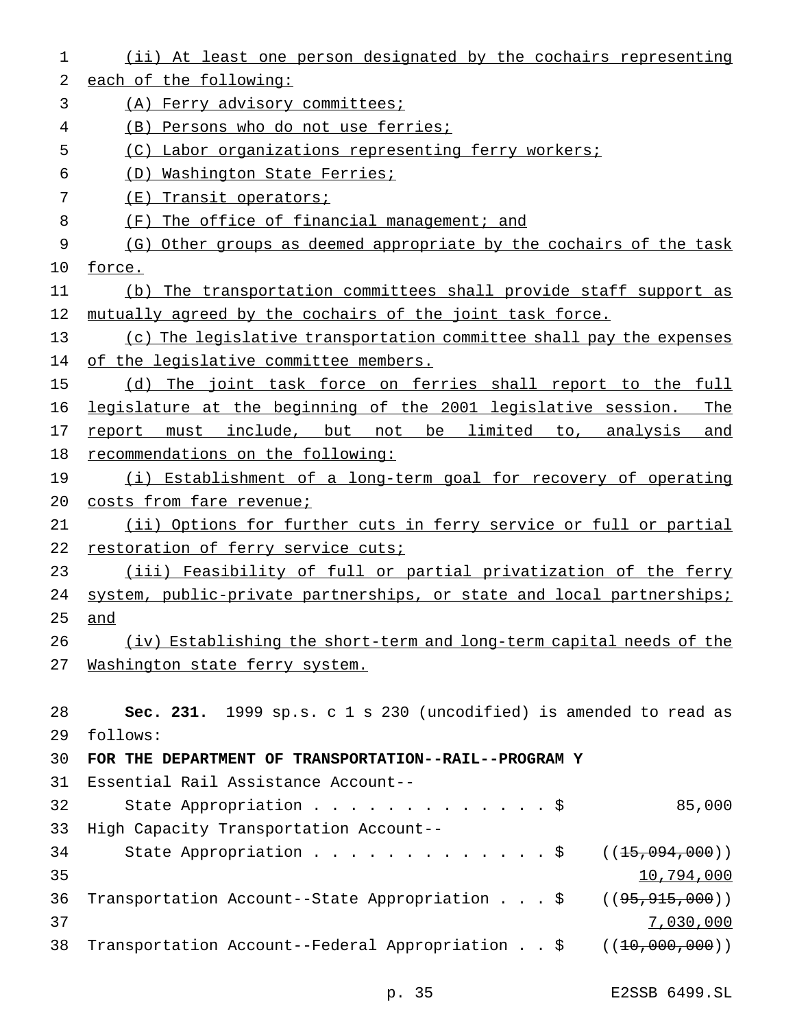(ii) At least one person designated by the cochairs representing each of the following:

(A) Ferry advisory committees;

(B) Persons who do not use ferries;

(C) Labor organizations representing ferry workers;

(D) Washington State Ferries;

(E) Transit operators;

(F) The office of financial management; and

(G) Other groups as deemed appropriate by the cochairs of the task force.

(b) The transportation committees shall provide staff support as mutually agreed by the cochairs of the joint task force.

(c) The legislative transportation committee shall pay the expenses of the legislative committee members.

(d) The joint task force on ferries shall report to the full legislature at the beginning of the 2001 legislative session. The report must include, but not be limited to, analysis and recommendations on the following:

(i) Establishment of a long-term goal for recovery of operating costs from fare revenue;

(ii) Options for further cuts in ferry service or full or partial restoration of ferry service cuts;

(iii) Feasibility of full or partial privatization of the ferry system, public-private partnerships, or state and local partnerships; and

(iv) Establishing the short-term and long-term capital needs of the Washington state ferry system.

**Sec. 231.** 1999 sp.s. c 1 s 230 (uncodified) is amended to read as follows:

**FOR THE DEPARTMENT OF TRANSPORTATION--RAIL--PROGRAM Y**

Essential Rail Assistance Account--
State Appropriation . . . . . . . . . . . . . $ 85,000

High Capacity Transportation Account--
State Appropriation . . . . . . . . . . . . . $ ((~~15,094,000~~))
10,794,000

Transportation Account--State Appropriation . . . $ ((~~95,915,000~~))
7,030,000

Transportation Account--Federal Appropriation . . $ ((~~10,000,000~~))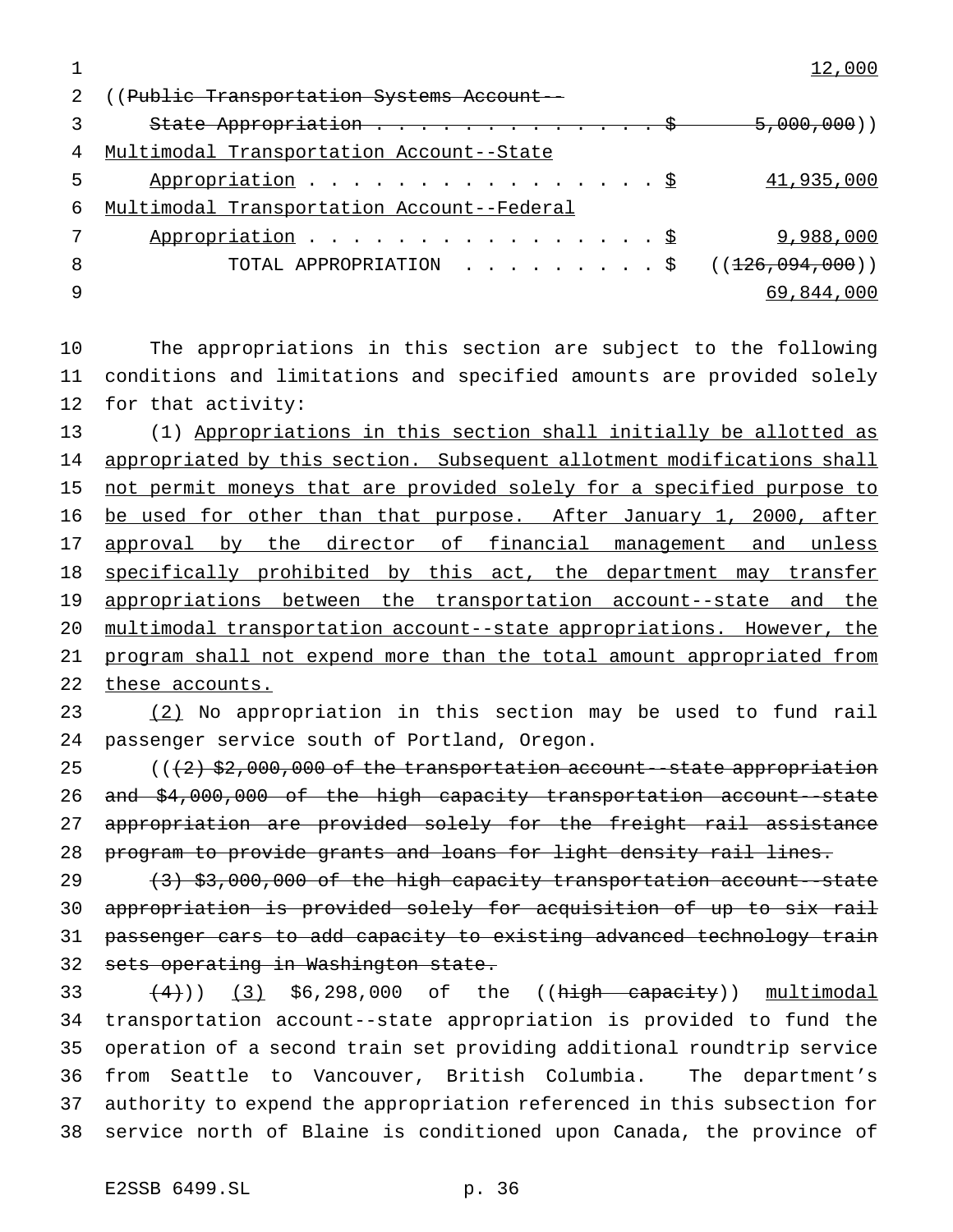12,000

((Public Transportation Systems Account--
State Appropriation . . . . . . . . . . . . . . $ 5,000,000))

Multimodal Transportation Account--State
Appropriation . . . . . . . . . . . . . . . . . $ 41,935,000

Multimodal Transportation Account--Federal
Appropriation . . . . . . . . . . . . . . . . . $ 9,988,000

TOTAL APPROPRIATION . . . . . . . . . . $ ((126,094,000))
69,844,000

The appropriations in this section are subject to the following conditions and limitations and specified amounts are provided solely for that activity:

(1) Appropriations in this section shall initially be allotted as appropriated by this section. Subsequent allotment modifications shall not permit moneys that are provided solely for a specified purpose to be used for other than that purpose. After January 1, 2000, after approval by the director of financial management and unless specifically prohibited by this act, the department may transfer appropriations between the transportation account--state and the multimodal transportation account--state appropriations. However, the program shall not expend more than the total amount appropriated from these accounts.

(2) No appropriation in this section may be used to fund rail passenger service south of Portland, Oregon.

(((2) $2,000,000 of the transportation account--state appropriation and $4,000,000 of the high capacity transportation account--state appropriation are provided solely for the freight rail assistance program to provide grants and loans for light density rail lines.

(3) $3,000,000 of the high capacity transportation account--state appropriation is provided solely for acquisition of up to six rail passenger cars to add capacity to existing advanced technology train sets operating in Washington state.

(4))) (3) $6,298,000 of the ((high capacity)) multimodal transportation account--state appropriation is provided to fund the operation of a second train set providing additional roundtrip service from Seattle to Vancouver, British Columbia. The department's authority to expend the appropriation referenced in this subsection for service north of Blaine is conditioned upon Canada, the province of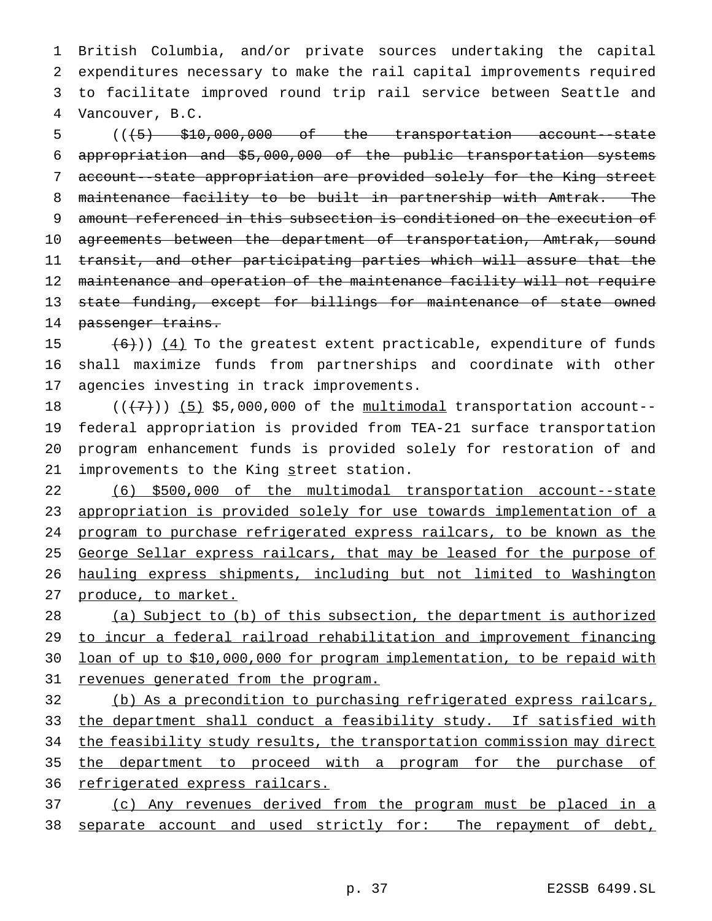British Columbia, and/or private sources undertaking the capital expenditures necessary to make the rail capital improvements required to facilitate improved round trip rail service between Seattle and Vancouver, B.C.

((~~(5) $10,000,000 of the transportation account--state appropriation and $5,000,000 of the public transportation systems account--state appropriation are provided solely for the King street maintenance facility to be built in partnership with Amtrak. The amount referenced in this subsection is conditioned on the execution of agreements between the department of transportation, Amtrak, sound transit, and other participating parties which will assure that the maintenance and operation of the maintenance facility will not require state funding, except for billings for maintenance of state owned passenger trains.~~

~~(6)~~)) <u>(4)</u> To the greatest extent practicable, expenditure of funds shall maximize funds from partnerships and coordinate with other agencies investing in track improvements.

((~~(7)~~)) <u>(5)</u> $5,000,000 of the <u>multimodal</u> transportation account--federal appropriation is provided from TEA-21 surface transportation program enhancement funds is provided solely for restoration of and improvements to the King <u>s</u>treet station.

<u>(6) $500,000 of the multimodal transportation account--state appropriation is provided solely for use towards implementation of a program to purchase refrigerated express railcars, to be known as the George Sellar express railcars, that may be leased for the purpose of hauling express shipments, including but not limited to Washington produce, to market.</u>

<u>(a) Subject to (b) of this subsection, the department is authorized to incur a federal railroad rehabilitation and improvement financing loan of up to $10,000,000 for program implementation, to be repaid with revenues generated from the program.</u>

<u>(b) As a precondition to purchasing refrigerated express railcars, the department shall conduct a feasibility study. If satisfied with the feasibility study results, the transportation commission may direct the department to proceed with a program for the purchase of refrigerated express railcars.</u>

<u>(c) Any revenues derived from the program must be placed in a separate account and used strictly for: The repayment of debt,</u>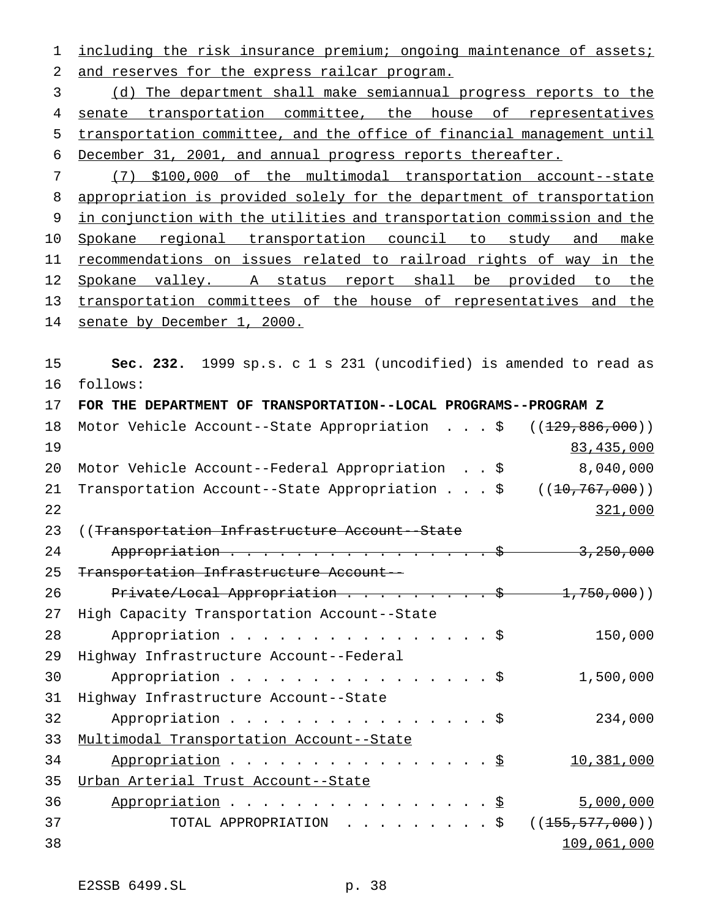including the risk insurance premium; ongoing maintenance of assets; and reserves for the express railcar program.

(d) The department shall make semiannual progress reports to the senate transportation committee, the house of representatives transportation committee, and the office of financial management until December 31, 2001, and annual progress reports thereafter.

(7) $100,000 of the multimodal transportation account--state appropriation is provided solely for the department of transportation in conjunction with the utilities and transportation commission and the Spokane regional transportation council to study and make recommendations on issues related to railroad rights of way in the Spokane valley. A status report shall be provided to the transportation committees of the house of representatives and the senate by December 1, 2000.

**Sec. 232.** 1999 sp.s. c 1 s 231 (uncodified) is amended to read as follows:

**FOR THE DEPARTMENT OF TRANSPORTATION--LOCAL PROGRAMS--PROGRAM Z**

| | |
|---|---|
| Motor Vehicle Account--State Appropriation . . . $ | ((~~129,886,000~~)) 83,435,000 |
| Motor Vehicle Account--Federal Appropriation . . $ | 8,040,000 |
| Transportation Account--State Appropriation . . . $ | ((~~10,767,000~~)) 321,000 |
| ((~~Transportation Infrastructure Account--State Appropriation . . . . . . . . . . . . . . . . . $~~ | ~~3,250,000~~ |
| ~~Transportation Infrastructure Account--Private/Local Appropriation . . . . . . . . . . $~~ | ~~1,750,000~~)) |
| High Capacity Transportation Account--State Appropriation . . . . . . . . . . . . . . . . . $ | 150,000 |
| Highway Infrastructure Account--Federal Appropriation . . . . . . . . . . . . . . . . . $ | 1,500,000 |
| Highway Infrastructure Account--State Appropriation . . . . . . . . . . . . . . . . . $ | 234,000 |
| Multimodal Transportation Account--State Appropriation . . . . . . . . . . . . . . . . . $ | 10,381,000 |
| Urban Arterial Trust Account--State Appropriation . . . . . . . . . . . . . . . . . $ | 5,000,000 |
| TOTAL APPROPRIATION . . . . . . . . . $ | ((~~155,577,000~~)) 109,061,000 |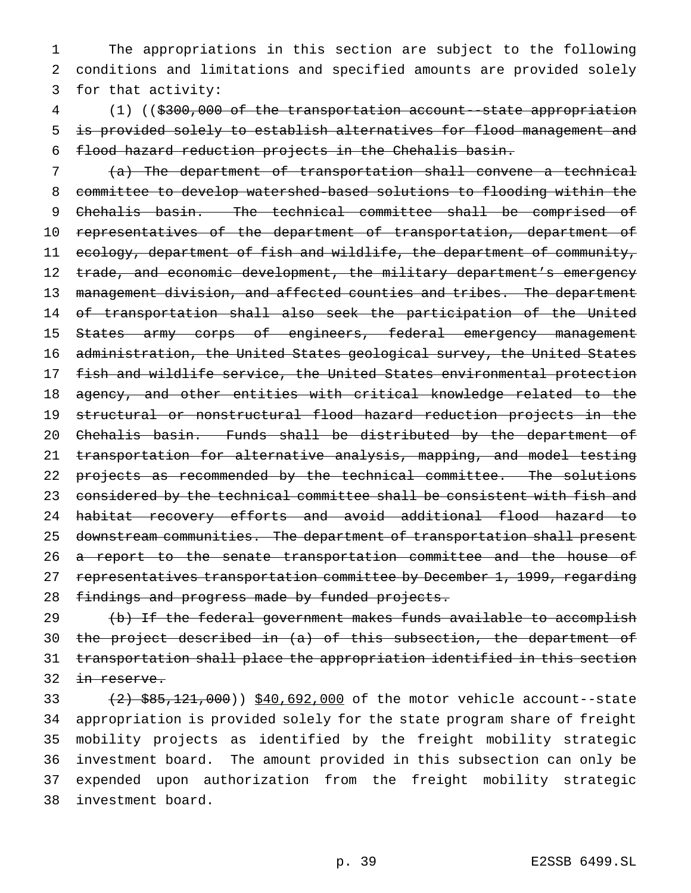The appropriations in this section are subject to the following conditions and limitations and specified amounts are provided solely for that activity:

(1) ((~~$300,000 of the transportation account--state appropriation is provided solely to establish alternatives for flood management and flood hazard reduction projects in the Chehalis basin.~~

~~(a) The department of transportation shall convene a technical committee to develop watershed-based solutions to flooding within the Chehalis basin. The technical committee shall be comprised of representatives of the department of transportation, department of ecology, department of fish and wildlife, the department of community, trade, and economic development, the military department's emergency management division, and affected counties and tribes. The department of transportation shall also seek the participation of the United States army corps of engineers, federal emergency management administration, the United States geological survey, the United States fish and wildlife service, the United States environmental protection agency, and other entities with critical knowledge related to the structural or nonstructural flood hazard reduction projects in the Chehalis basin. Funds shall be distributed by the department of transportation for alternative analysis, mapping, and model testing projects as recommended by the technical committee. The solutions considered by the technical committee shall be consistent with fish and habitat recovery efforts and avoid additional flood hazard to downstream communities. The department of transportation shall present a report to the senate transportation committee and the house of representatives transportation committee by December 1, 1999, regarding findings and progress made by funded projects.~~

~~(b) If the federal government makes funds available to accomplish the project described in (a) of this subsection, the department of transportation shall place the appropriation identified in this section in reserve.~~

~~(2) $85,121,000~~)) <u>$40,692,000</u> of the motor vehicle account--state appropriation is provided solely for the state program share of freight mobility projects as identified by the freight mobility strategic investment board. The amount provided in this subsection can only be expended upon authorization from the freight mobility strategic investment board.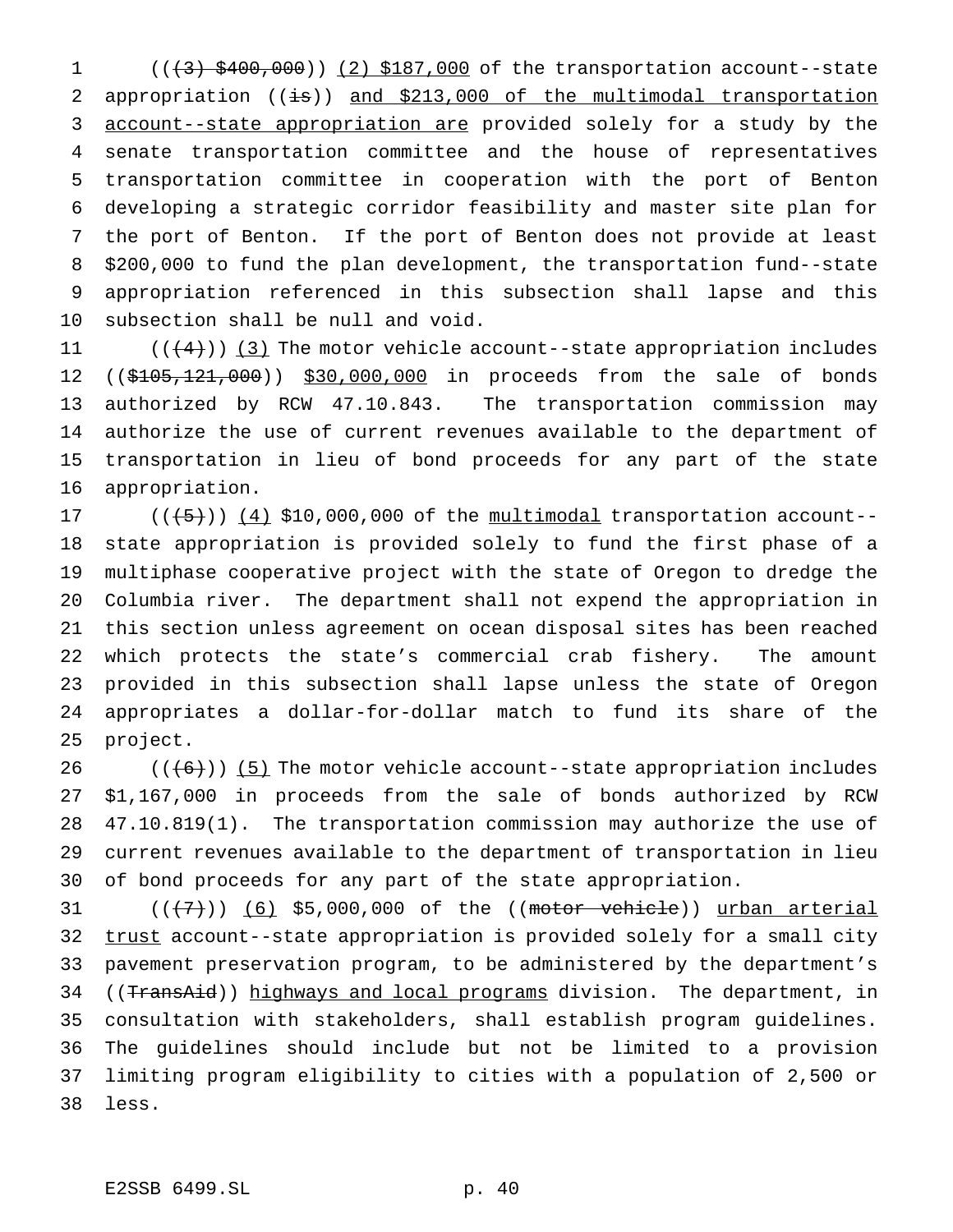((~~(3) $400,000~~)) <u>(2) $187,000</u> of the transportation account--state appropriation ((~~is~~)) <u>and $213,000 of the multimodal transportation account--state appropriation are</u> provided solely for a study by the senate transportation committee and the house of representatives transportation committee in cooperation with the port of Benton developing a strategic corridor feasibility and master site plan for the port of Benton. If the port of Benton does not provide at least $200,000 to fund the plan development, the transportation fund--state appropriation referenced in this subsection shall lapse and this subsection shall be null and void.

((~~(4)~~)) <u>(3)</u> The motor vehicle account--state appropriation includes ((~~$105,121,000~~)) <u>$30,000,000</u> in proceeds from the sale of bonds authorized by RCW 47.10.843. The transportation commission may authorize the use of current revenues available to the department of transportation in lieu of bond proceeds for any part of the state appropriation.

((~~(5)~~)) <u>(4)</u> $10,000,000 of the <u>multimodal</u> transportation account--state appropriation is provided solely to fund the first phase of a multiphase cooperative project with the state of Oregon to dredge the Columbia river. The department shall not expend the appropriation in this section unless agreement on ocean disposal sites has been reached which protects the state's commercial crab fishery. The amount provided in this subsection shall lapse unless the state of Oregon appropriates a dollar-for-dollar match to fund its share of the project.

((~~(6)~~)) <u>(5)</u> The motor vehicle account--state appropriation includes $1,167,000 in proceeds from the sale of bonds authorized by RCW 47.10.819(1). The transportation commission may authorize the use of current revenues available to the department of transportation in lieu of bond proceeds for any part of the state appropriation.

((~~(7)~~)) <u>(6)</u> $5,000,000 of the ((~~motor vehicle~~)) <u>urban arterial trust</u> account--state appropriation is provided solely for a small city pavement preservation program, to be administered by the department's ((~~TransAid~~)) <u>highways and local programs</u> division. The department, in consultation with stakeholders, shall establish program guidelines. The guidelines should include but not be limited to a provision limiting program eligibility to cities with a population of 2,500 or less.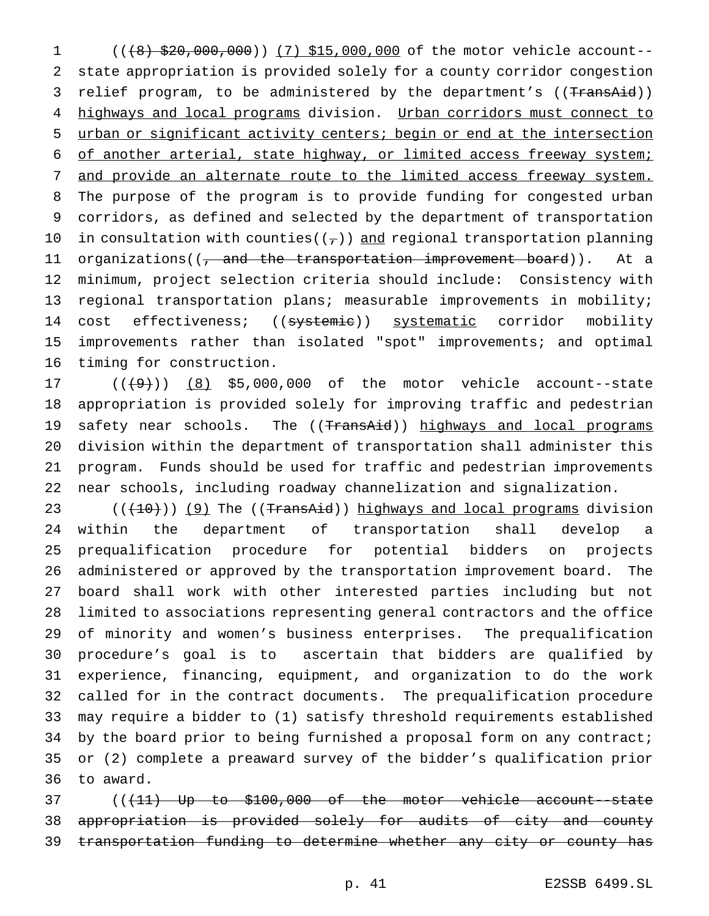((~~(8) $20,000,000~~)) <u>(7) $15,000,000</u> of the motor vehicle account--state appropriation is provided solely for a county corridor congestion relief program, to be administered by the department's ((~~TransAid~~)) <u>highways and local programs</u> division. <u>Urban corridors must connect to urban or significant activity centers; begin or end at the intersection of another arterial, state highway, or limited access freeway system; and provide an alternate route to the limited access freeway system.</u> The purpose of the program is to provide funding for congested urban corridors, as defined and selected by the department of transportation in consultation with counties((~~,~~)) <u>and</u> regional transportation planning organizations((~~, and the transportation improvement board~~)). At a minimum, project selection criteria should include: Consistency with regional transportation plans; measurable improvements in mobility; cost effectiveness; ((~~systemic~~)) <u>systematic</u> corridor mobility improvements rather than isolated "spot" improvements; and optimal timing for construction.

((~~(9)~~)) <u>(8)</u> $5,000,000 of the motor vehicle account--state appropriation is provided solely for improving traffic and pedestrian safety near schools. The ((~~TransAid~~)) <u>highways and local programs</u> division within the department of transportation shall administer this program. Funds should be used for traffic and pedestrian improvements near schools, including roadway channelization and signalization.

((~~(10)~~)) <u>(9)</u> The ((~~TransAid~~)) <u>highways and local programs</u> division within the department of transportation shall develop a prequalification procedure for potential bidders on projects administered or approved by the transportation improvement board. The board shall work with other interested parties including but not limited to associations representing general contractors and the office of minority and women's business enterprises. The prequalification procedure's goal is to ascertain that bidders are qualified by experience, financing, equipment, and organization to do the work called for in the contract documents. The prequalification procedure may require a bidder to (1) satisfy threshold requirements established by the board prior to being furnished a proposal form on any contract; or (2) complete a preaward survey of the bidder's qualification prior to award.

((~~(11) Up to $100,000 of the motor vehicle account--state appropriation is provided solely for audits of city and county transportation funding to determine whether any city or county has~~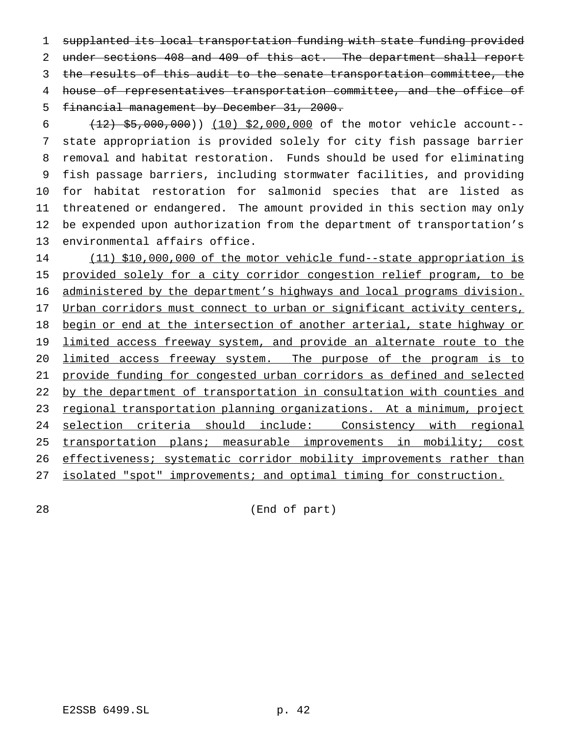~~supplanted its local transportation funding with state funding provided under sections 408 and 409 of this act. The department shall report the results of this audit to the senate transportation committee, the house of representatives transportation committee, and the office of financial management by December 31, 2000.~~

~~(12) $5,000,000~~)) <u>(10) $2,000,000</u> of the motor vehicle account--state appropriation is provided solely for city fish passage barrier removal and habitat restoration. Funds should be used for eliminating fish passage barriers, including stormwater facilities, and providing for habitat restoration for salmonid species that are listed as threatened or endangered. The amount provided in this section may only be expended upon authorization from the department of transportation's environmental affairs office.

<u>(11) $10,000,000 of the motor vehicle fund--state appropriation is provided solely for a city corridor congestion relief program, to be administered by the department's highways and local programs division. Urban corridors must connect to urban or significant activity centers, begin or end at the intersection of another arterial, state highway or limited access freeway system, and provide an alternate route to the limited access freeway system. The purpose of the program is to provide funding for congested urban corridors as defined and selected by the department of transportation in consultation with counties and regional transportation planning organizations. At a minimum, project selection criteria should include: Consistency with regional transportation plans; measurable improvements in mobility; cost effectiveness; systematic corridor mobility improvements rather than isolated "spot" improvements; and optimal timing for construction.</u>

(End of part)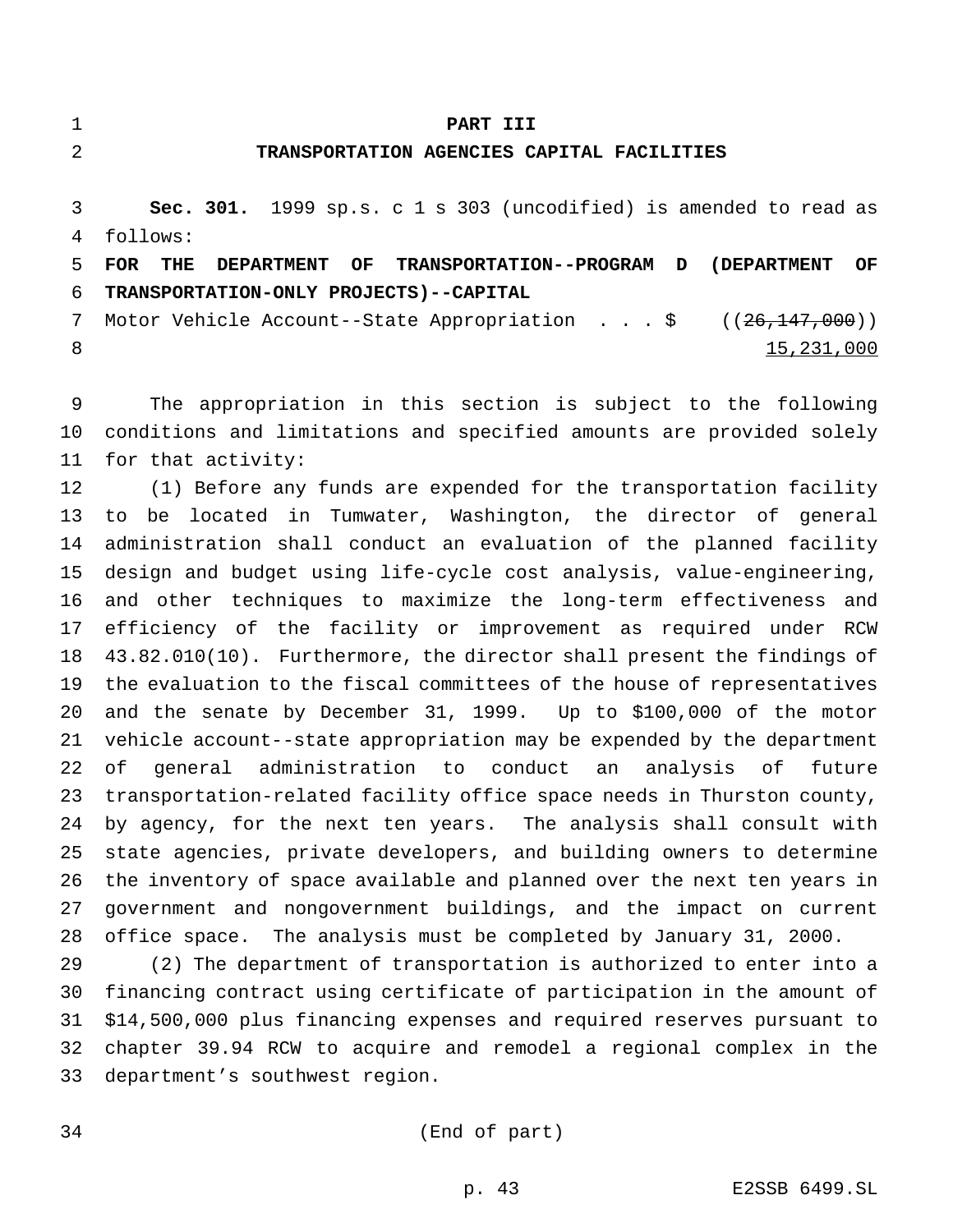# PART III

## TRANSPORTATION AGENCIES CAPITAL FACILITIES

**Sec. 301.** 1999 sp.s. c 1 s 303 (uncodified) is amended to read as follows:

**FOR THE DEPARTMENT OF TRANSPORTATION--PROGRAM D (DEPARTMENT OF TRANSPORTATION-ONLY PROJECTS)--CAPITAL**

Motor Vehicle Account--State Appropriation . . . $ ((~~26,147,000~~)) 15,231,000

The appropriation in this section is subject to the following conditions and limitations and specified amounts are provided solely for that activity:

(1) Before any funds are expended for the transportation facility to be located in Tumwater, Washington, the director of general administration shall conduct an evaluation of the planned facility design and budget using life-cycle cost analysis, value-engineering, and other techniques to maximize the long-term effectiveness and efficiency of the facility or improvement as required under RCW 43.82.010(10). Furthermore, the director shall present the findings of the evaluation to the fiscal committees of the house of representatives and the senate by December 31, 1999. Up to $100,000 of the motor vehicle account--state appropriation may be expended by the department of general administration to conduct an analysis of future transportation-related facility office space needs in Thurston county, by agency, for the next ten years. The analysis shall consult with state agencies, private developers, and building owners to determine the inventory of space available and planned over the next ten years in government and nongovernment buildings, and the impact on current office space. The analysis must be completed by January 31, 2000.

(2) The department of transportation is authorized to enter into a financing contract using certificate of participation in the amount of $14,500,000 plus financing expenses and required reserves pursuant to chapter 39.94 RCW to acquire and remodel a regional complex in the department's southwest region.

(End of part)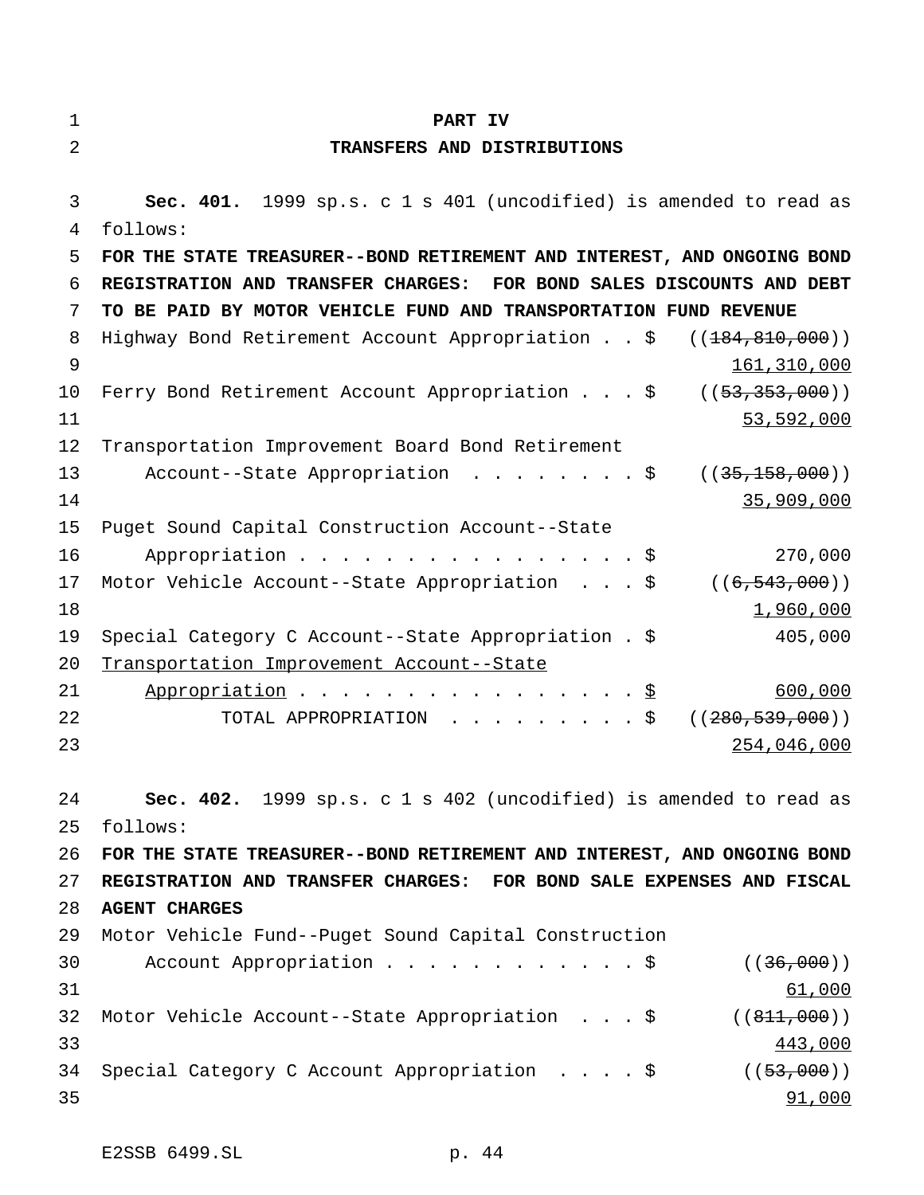# PART IV

## TRANSFERS AND DISTRIBUTIONS

**Sec. 401.** 1999 sp.s. c 1 s 401 (uncodified) is amended to read as follows:

**FOR THE STATE TREASURER--BOND RETIREMENT AND INTEREST, AND ONGOING BOND REGISTRATION AND TRANSFER CHARGES: FOR BOND SALES DISCOUNTS AND DEBT TO BE PAID BY MOTOR VEHICLE FUND AND TRANSPORTATION FUND REVENUE**

| | |
|---|---|
| Highway Bond Retirement Account Appropriation . . $ | ((~~184,810,000~~)) <u>161,310,000</u> |
| Ferry Bond Retirement Account Appropriation . . . $ | ((~~53,353,000~~)) <u>53,592,000</u> |
| Transportation Improvement Board Bond Retirement Account--State Appropriation . . . . . . . . $ | ((~~35,158,000~~)) <u>35,909,000</u> |
| Puget Sound Capital Construction Account--State Appropriation . . . . . . . . . . . . . . . . $ | 270,000 |
| Motor Vehicle Account--State Appropriation . . . $ | ((~~6,543,000~~)) <u>1,960,000</u> |
| Special Category C Account--State Appropriation . $ | 405,000 |
| <u>Transportation Improvement Account--State Appropriation . . . . . . . . . . . . . . . . $</u> | <u>600,000</u> |
| TOTAL APPROPRIATION . . . . . . . . . $ | ((~~280,539,000~~)) <u>254,046,000</u> |

**Sec. 402.** 1999 sp.s. c 1 s 402 (uncodified) is amended to read as follows:

**FOR THE STATE TREASURER--BOND RETIREMENT AND INTEREST, AND ONGOING BOND REGISTRATION AND TRANSFER CHARGES: FOR BOND SALE EXPENSES AND FISCAL AGENT CHARGES**

| | |
|---|---|
| Motor Vehicle Fund--Puget Sound Capital Construction Account Appropriation . . . . . . . . . . . . $ | ((~~36,000~~)) <u>61,000</u> |
| Motor Vehicle Account--State Appropriation . . . $ | ((~~811,000~~)) <u>443,000</u> |
| Special Category C Account Appropriation . . . . $ | ((~~53,000~~)) <u>91,000</u> |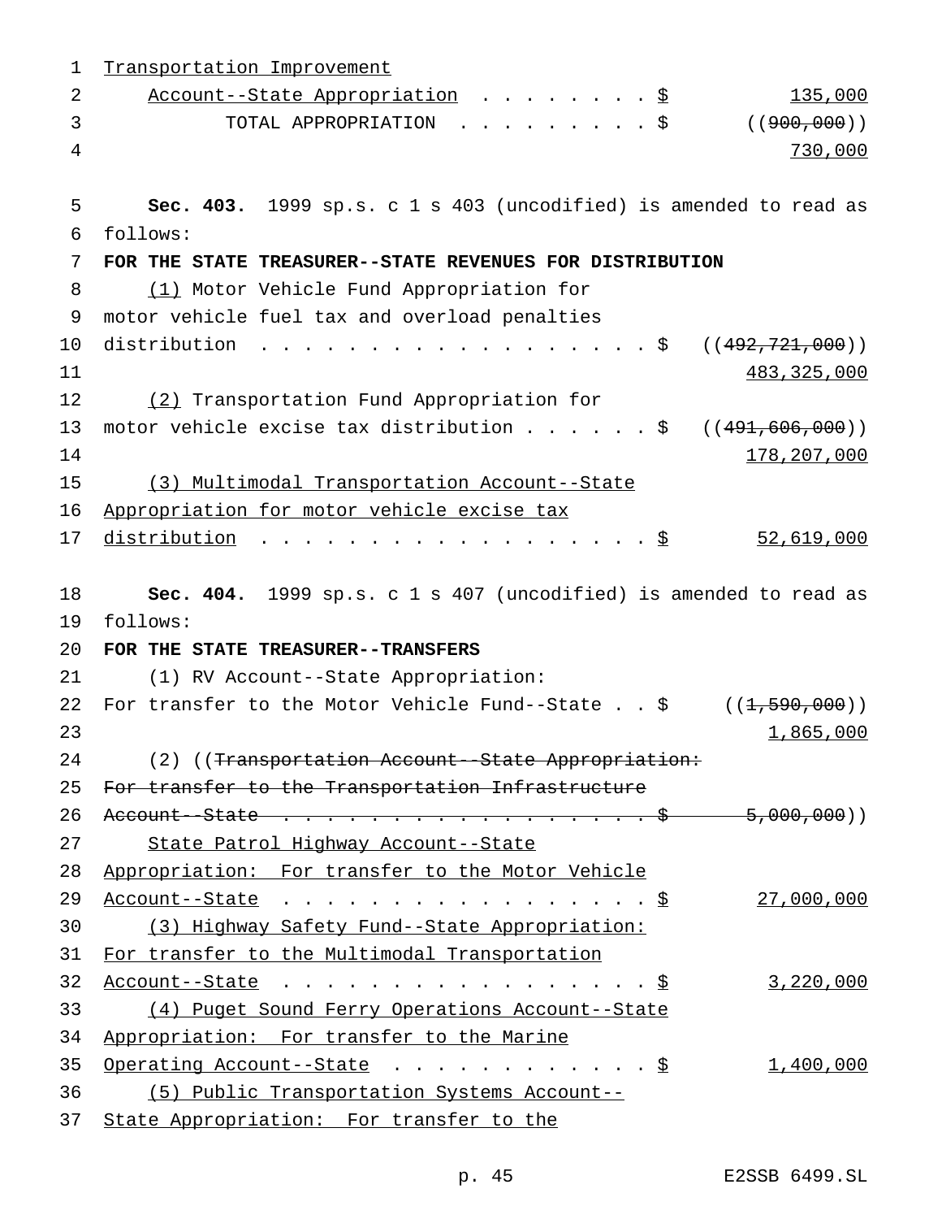Transportation Improvement Account--State Appropriation . . . . . . . . $ 135,000

TOTAL APPROPRIATION . . . . . . . . . $ ((900,000)) 730,000

**Sec. 403.** 1999 sp.s. c 1 s 403 (uncodified) is amended to read as follows:

**FOR THE STATE TREASURER--STATE REVENUES FOR DISTRIBUTION**

(1) Motor Vehicle Fund Appropriation for motor vehicle fuel tax and overload penalties distribution . . . . . . . . . . . . . . . . . . $ ((492,721,000)) 483,325,000

(2) Transportation Fund Appropriation for motor vehicle excise tax distribution . . . . . . $ ((491,606,000)) 178,207,000

(3) Multimodal Transportation Account--State Appropriation for motor vehicle excise tax distribution . . . . . . . . . . . . . . . . . . $ 52,619,000

**Sec. 404.** 1999 sp.s. c 1 s 407 (uncodified) is amended to read as follows:

**FOR THE STATE TREASURER--TRANSFERS**

(1) RV Account--State Appropriation: For transfer to the Motor Vehicle Fund--State . . $ ((1,590,000)) 1,865,000

(2) ((~~Transportation Account--State Appropriation: For transfer to the Transportation Infrastructure Account--State . . . . . . . . . . . . . . . . . . $ 5,000,000~~)) State Patrol Highway Account--State Appropriation: For transfer to the Motor Vehicle Account--State . . . . . . . . . . . . . . . . . . $ 27,000,000

(3) Highway Safety Fund--State Appropriation: For transfer to the Multimodal Transportation Account--State . . . . . . . . . . . . . . . . . . $ 3,220,000

(4) Puget Sound Ferry Operations Account--State Appropriation: For transfer to the Marine Operating Account--State . . . . . . . . . . . . $ 1,400,000

(5) Public Transportation Systems Account--State Appropriation: For transfer to the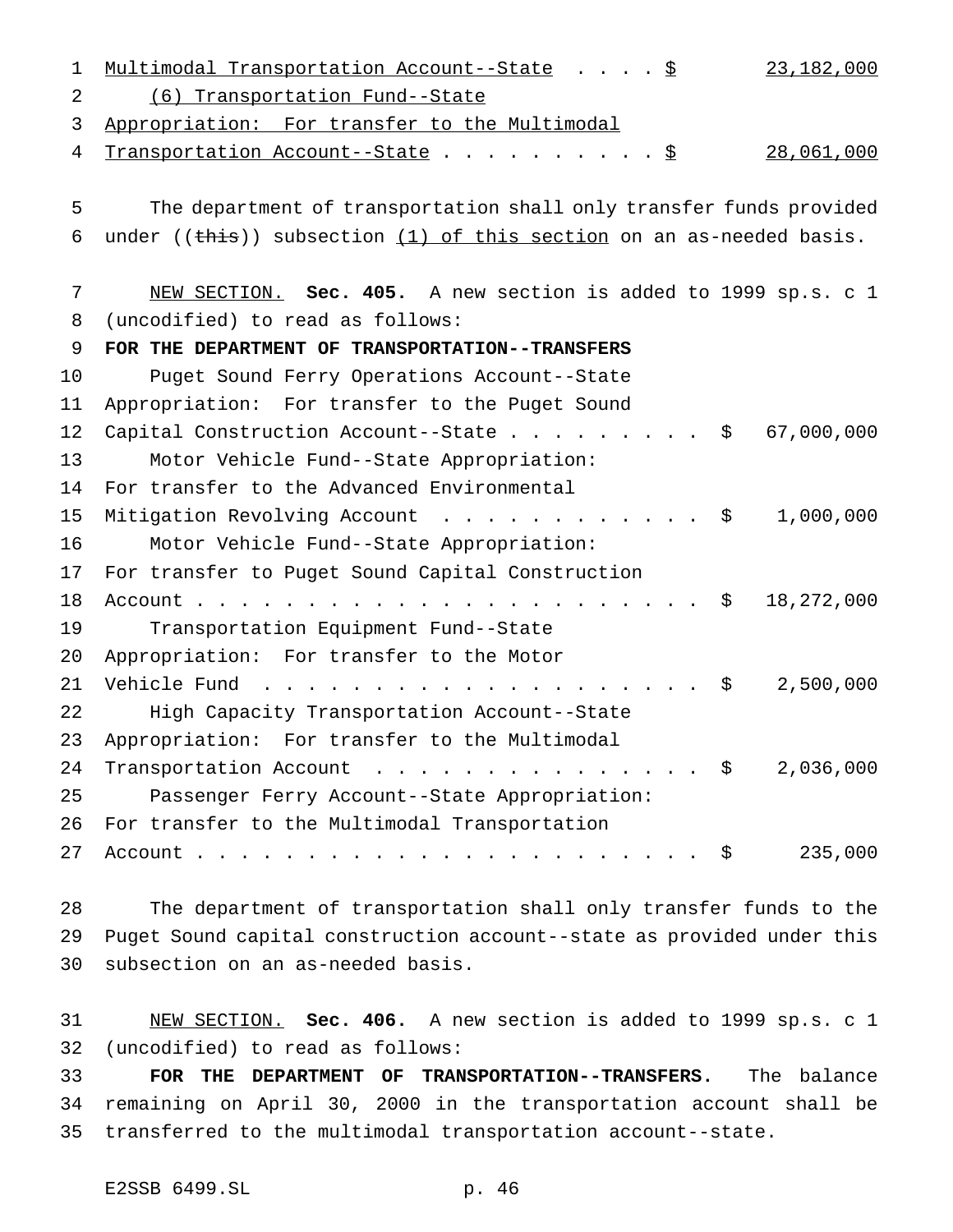Multimodal Transportation Account--State . . . . $ 23,182,000

(6) Transportation Fund--State Appropriation: For transfer to the Multimodal Transportation Account--State . . . . . . . . . . $ 28,061,000

The department of transportation shall only transfer funds provided under ((~~this~~)) subsection (1) of this section on an as-needed basis.

NEW SECTION. **Sec. 405.** A new section is added to 1999 sp.s. c 1 (uncodified) to read as follows:

**FOR THE DEPARTMENT OF TRANSPORTATION--TRANSFERS**

Puget Sound Ferry Operations Account--State Appropriation: For transfer to the Puget Sound Capital Construction Account--State . . . . . . . . . $ 67,000,000

Motor Vehicle Fund--State Appropriation: For transfer to the Advanced Environmental Mitigation Revolving Account . . . . . . . . . . . . $ 1,000,000

Motor Vehicle Fund--State Appropriation: For transfer to Puget Sound Capital Construction Account . . . . . . . . . . . . . . . . . . . . . . . $ 18,272,000

Transportation Equipment Fund--State Appropriation: For transfer to the Motor Vehicle Fund . . . . . . . . . . . . . . . . . . . . . $ 2,500,000

High Capacity Transportation Account--State Appropriation: For transfer to the Multimodal Transportation Account . . . . . . . . . . . . . . . . $ 2,036,000

Passenger Ferry Account--State Appropriation: For transfer to the Multimodal Transportation Account . . . . . . . . . . . . . . . . . . . . . . . $ 235,000

The department of transportation shall only transfer funds to the Puget Sound capital construction account--state as provided under this subsection on an as-needed basis.

NEW SECTION. **Sec. 406.** A new section is added to 1999 sp.s. c 1 (uncodified) to read as follows:

**FOR THE DEPARTMENT OF TRANSPORTATION--TRANSFERS.** The balance remaining on April 30, 2000 in the transportation account shall be transferred to the multimodal transportation account--state.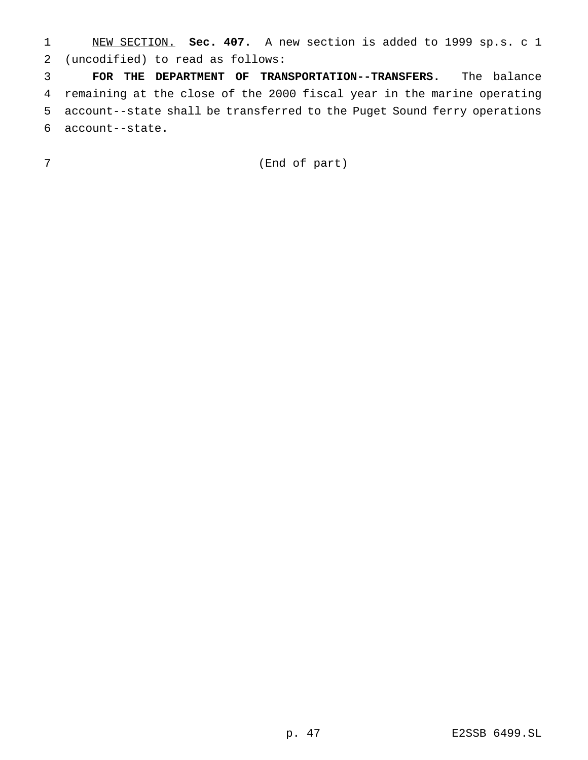NEW SECTION. **Sec. 407.** A new section is added to 1999 sp.s. c 1 (uncodified) to read as follows:

**FOR THE DEPARTMENT OF TRANSPORTATION--TRANSFERS.** The balance remaining at the close of the 2000 fiscal year in the marine operating account--state shall be transferred to the Puget Sound ferry operations account--state.

(End of part)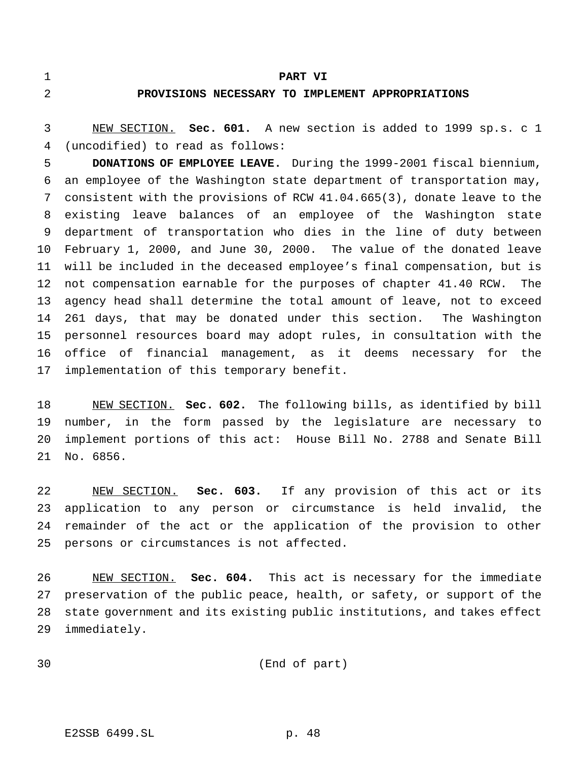# PART VI

## PROVISIONS NECESSARY TO IMPLEMENT APPROPRIATIONS

NEW SECTION. **Sec. 601.** A new section is added to 1999 sp.s. c 1 (uncodified) to read as follows:

**DONATIONS OF EMPLOYEE LEAVE.** During the 1999-2001 fiscal biennium, an employee of the Washington state department of transportation may, consistent with the provisions of RCW 41.04.665(3), donate leave to the existing leave balances of an employee of the Washington state department of transportation who dies in the line of duty between February 1, 2000, and June 30, 2000. The value of the donated leave will be included in the deceased employee's final compensation, but is not compensation earnable for the purposes of chapter 41.40 RCW. The agency head shall determine the total amount of leave, not to exceed 261 days, that may be donated under this section. The Washington personnel resources board may adopt rules, in consultation with the office of financial management, as it deems necessary for the implementation of this temporary benefit.

NEW SECTION. **Sec. 602.** The following bills, as identified by bill number, in the form passed by the legislature are necessary to implement portions of this act: House Bill No. 2788 and Senate Bill No. 6856.

NEW SECTION. **Sec. 603.** If any provision of this act or its application to any person or circumstance is held invalid, the remainder of the act or the application of the provision to other persons or circumstances is not affected.

NEW SECTION. **Sec. 604.** This act is necessary for the immediate preservation of the public peace, health, or safety, or support of the state government and its existing public institutions, and takes effect immediately.

(End of part)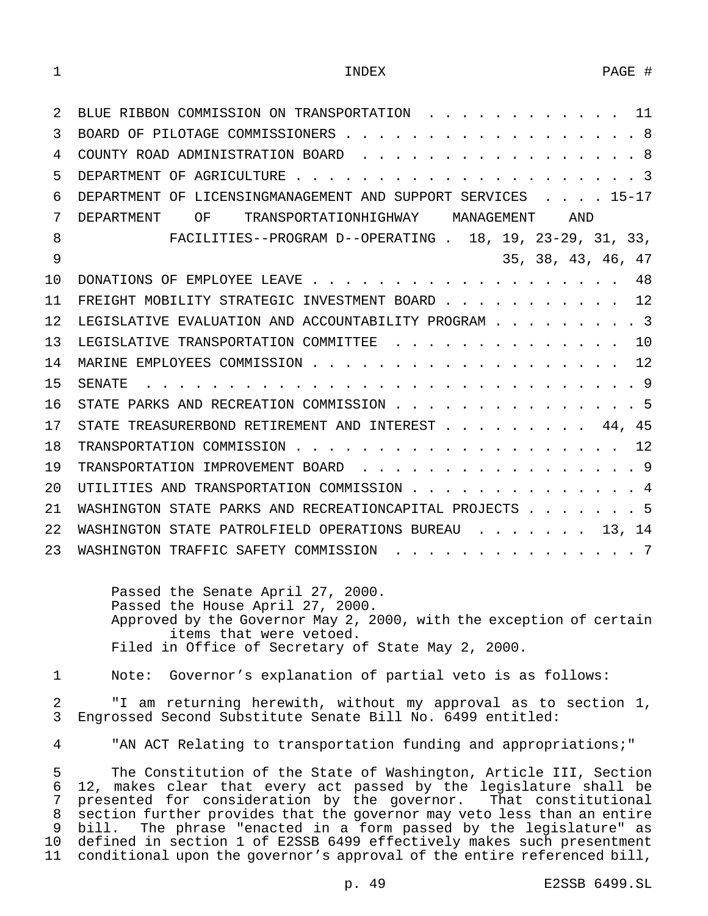INDEX PAGE #

| | |
|---|---|
| BLUE RIBBON COMMISSION ON TRANSPORTATION | 11 |
| BOARD OF PILOTAGE COMMISSIONERS | 8 |
| COUNTY ROAD ADMINISTRATION BOARD | 8 |
| DEPARTMENT OF AGRICULTURE | 3 |
| DEPARTMENT OF LICENSINGMANAGEMENT AND SUPPORT SERVICES | 15-17 |
| DEPARTMENT OF TRANSPORTATIONHIGHWAY MANAGEMENT AND FACILITIES--PROGRAM D--OPERATING | 18, 19, 23-29, 31, 33, 35, 38, 43, 46, 47 |
| DONATIONS OF EMPLOYEE LEAVE | 48 |
| FREIGHT MOBILITY STRATEGIC INVESTMENT BOARD | 12 |
| LEGISLATIVE EVALUATION AND ACCOUNTABILITY PROGRAM | 3 |
| LEGISLATIVE TRANSPORTATION COMMITTEE | 10 |
| MARINE EMPLOYEES COMMISSION | 12 |
| SENATE | 9 |
| STATE PARKS AND RECREATION COMMISSION | 5 |
| STATE TREASURERBOND RETIREMENT AND INTEREST | 44, 45 |
| TRANSPORTATION COMMISSION | 12 |
| TRANSPORTATION IMPROVEMENT BOARD | 9 |
| UTILITIES AND TRANSPORTATION COMMISSION | 4 |
| WASHINGTON STATE PARKS AND RECREATIONCAPITAL PROJECTS | 5 |
| WASHINGTON STATE PATROLFIELD OPERATIONS BUREAU | 13, 14 |
| WASHINGTON TRAFFIC SAFETY COMMISSION | 7 |

Passed the Senate April 27, 2000.
Passed the House April 27, 2000.
Approved by the Governor May 2, 2000, with the exception of certain items that were vetoed.
Filed in Office of Secretary of State May 2, 2000.

Note: Governor's explanation of partial veto is as follows:

"I am returning herewith, without my approval as to section 1, Engrossed Second Substitute Senate Bill No. 6499 entitled:

"AN ACT Relating to transportation funding and appropriations;"

The Constitution of the State of Washington, Article III, Section 12, makes clear that every act passed by the legislature shall be presented for consideration by the governor. That constitutional section further provides that the governor may veto less than an entire bill. The phrase "enacted in a form passed by the legislature" as defined in section 1 of E2SSB 6499 effectively makes such presentment conditional upon the governor's approval of the entire referenced bill,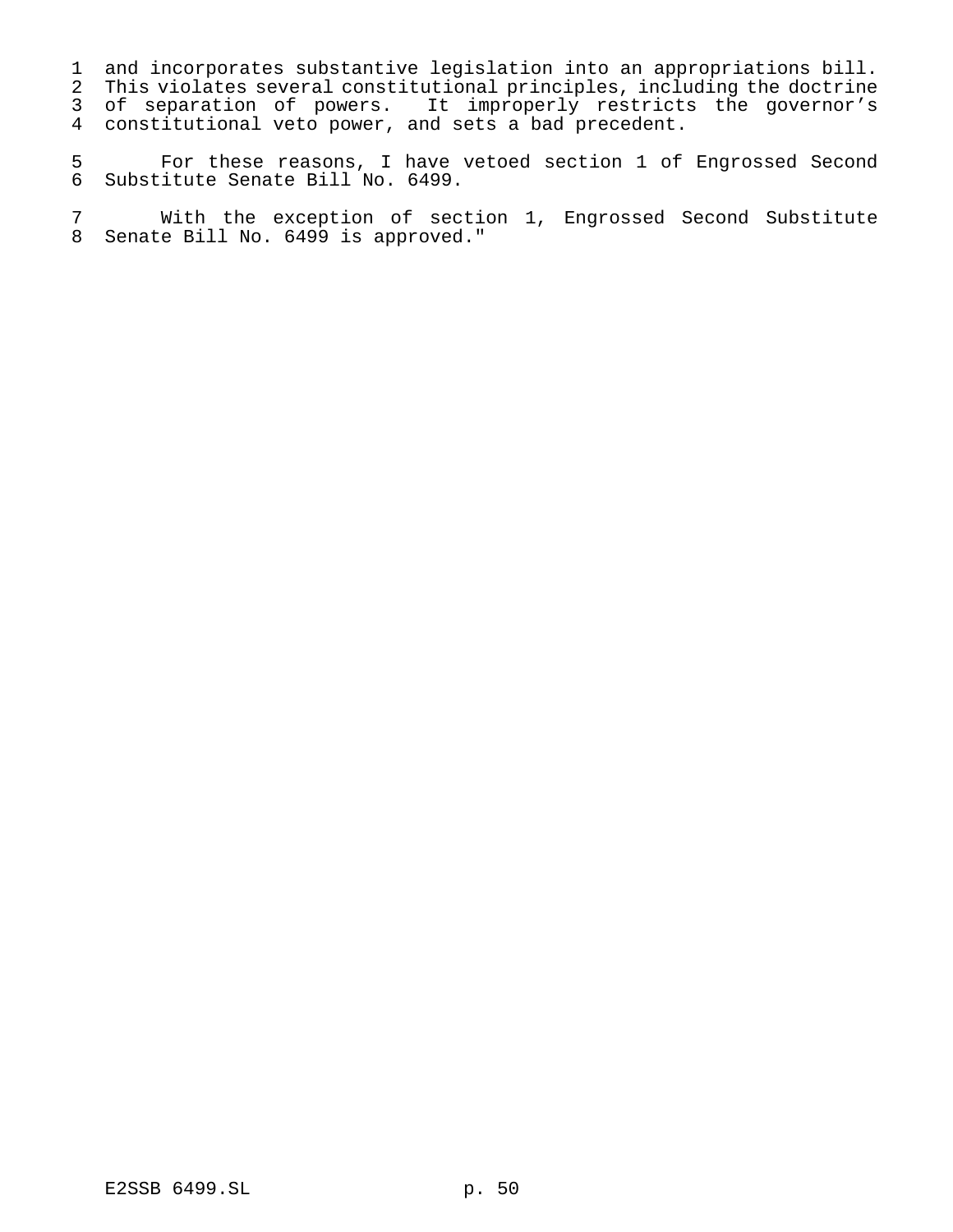and incorporates substantive legislation into an appropriations bill. This violates several constitutional principles, including the doctrine of separation of powers. It improperly restricts the governor's constitutional veto power, and sets a bad precedent.

For these reasons, I have vetoed section 1 of Engrossed Second Substitute Senate Bill No. 6499.

With the exception of section 1, Engrossed Second Substitute Senate Bill No. 6499 is approved."